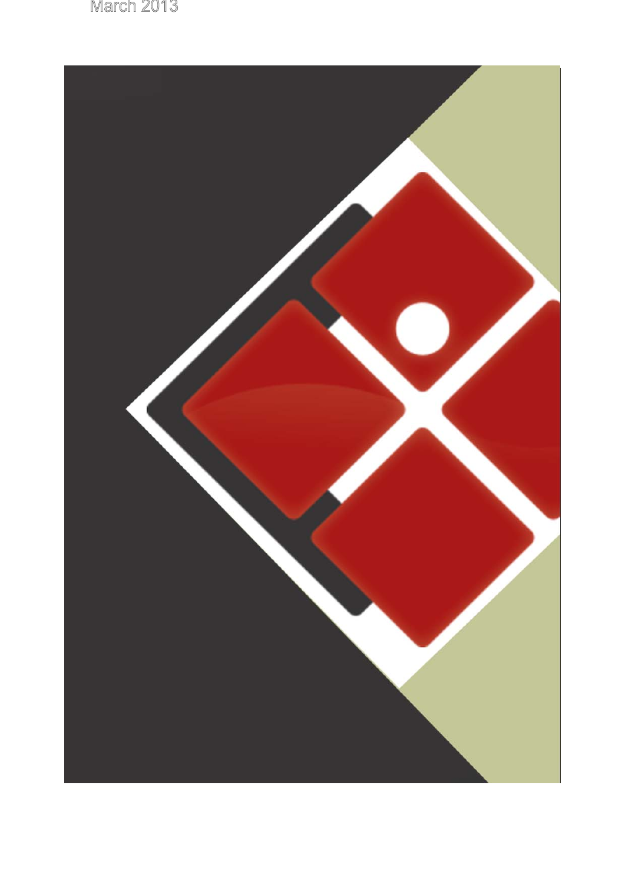March 2013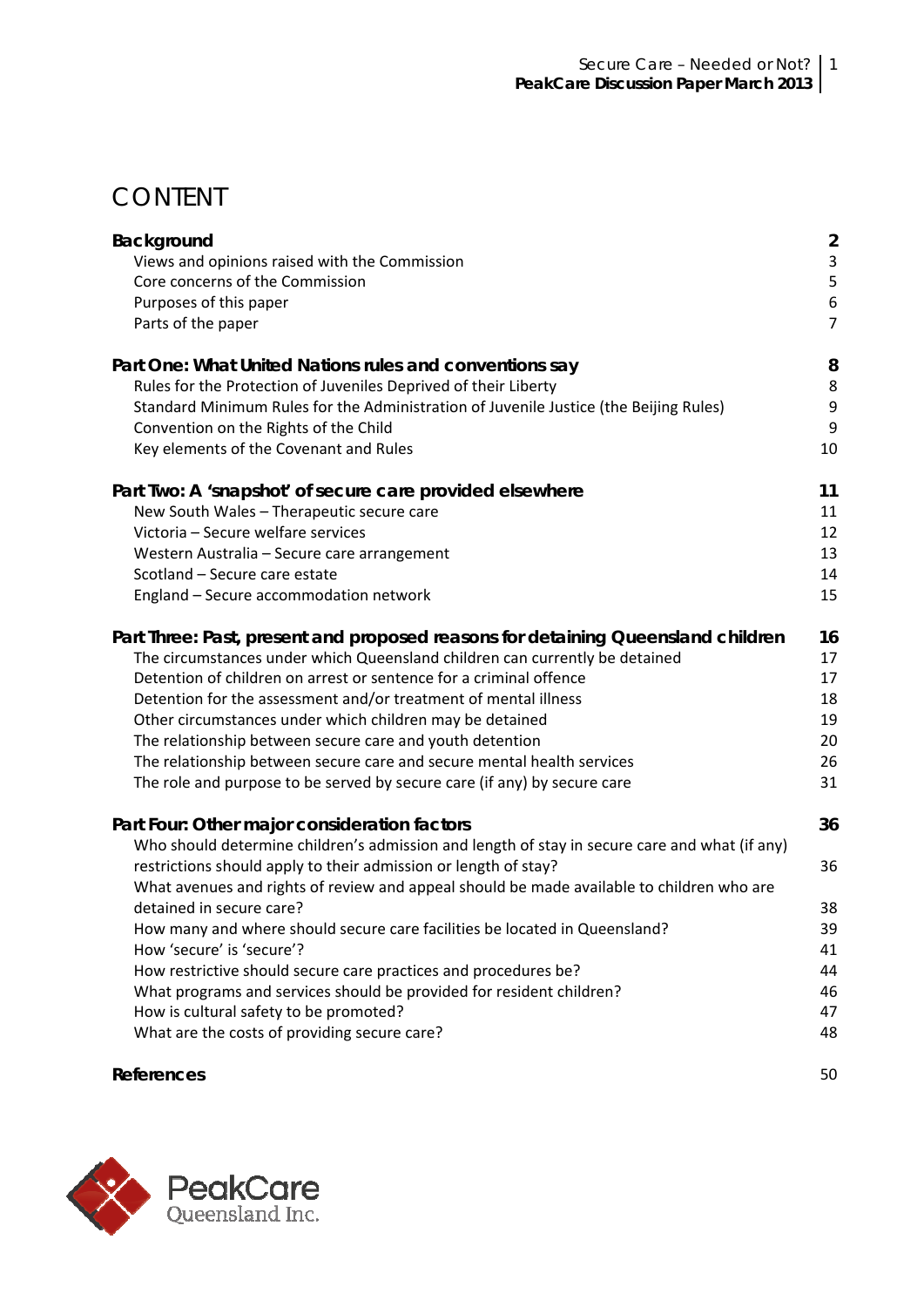# CONTENT

| | |
|---|---|
| **Background** | **2** |
| Views and opinions raised with the Commission | 3 |
| Core concerns of the Commission | 5 |
| Purposes of this paper | 6 |
| Parts of the paper | 7 |
| **Part One: What United Nations rules and conventions say** | **8** |
| Rules for the Protection of Juveniles Deprived of their Liberty | 8 |
| Standard Minimum Rules for the Administration of Juvenile Justice (the Beijing Rules) | 9 |
| Convention on the Rights of the Child | 9 |
| Key elements of the Covenant and Rules | 10 |
| **Part Two: A 'snapshot' of secure care provided elsewhere** | **11** |
| New South Wales – Therapeutic secure care | 11 |
| Victoria – Secure welfare services | 12 |
| Western Australia – Secure care arrangement | 13 |
| Scotland – Secure care estate | 14 |
| England – Secure accommodation network | 15 |
| **Part Three: Past, present and proposed reasons for detaining Queensland children** | **16** |
| The circumstances under which Queensland children can currently be detained | 17 |
| Detention of children on arrest or sentence for a criminal offence | 17 |
| Detention for the assessment and/or treatment of mental illness | 18 |
| Other circumstances under which children may be detained | 19 |
| The relationship between secure care and youth detention | 20 |
| The relationship between secure care and secure mental health services | 26 |
| The role and purpose to be served by secure care (if any) by secure care | 31 |
| **Part Four: Other major consideration factors** | **36** |
| Who should determine children's admission and length of stay in secure care and what (if any) restrictions should apply to their admission or length of stay? | 36 |
| What avenues and rights of review and appeal should be made available to children who are detained in secure care? | 38 |
| How many and where should secure care facilities be located in Queensland? | 39 |
| How 'secure' is 'secure'? | 41 |
| How restrictive should secure care practices and procedures be? | 44 |
| What programs and services should be provided for resident children? | 46 |
| How is cultural safety to be promoted? | 47 |
| What are the costs of providing secure care? | 48 |
| **References** | 50 |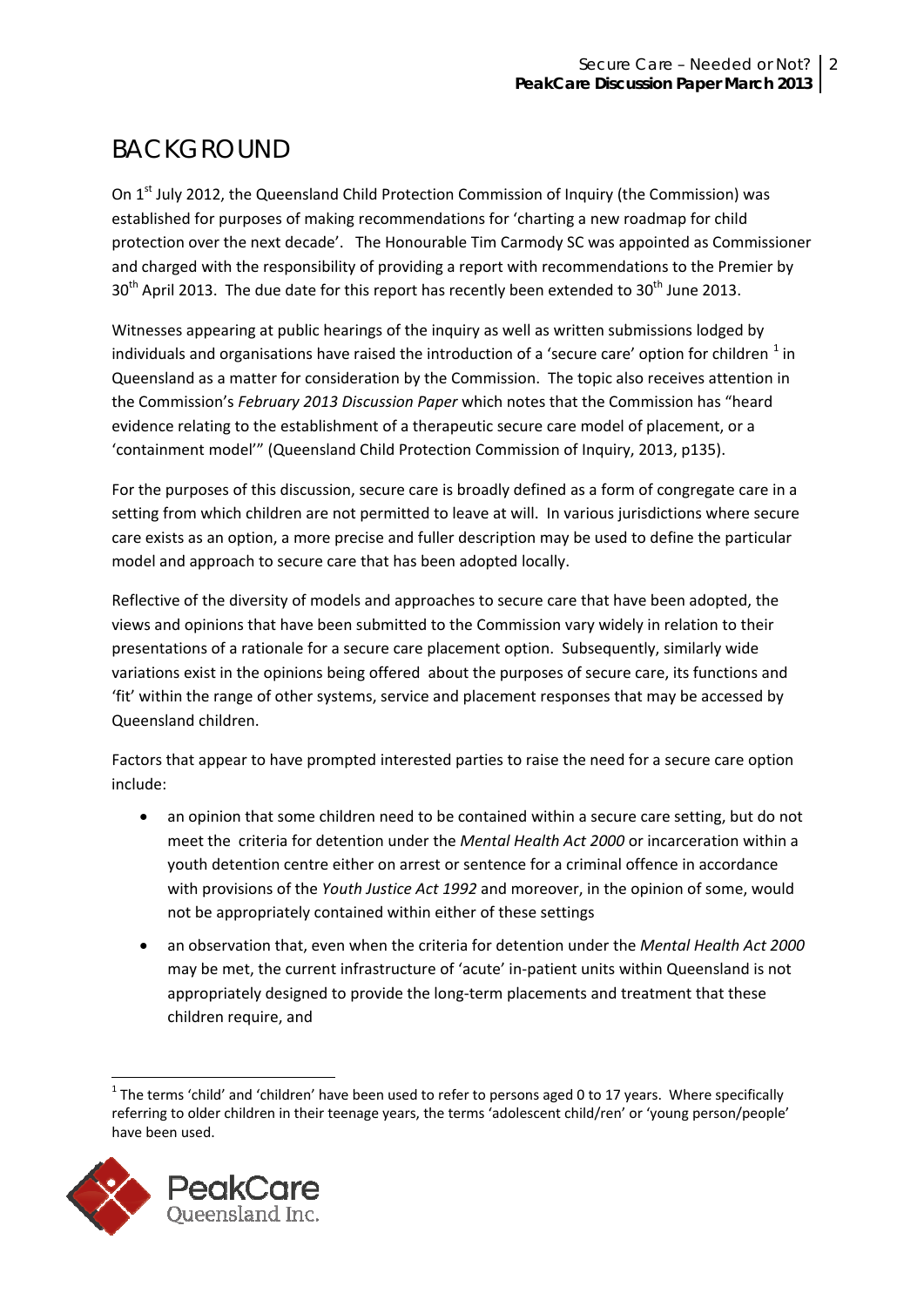# BACKGROUND

On 1st July 2012, the Queensland Child Protection Commission of Inquiry (the Commission) was established for purposes of making recommendations for 'charting a new roadmap for child protection over the next decade'. The Honourable Tim Carmody SC was appointed as Commissioner and charged with the responsibility of providing a report with recommendations to the Premier by 30th April 2013. The due date for this report has recently been extended to 30th June 2013.

Witnesses appearing at public hearings of the inquiry as well as written submissions lodged by individuals and organisations have raised the introduction of a 'secure care' option for children [1] in Queensland as a matter for consideration by the Commission. The topic also receives attention in the Commission's *February 2013 Discussion Paper* which notes that the Commission has "heard evidence relating to the establishment of a therapeutic secure care model of placement, or a 'containment model'" (Queensland Child Protection Commission of Inquiry, 2013, p135).

For the purposes of this discussion, secure care is broadly defined as a form of congregate care in a setting from which children are not permitted to leave at will. In various jurisdictions where secure care exists as an option, a more precise and fuller description may be used to define the particular model and approach to secure care that has been adopted locally.

Reflective of the diversity of models and approaches to secure care that have been adopted, the views and opinions that have been submitted to the Commission vary widely in relation to their presentations of a rationale for a secure care placement option. Subsequently, similarly wide variations exist in the opinions being offered about the purposes of secure care, its functions and 'fit' within the range of other systems, service and placement responses that may be accessed by Queensland children.

Factors that appear to have prompted interested parties to raise the need for a secure care option include:

- an opinion that some children need to be contained within a secure care setting, but do not meet the criteria for detention under the *Mental Health Act 2000* or incarceration within a youth detention centre either on arrest or sentence for a criminal offence in accordance with provisions of the *Youth Justice Act 1992* and moreover, in the opinion of some, would not be appropriately contained within either of these settings
- an observation that, even when the criteria for detention under the *Mental Health Act 2000* may be met, the current infrastructure of 'acute' in-patient units within Queensland is not appropriately designed to provide the long-term placements and treatment that these children require, and

[1] The terms 'child' and 'children' have been used to refer to persons aged 0 to 17 years. Where specifically referring to older children in their teenage years, the terms 'adolescent child/ren' or 'young person/people' have been used.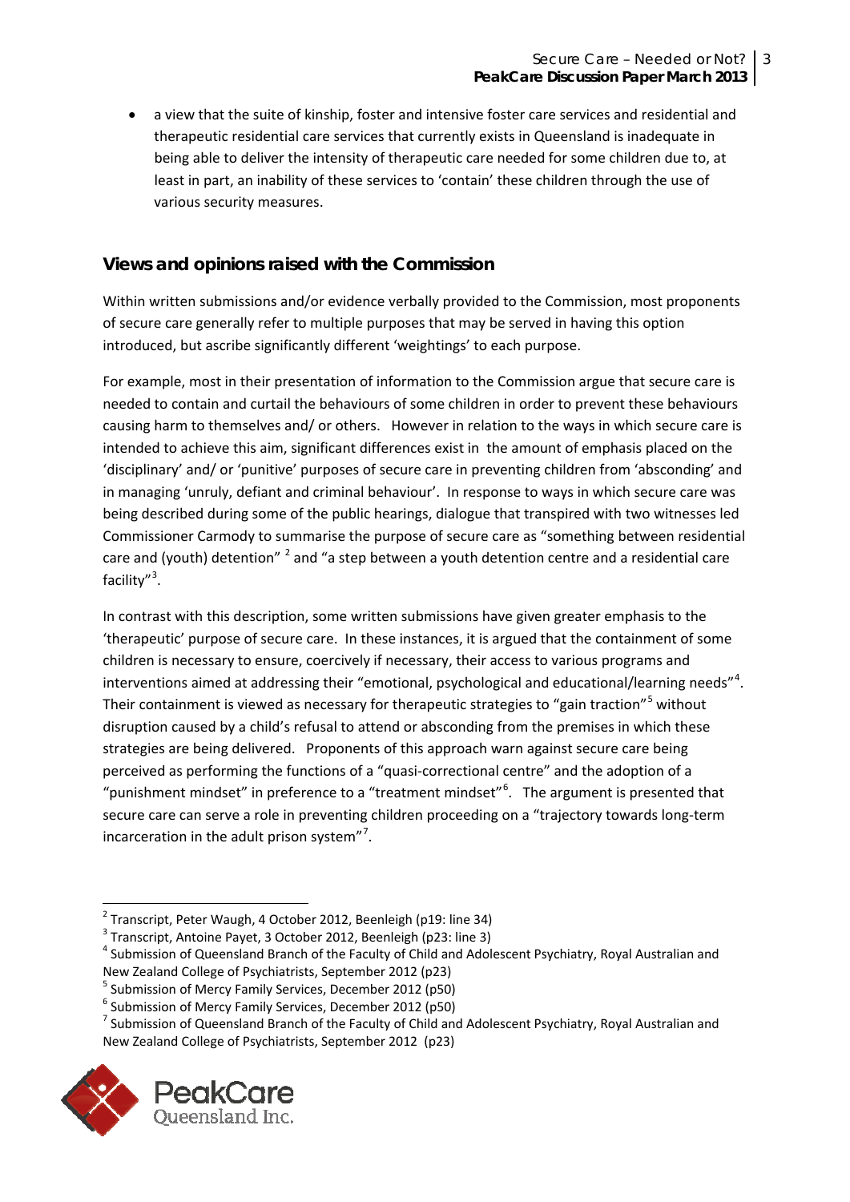- a view that the suite of kinship, foster and intensive foster care services and residential and therapeutic residential care services that currently exists in Queensland is inadequate in being able to deliver the intensity of therapeutic care needed for some children due to, at least in part, an inability of these services to 'contain' these children through the use of various security measures.

## Views and opinions raised with the Commission

Within written submissions and/or evidence verbally provided to the Commission, most proponents of secure care generally refer to multiple purposes that may be served in having this option introduced, but ascribe significantly different 'weightings' to each purpose.

For example, most in their presentation of information to the Commission argue that secure care is needed to contain and curtail the behaviours of some children in order to prevent these behaviours causing harm to themselves and/ or others. However in relation to the ways in which secure care is intended to achieve this aim, significant differences exist in the amount of emphasis placed on the 'disciplinary' and/ or 'punitive' purposes of secure care in preventing children from 'absconding' and in managing 'unruly, defiant and criminal behaviour'. In response to ways in which secure care was being described during some of the public hearings, dialogue that transpired with two witnesses led Commissioner Carmody to summarise the purpose of secure care as "something between residential care and (youth) detention" [2] and "a step between a youth detention centre and a residential care facility"[3].

In contrast with this description, some written submissions have given greater emphasis to the 'therapeutic' purpose of secure care. In these instances, it is argued that the containment of some children is necessary to ensure, coercively if necessary, their access to various programs and interventions aimed at addressing their "emotional, psychological and educational/learning needs"[4]. Their containment is viewed as necessary for therapeutic strategies to "gain traction"[5] without disruption caused by a child's refusal to attend or absconding from the premises in which these strategies are being delivered. Proponents of this approach warn against secure care being perceived as performing the functions of a "quasi-correctional centre" and the adoption of a "punishment mindset" in preference to a "treatment mindset"[6]. The argument is presented that secure care can serve a role in preventing children proceeding on a "trajectory towards long-term incarceration in the adult prison system"[7].

---

[2] Transcript, Peter Waugh, 4 October 2012, Beenleigh (p19: line 34)

[3] Transcript, Antoine Payet, 3 October 2012, Beenleigh (p23: line 3)

[4] Submission of Queensland Branch of the Faculty of Child and Adolescent Psychiatry, Royal Australian and New Zealand College of Psychiatrists, September 2012 (p23)

[5] Submission of Mercy Family Services, December 2012 (p50)

[6] Submission of Mercy Family Services, December 2012 (p50)

[7] Submission of Queensland Branch of the Faculty of Child and Adolescent Psychiatry, Royal Australian and New Zealand College of Psychiatrists, September 2012 (p23)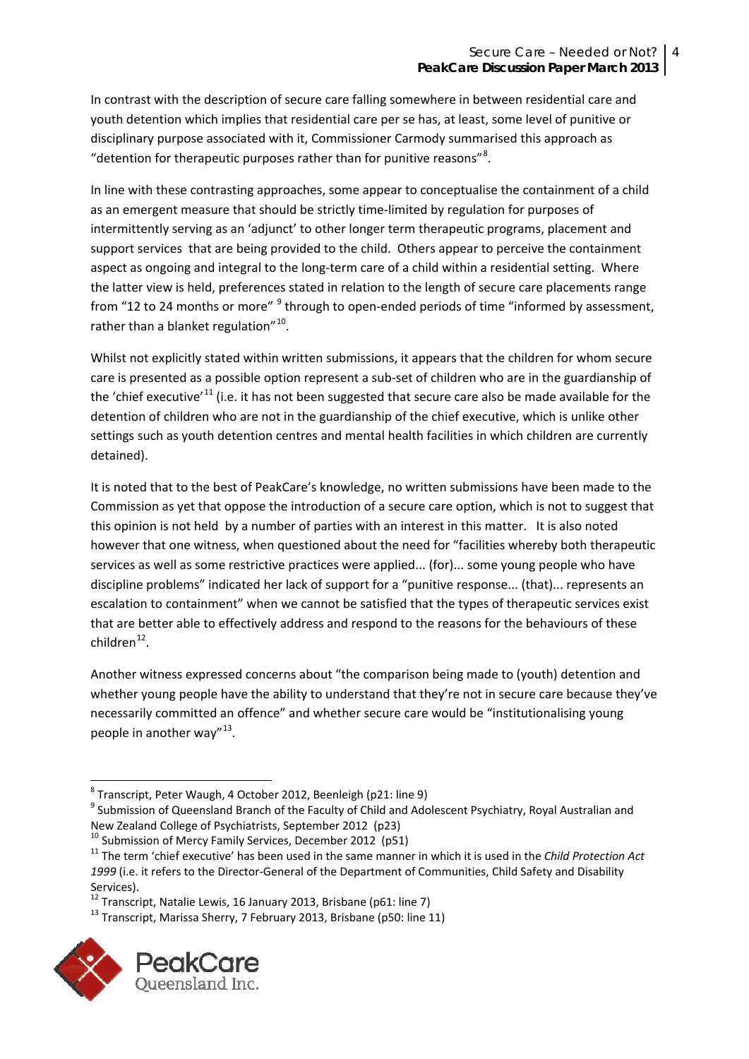In contrast with the description of secure care falling somewhere in between residential care and youth detention which implies that residential care per se has, at least, some level of punitive or disciplinary purpose associated with it, Commissioner Carmody summarised this approach as "detention for therapeutic purposes rather than for punitive reasons"[8].

In line with these contrasting approaches, some appear to conceptualise the containment of a child as an emergent measure that should be strictly time-limited by regulation for purposes of intermittently serving as an 'adjunct' to other longer term therapeutic programs, placement and support services that are being provided to the child. Others appear to perceive the containment aspect as ongoing and integral to the long-term care of a child within a residential setting. Where the latter view is held, preferences stated in relation to the length of secure care placements range from "12 to 24 months or more" [9] through to open-ended periods of time "informed by assessment, rather than a blanket regulation"[10].

Whilst not explicitly stated within written submissions, it appears that the children for whom secure care is presented as a possible option represent a sub-set of children who are in the guardianship of the 'chief executive'[11] (i.e. it has not been suggested that secure care also be made available for the detention of children who are not in the guardianship of the chief executive, which is unlike other settings such as youth detention centres and mental health facilities in which children are currently detained).

It is noted that to the best of PeakCare's knowledge, no written submissions have been made to the Commission as yet that oppose the introduction of a secure care option, which is not to suggest that this opinion is not held by a number of parties with an interest in this matter. It is also noted however that one witness, when questioned about the need for "facilities whereby both therapeutic services as well as some restrictive practices were applied... (for)... some young people who have discipline problems" indicated her lack of support for a "punitive response... (that)... represents an escalation to containment" when we cannot be satisfied that the types of therapeutic services exist that are better able to effectively address and respond to the reasons for the behaviours of these children[12].

Another witness expressed concerns about "the comparison being made to (youth) detention and whether young people have the ability to understand that they're not in secure care because they've necessarily committed an offence" and whether secure care would be "institutionalising young people in another way"[13].

---

[8] Transcript, Peter Waugh, 4 October 2012, Beenleigh (p21: line 9)

[9] Submission of Queensland Branch of the Faculty of Child and Adolescent Psychiatry, Royal Australian and New Zealand College of Psychiatrists, September 2012 (p23)

[10] Submission of Mercy Family Services, December 2012 (p51)

[11] The term 'chief executive' has been used in the same manner in which it is used in the *Child Protection Act 1999* (i.e. it refers to the Director-General of the Department of Communities, Child Safety and Disability Services).

[12] Transcript, Natalie Lewis, 16 January 2013, Brisbane (p61: line 7)

[13] Transcript, Marissa Sherry, 7 February 2013, Brisbane (p50: line 11)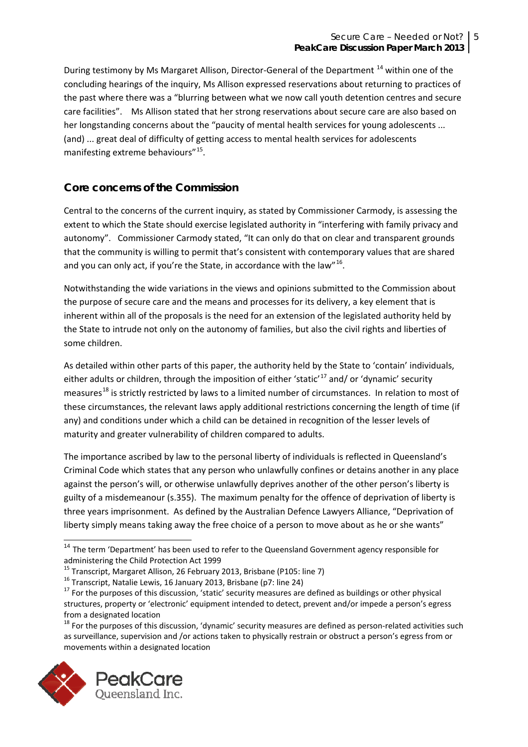During testimony by Ms Margaret Allison, Director-General of the Department [14] within one of the concluding hearings of the inquiry, Ms Allison expressed reservations about returning to practices of the past where there was a "blurring between what we now call youth detention centres and secure care facilities". Ms Allison stated that her strong reservations about secure care are also based on her longstanding concerns about the "paucity of mental health services for young adolescents ... (and) ... great deal of difficulty of getting access to mental health services for adolescents manifesting extreme behaviours"[15].

## Core concerns of the Commission

Central to the concerns of the current inquiry, as stated by Commissioner Carmody, is assessing the extent to which the State should exercise legislated authority in "interfering with family privacy and autonomy". Commissioner Carmody stated, "It can only do that on clear and transparent grounds that the community is willing to permit that's consistent with contemporary values that are shared and you can only act, if you're the State, in accordance with the law"[16].

Notwithstanding the wide variations in the views and opinions submitted to the Commission about the purpose of secure care and the means and processes for its delivery, a key element that is inherent within all of the proposals is the need for an extension of the legislated authority held by the State to intrude not only on the autonomy of families, but also the civil rights and liberties of some children.

As detailed within other parts of this paper, the authority held by the State to 'contain' individuals, either adults or children, through the imposition of either 'static'[17] and/ or 'dynamic' security measures[18] is strictly restricted by laws to a limited number of circumstances. In relation to most of these circumstances, the relevant laws apply additional restrictions concerning the length of time (if any) and conditions under which a child can be detained in recognition of the lesser levels of maturity and greater vulnerability of children compared to adults.

The importance ascribed by law to the personal liberty of individuals is reflected in Queensland's Criminal Code which states that any person who unlawfully confines or detains another in any place against the person's will, or otherwise unlawfully deprives another of the other person's liberty is guilty of a misdemeanour (s.355). The maximum penalty for the offence of deprivation of liberty is three years imprisonment. As defined by the Australian Defence Lawyers Alliance, "Deprivation of liberty simply means taking away the free choice of a person to move about as he or she wants"

---

[14] The term 'Department' has been used to refer to the Queensland Government agency responsible for administering the Child Protection Act 1999

[15] Transcript, Margaret Allison, 26 February 2013, Brisbane (P105: line 7)

[16] Transcript, Natalie Lewis, 16 January 2013, Brisbane (p7: line 24)

[17] For the purposes of this discussion, 'static' security measures are defined as buildings or other physical structures, property or 'electronic' equipment intended to detect, prevent and/or impede a person's egress from a designated location

[18] For the purposes of this discussion, 'dynamic' security measures are defined as person-related activities such as surveillance, supervision and /or actions taken to physically restrain or obstruct a person's egress from or movements within a designated location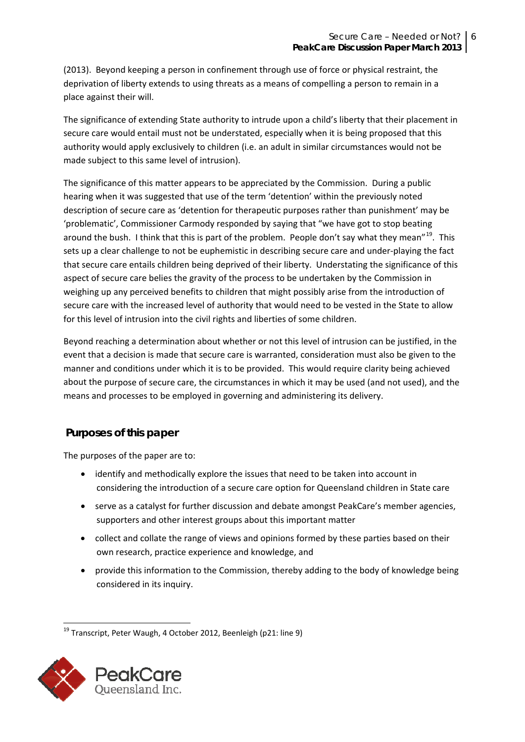(2013). Beyond keeping a person in confinement through use of force or physical restraint, the deprivation of liberty extends to using threats as a means of compelling a person to remain in a place against their will.

The significance of extending State authority to intrude upon a child's liberty that their placement in secure care would entail must not be understated, especially when it is being proposed that this authority would apply exclusively to children (i.e. an adult in similar circumstances would not be made subject to this same level of intrusion).

The significance of this matter appears to be appreciated by the Commission. During a public hearing when it was suggested that use of the term 'detention' within the previously noted description of secure care as 'detention for therapeutic purposes rather than punishment' may be 'problematic', Commissioner Carmody responded by saying that "we have got to stop beating around the bush. I think that this is part of the problem. People don't say what they mean"[19]. This sets up a clear challenge to not be euphemistic in describing secure care and under-playing the fact that secure care entails children being deprived of their liberty. Understating the significance of this aspect of secure care belies the gravity of the process to be undertaken by the Commission in weighing up any perceived benefits to children that might possibly arise from the introduction of secure care with the increased level of authority that would need to be vested in the State to allow for this level of intrusion into the civil rights and liberties of some children.

Beyond reaching a determination about whether or not this level of intrusion can be justified, in the event that a decision is made that secure care is warranted, consideration must also be given to the manner and conditions under which it is to be provided. This would require clarity being achieved about the purpose of secure care, the circumstances in which it may be used (and not used), and the means and processes to be employed in governing and administering its delivery.

## Purposes of this paper

The purposes of the paper are to:

- identify and methodically explore the issues that need to be taken into account in considering the introduction of a secure care option for Queensland children in State care
- serve as a catalyst for further discussion and debate amongst PeakCare's member agencies, supporters and other interest groups about this important matter
- collect and collate the range of views and opinions formed by these parties based on their own research, practice experience and knowledge, and
- provide this information to the Commission, thereby adding to the body of knowledge being considered in its inquiry.

[19] Transcript, Peter Waugh, 4 October 2012, Beenleigh (p21: line 9)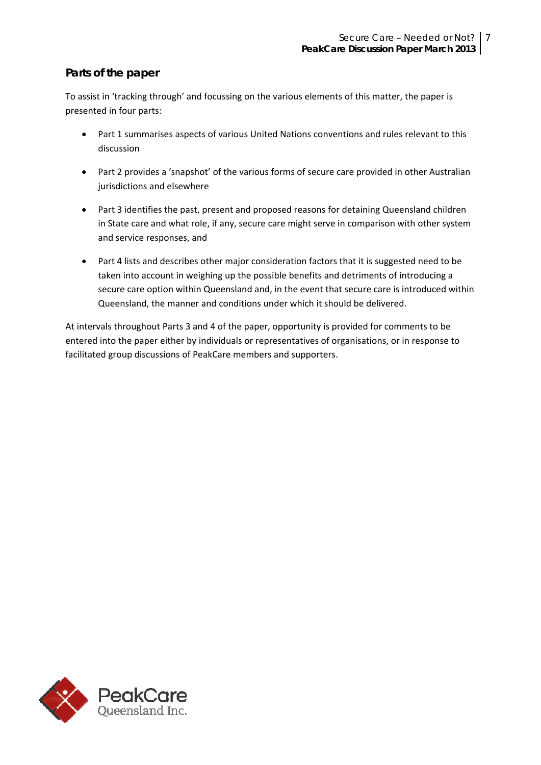## Parts of the paper

To assist in 'tracking through' and focussing on the various elements of this matter, the paper is presented in four parts:

- Part 1 summarises aspects of various United Nations conventions and rules relevant to this discussion
- Part 2 provides a 'snapshot' of the various forms of secure care provided in other Australian jurisdictions and elsewhere
- Part 3 identifies the past, present and proposed reasons for detaining Queensland children in State care and what role, if any, secure care might serve in comparison with other system and service responses, and
- Part 4 lists and describes other major consideration factors that it is suggested need to be taken into account in weighing up the possible benefits and detriments of introducing a secure care option within Queensland and, in the event that secure care is introduced within Queensland, the manner and conditions under which it should be delivered.

At intervals throughout Parts 3 and 4 of the paper, opportunity is provided for comments to be entered into the paper either by individuals or representatives of organisations, or in response to facilitated group discussions of PeakCare members and supporters.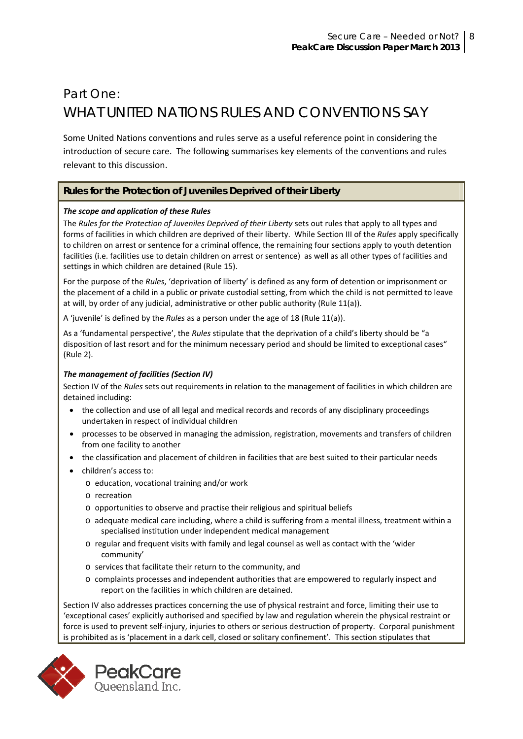# Part One:
# WHAT UNITED NATIONS RULES AND CONVENTIONS SAY

Some United Nations conventions and rules serve as a useful reference point in considering the introduction of secure care. The following summarises key elements of the conventions and rules relevant to this discussion.

## Rules for the Protection of Juveniles Deprived of their Liberty

***The scope and application of these Rules***

The *Rules for the Protection of Juveniles Deprived of their Liberty* sets out rules that apply to all types and forms of facilities in which children are deprived of their liberty. While Section III of the *Rules* apply specifically to children on arrest or sentence for a criminal offence, the remaining four sections apply to youth detention facilities (i.e. facilities use to detain children on arrest or sentence) as well as all other types of facilities and settings in which children are detained (Rule 15).

For the purpose of the *Rules*, 'deprivation of liberty' is defined as any form of detention or imprisonment or the placement of a child in a public or private custodial setting, from which the child is not permitted to leave at will, by order of any judicial, administrative or other public authority (Rule 11(a)).

A 'juvenile' is defined by the *Rules* as a person under the age of 18 (Rule 11(a)).

As a 'fundamental perspective', the *Rules* stipulate that the deprivation of a child's liberty should be "a disposition of last resort and for the minimum necessary period and should be limited to exceptional cases" (Rule 2).

***The management of facilities (Section IV)***

Section IV of the *Rules* sets out requirements in relation to the management of facilities in which children are detained including:

- the collection and use of all legal and medical records and records of any disciplinary proceedings undertaken in respect of individual children
- processes to be observed in managing the admission, registration, movements and transfers of children from one facility to another
- the classification and placement of children in facilities that are best suited to their particular needs
- children's access to:
  - education, vocational training and/or work
  - recreation
  - opportunities to observe and practise their religious and spiritual beliefs
  - adequate medical care including, where a child is suffering from a mental illness, treatment within a specialised institution under independent medical management
  - regular and frequent visits with family and legal counsel as well as contact with the 'wider community'
  - services that facilitate their return to the community, and
  - complaints processes and independent authorities that are empowered to regularly inspect and report on the facilities in which children are detained.

Section IV also addresses practices concerning the use of physical restraint and force, limiting their use to 'exceptional cases' explicitly authorised and specified by law and regulation wherein the physical restraint or force is used to prevent self-injury, injuries to others or serious destruction of property. Corporal punishment is prohibited as is 'placement in a dark cell, closed or solitary confinement'. This section stipulates that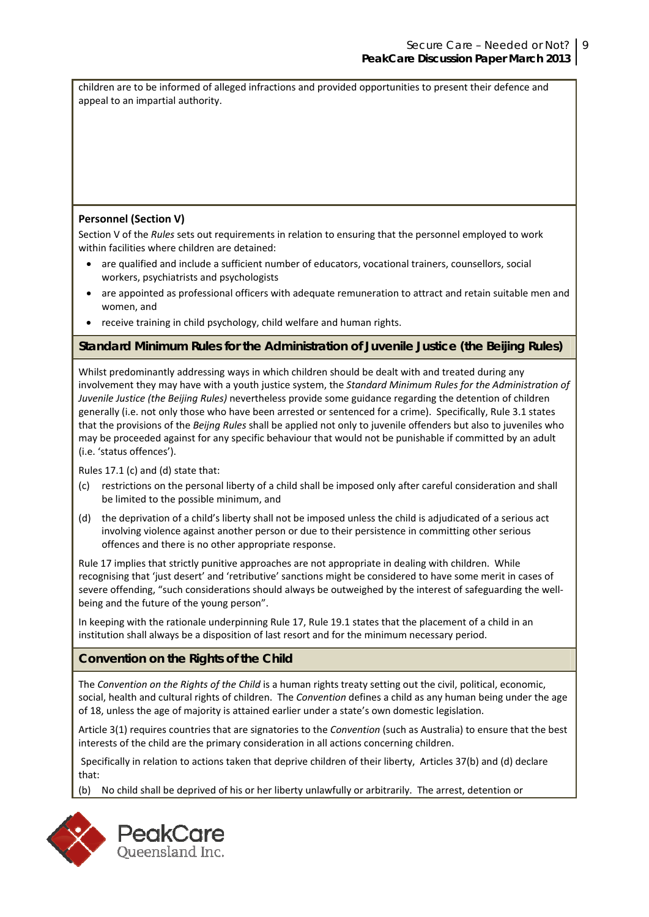children are to be informed of alleged infractions and provided opportunities to present their defence and appeal to an impartial authority.

**Personnel (Section V)**

Section V of the *Rules* sets out requirements in relation to ensuring that the personnel employed to work within facilities where children are detained:

- are qualified and include a sufficient number of educators, vocational trainers, counsellors, social workers, psychiatrists and psychologists
- are appointed as professional officers with adequate remuneration to attract and retain suitable men and women, and
- receive training in child psychology, child welfare and human rights.

### Standard Minimum Rules for the Administration of Juvenile Justice (the Beijing Rules)

Whilst predominantly addressing ways in which children should be dealt with and treated during any involvement they may have with a youth justice system, the *Standard Minimum Rules for the Administration of Juvenile Justice (the Beijing Rules)* nevertheless provide some guidance regarding the detention of children generally (i.e. not only those who have been arrested or sentenced for a crime). Specifically, Rule 3.1 states that the provisions of the *Beijng Rules* shall be applied not only to juvenile offenders but also to juveniles who may be proceeded against for any specific behaviour that would not be punishable if committed by an adult (i.e. 'status offences').

Rules 17.1 (c) and (d) state that:

(c) restrictions on the personal liberty of a child shall be imposed only after careful consideration and shall be limited to the possible minimum, and

(d) the deprivation of a child's liberty shall not be imposed unless the child is adjudicated of a serious act involving violence against another person or due to their persistence in committing other serious offences and there is no other appropriate response.

Rule 17 implies that strictly punitive approaches are not appropriate in dealing with children. While recognising that 'just desert' and 'retributive' sanctions might be considered to have some merit in cases of severe offending, "such considerations should always be outweighed by the interest of safeguarding the well-being and the future of the young person".

In keeping with the rationale underpinning Rule 17, Rule 19.1 states that the placement of a child in an institution shall always be a disposition of last resort and for the minimum necessary period.

### Convention on the Rights of the Child

The *Convention on the Rights of the Child* is a human rights treaty setting out the civil, political, economic, social, health and cultural rights of children. The *Convention* defines a child as any human being under the age of 18, unless the age of majority is attained earlier under a state's own domestic legislation.

Article 3(1) requires countries that are signatories to the *Convention* (such as Australia) to ensure that the best interests of the child are the primary consideration in all actions concerning children.

Specifically in relation to actions taken that deprive children of their liberty, Articles 37(b) and (d) declare that:

(b) No child shall be deprived of his or her liberty unlawfully or arbitrarily. The arrest, detention or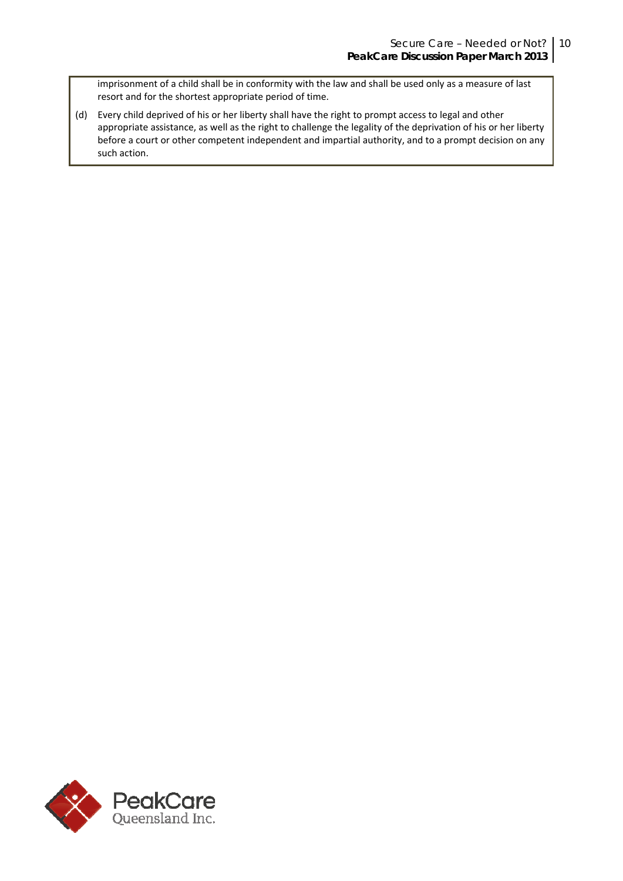imprisonment of a child shall be in conformity with the law and shall be used only as a measure of last resort and for the shortest appropriate period of time.

(d) Every child deprived of his or her liberty shall have the right to prompt access to legal and other appropriate assistance, as well as the right to challenge the legality of the deprivation of his or her liberty before a court or other competent independent and impartial authority, and to a prompt decision on any such action.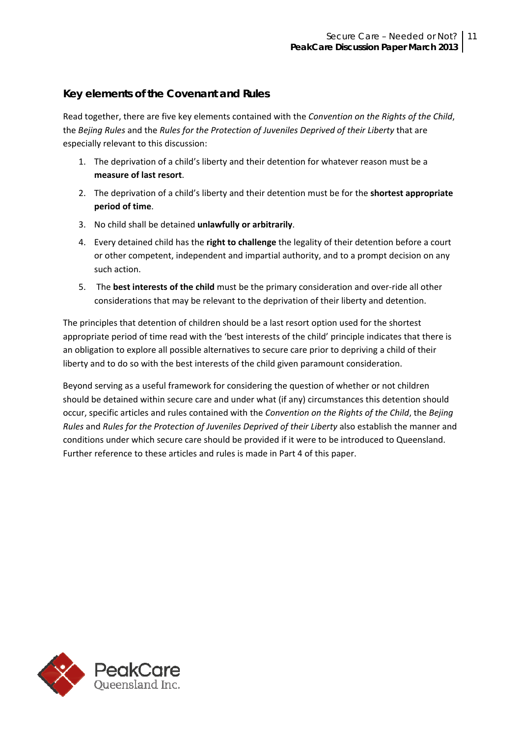## Key elements of the Covenant and Rules

Read together, there are five key elements contained with the *Convention on the Rights of the Child*, the *Bejing Rules* and the *Rules for the Protection of Juveniles Deprived of their Liberty* that are especially relevant to this discussion:

1. The deprivation of a child's liberty and their detention for whatever reason must be a **measure of last resort**.
2. The deprivation of a child's liberty and their detention must be for the **shortest appropriate period of time**.
3. No child shall be detained **unlawfully or arbitrarily**.
4. Every detained child has the **right to challenge** the legality of their detention before a court or other competent, independent and impartial authority, and to a prompt decision on any such action.
5. The **best interests of the child** must be the primary consideration and over-ride all other considerations that may be relevant to the deprivation of their liberty and detention.

The principles that detention of children should be a last resort option used for the shortest appropriate period of time read with the 'best interests of the child' principle indicates that there is an obligation to explore all possible alternatives to secure care prior to depriving a child of their liberty and to do so with the best interests of the child given paramount consideration.

Beyond serving as a useful framework for considering the question of whether or not children should be detained within secure care and under what (if any) circumstances this detention should occur, specific articles and rules contained with the *Convention on the Rights of the Child*, the *Bejing Rules* and *Rules for the Protection of Juveniles Deprived of their Liberty* also establish the manner and conditions under which secure care should be provided if it were to be introduced to Queensland. Further reference to these articles and rules is made in Part 4 of this paper.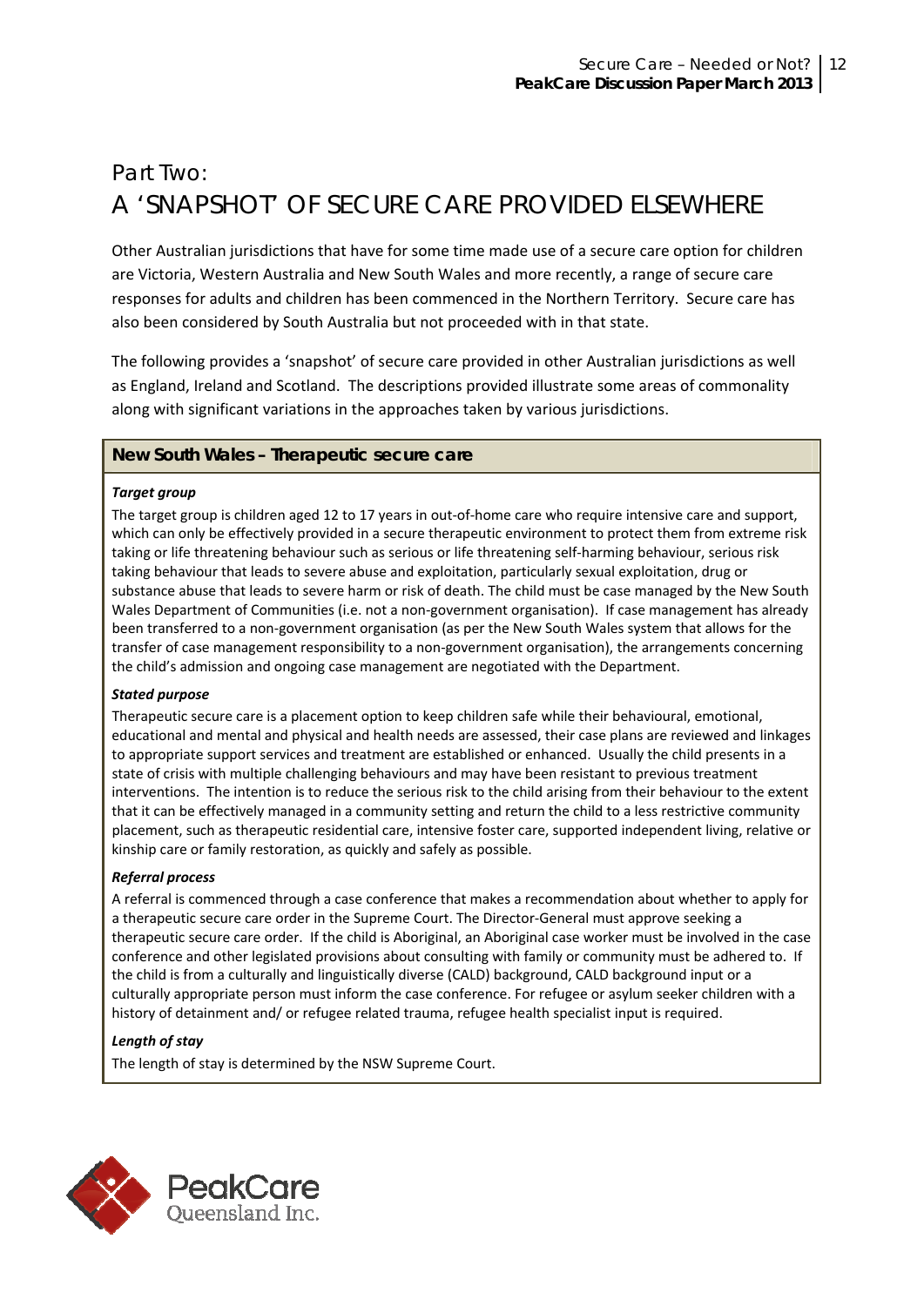# Part Two:
# A 'SNAPSHOT' OF SECURE CARE PROVIDED ELSEWHERE

Other Australian jurisdictions that have for some time made use of a secure care option for children are Victoria, Western Australia and New South Wales and more recently, a range of secure care responses for adults and children has been commenced in the Northern Territory. Secure care has also been considered by South Australia but not proceeded with in that state.

The following provides a 'snapshot' of secure care provided in other Australian jurisdictions as well as England, Ireland and Scotland. The descriptions provided illustrate some areas of commonality along with significant variations in the approaches taken by various jurisdictions.

## New South Wales – Therapeutic secure care

***Target group***

The target group is children aged 12 to 17 years in out-of-home care who require intensive care and support, which can only be effectively provided in a secure therapeutic environment to protect them from extreme risk taking or life threatening behaviour such as serious or life threatening self-harming behaviour, serious risk taking behaviour that leads to severe abuse and exploitation, particularly sexual exploitation, drug or substance abuse that leads to severe harm or risk of death. The child must be case managed by the New South Wales Department of Communities (i.e. not a non-government organisation). If case management has already been transferred to a non-government organisation (as per the New South Wales system that allows for the transfer of case management responsibility to a non-government organisation), the arrangements concerning the child's admission and ongoing case management are negotiated with the Department.

***Stated purpose***

Therapeutic secure care is a placement option to keep children safe while their behavioural, emotional, educational and mental and physical and health needs are assessed, their case plans are reviewed and linkages to appropriate support services and treatment are established or enhanced. Usually the child presents in a state of crisis with multiple challenging behaviours and may have been resistant to previous treatment interventions. The intention is to reduce the serious risk to the child arising from their behaviour to the extent that it can be effectively managed in a community setting and return the child to a less restrictive community placement, such as therapeutic residential care, intensive foster care, supported independent living, relative or kinship care or family restoration, as quickly and safely as possible.

***Referral process***

A referral is commenced through a case conference that makes a recommendation about whether to apply for a therapeutic secure care order in the Supreme Court. The Director-General must approve seeking a therapeutic secure care order. If the child is Aboriginal, an Aboriginal case worker must be involved in the case conference and other legislated provisions about consulting with family or community must be adhered to. If the child is from a culturally and linguistically diverse (CALD) background, CALD background input or a culturally appropriate person must inform the case conference. For refugee or asylum seeker children with a history of detainment and/ or refugee related trauma, refugee health specialist input is required.

***Length of stay***

The length of stay is determined by the NSW Supreme Court.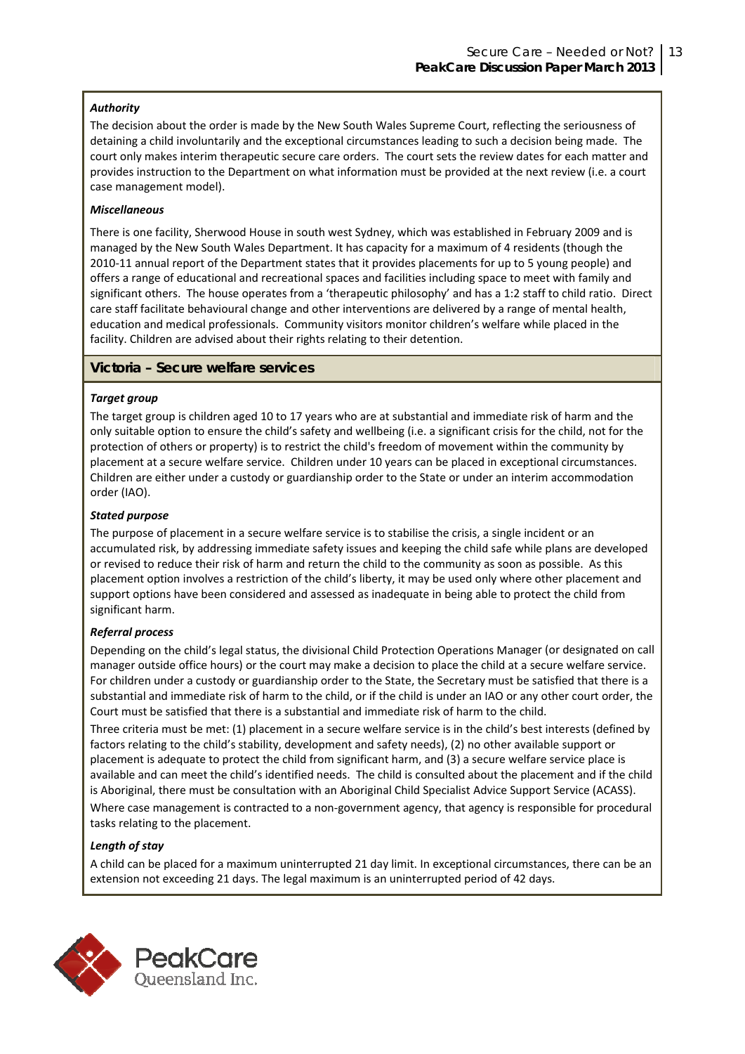***Authority***

The decision about the order is made by the New South Wales Supreme Court, reflecting the seriousness of detaining a child involuntarily and the exceptional circumstances leading to such a decision being made. The court only makes interim therapeutic secure care orders. The court sets the review dates for each matter and provides instruction to the Department on what information must be provided at the next review (i.e. a court case management model).

***Miscellaneous***

There is one facility, Sherwood House in south west Sydney, which was established in February 2009 and is managed by the New South Wales Department. It has capacity for a maximum of 4 residents (though the 2010-11 annual report of the Department states that it provides placements for up to 5 young people) and offers a range of educational and recreational spaces and facilities including space to meet with family and significant others. The house operates from a 'therapeutic philosophy' and has a 1:2 staff to child ratio. Direct care staff facilitate behavioural change and other interventions are delivered by a range of mental health, education and medical professionals. Community visitors monitor children's welfare while placed in the facility. Children are advised about their rights relating to their detention.

## Victoria – Secure welfare services

***Target group***

The target group is children aged 10 to 17 years who are at substantial and immediate risk of harm and the only suitable option to ensure the child's safety and wellbeing (i.e. a significant crisis for the child, not for the protection of others or property) is to restrict the child's freedom of movement within the community by placement at a secure welfare service. Children under 10 years can be placed in exceptional circumstances. Children are either under a custody or guardianship order to the State or under an interim accommodation order (IAO).

***Stated purpose***

The purpose of placement in a secure welfare service is to stabilise the crisis, a single incident or an accumulated risk, by addressing immediate safety issues and keeping the child safe while plans are developed or revised to reduce their risk of harm and return the child to the community as soon as possible. As this placement option involves a restriction of the child's liberty, it may be used only where other placement and support options have been considered and assessed as inadequate in being able to protect the child from significant harm.

***Referral process***

Depending on the child's legal status, the divisional Child Protection Operations Manager (or designated on call manager outside office hours) or the court may make a decision to place the child at a secure welfare service. For children under a custody or guardianship order to the State, the Secretary must be satisfied that there is a substantial and immediate risk of harm to the child, or if the child is under an IAO or any other court order, the Court must be satisfied that there is a substantial and immediate risk of harm to the child.

Three criteria must be met: (1) placement in a secure welfare service is in the child's best interests (defined by factors relating to the child's stability, development and safety needs), (2) no other available support or placement is adequate to protect the child from significant harm, and (3) a secure welfare service place is available and can meet the child's identified needs. The child is consulted about the placement and if the child is Aboriginal, there must be consultation with an Aboriginal Child Specialist Advice Support Service (ACASS).

Where case management is contracted to a non-government agency, that agency is responsible for procedural tasks relating to the placement.

***Length of stay***

A child can be placed for a maximum uninterrupted 21 day limit. In exceptional circumstances, there can be an extension not exceeding 21 days. The legal maximum is an uninterrupted period of 42 days.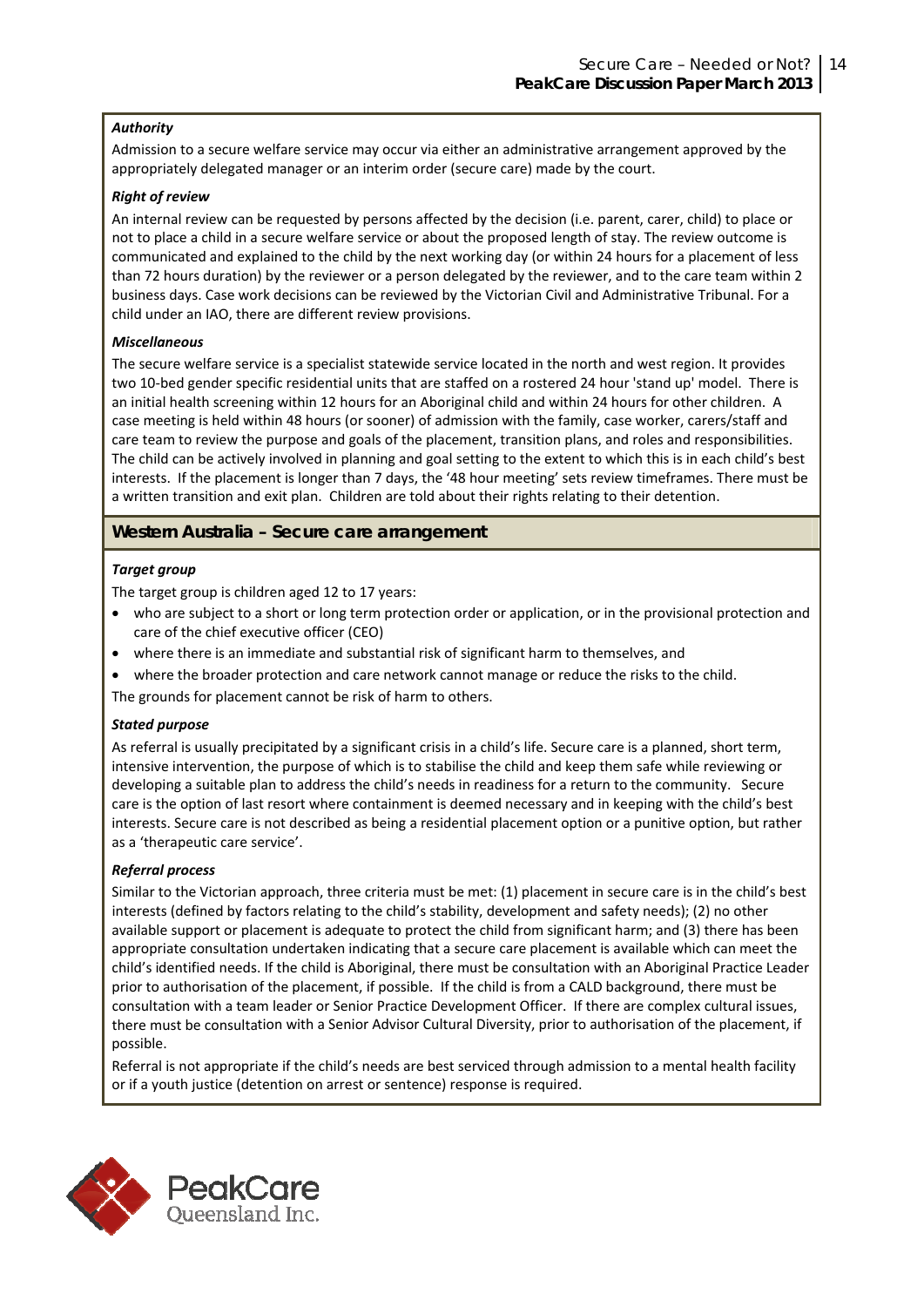***Authority***

Admission to a secure welfare service may occur via either an administrative arrangement approved by the appropriately delegated manager or an interim order (secure care) made by the court.

***Right of review***

An internal review can be requested by persons affected by the decision (i.e. parent, carer, child) to place or not to place a child in a secure welfare service or about the proposed length of stay. The review outcome is communicated and explained to the child by the next working day (or within 24 hours for a placement of less than 72 hours duration) by the reviewer or a person delegated by the reviewer, and to the care team within 2 business days. Case work decisions can be reviewed by the Victorian Civil and Administrative Tribunal. For a child under an IAO, there are different review provisions.

***Miscellaneous***

The secure welfare service is a specialist statewide service located in the north and west region. It provides two 10-bed gender specific residential units that are staffed on a rostered 24 hour 'stand up' model. There is an initial health screening within 12 hours for an Aboriginal child and within 24 hours for other children. A case meeting is held within 48 hours (or sooner) of admission with the family, case worker, carers/staff and care team to review the purpose and goals of the placement, transition plans, and roles and responsibilities. The child can be actively involved in planning and goal setting to the extent to which this is in each child's best interests. If the placement is longer than 7 days, the '48 hour meeting' sets review timeframes. There must be a written transition and exit plan. Children are told about their rights relating to their detention.

## Western Australia – Secure care arrangement

***Target group***

The target group is children aged 12 to 17 years:

- who are subject to a short or long term protection order or application, or in the provisional protection and care of the chief executive officer (CEO)
- where there is an immediate and substantial risk of significant harm to themselves, and
- where the broader protection and care network cannot manage or reduce the risks to the child.

The grounds for placement cannot be risk of harm to others.

***Stated purpose***

As referral is usually precipitated by a significant crisis in a child's life. Secure care is a planned, short term, intensive intervention, the purpose of which is to stabilise the child and keep them safe while reviewing or developing a suitable plan to address the child's needs in readiness for a return to the community. Secure care is the option of last resort where containment is deemed necessary and in keeping with the child's best interests. Secure care is not described as being a residential placement option or a punitive option, but rather as a 'therapeutic care service'.

***Referral process***

Similar to the Victorian approach, three criteria must be met: (1) placement in secure care is in the child's best interests (defined by factors relating to the child's stability, development and safety needs); (2) no other available support or placement is adequate to protect the child from significant harm; and (3) there has been appropriate consultation undertaken indicating that a secure care placement is available which can meet the child's identified needs. If the child is Aboriginal, there must be consultation with an Aboriginal Practice Leader prior to authorisation of the placement, if possible. If the child is from a CALD background, there must be consultation with a team leader or Senior Practice Development Officer. If there are complex cultural issues, there must be consultation with a Senior Advisor Cultural Diversity, prior to authorisation of the placement, if possible.

Referral is not appropriate if the child's needs are best serviced through admission to a mental health facility or if a youth justice (detention on arrest or sentence) response is required.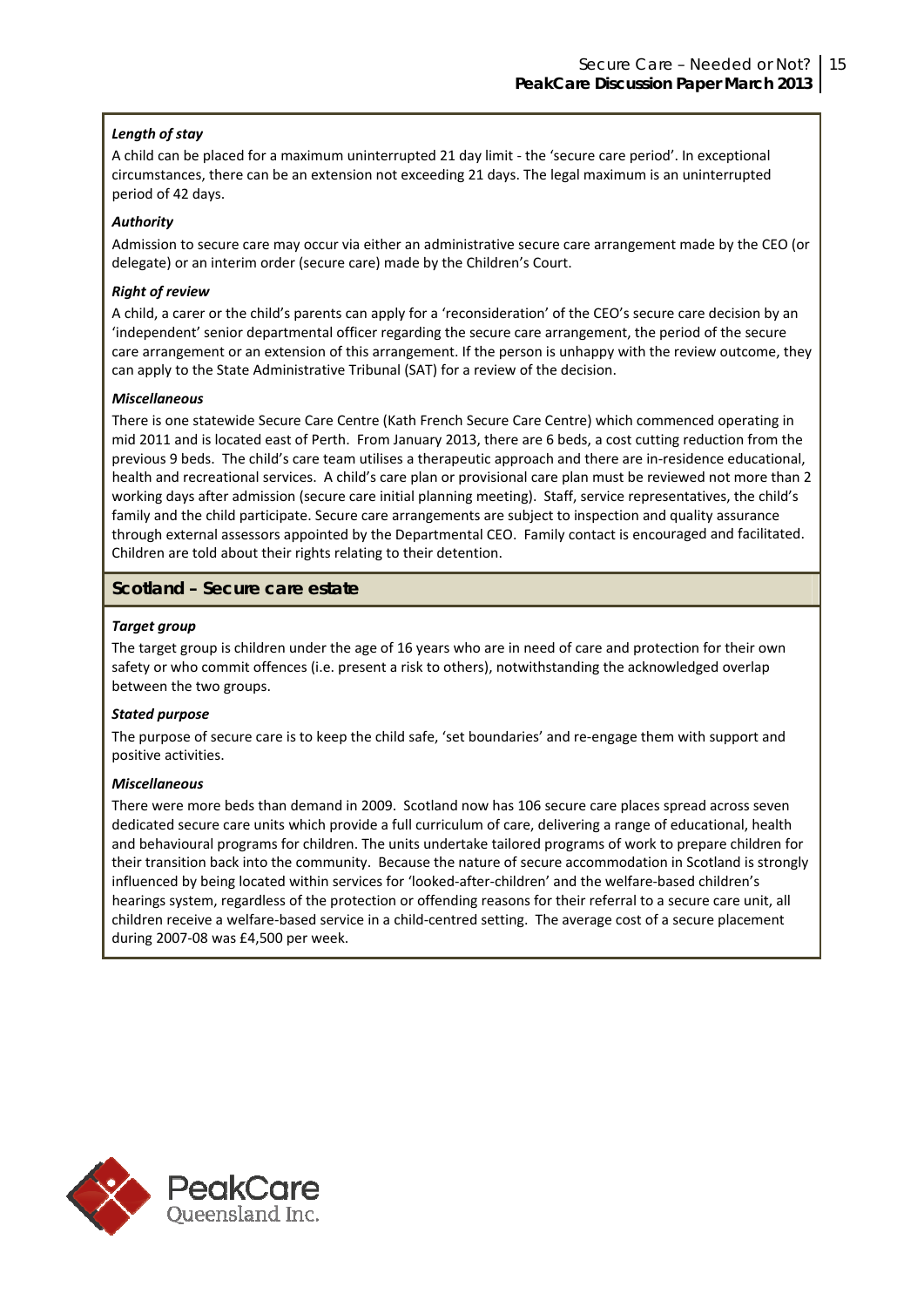***Length of stay***

A child can be placed for a maximum uninterrupted 21 day limit - the 'secure care period'. In exceptional circumstances, there can be an extension not exceeding 21 days. The legal maximum is an uninterrupted period of 42 days.

***Authority***

Admission to secure care may occur via either an administrative secure care arrangement made by the CEO (or delegate) or an interim order (secure care) made by the Children's Court.

***Right of review***

A child, a carer or the child's parents can apply for a 'reconsideration' of the CEO's secure care decision by an 'independent' senior departmental officer regarding the secure care arrangement, the period of the secure care arrangement or an extension of this arrangement. If the person is unhappy with the review outcome, they can apply to the State Administrative Tribunal (SAT) for a review of the decision.

***Miscellaneous***

There is one statewide Secure Care Centre (Kath French Secure Care Centre) which commenced operating in mid 2011 and is located east of Perth. From January 2013, there are 6 beds, a cost cutting reduction from the previous 9 beds. The child's care team utilises a therapeutic approach and there are in-residence educational, health and recreational services. A child's care plan or provisional care plan must be reviewed not more than 2 working days after admission (secure care initial planning meeting). Staff, service representatives, the child's family and the child participate. Secure care arrangements are subject to inspection and quality assurance through external assessors appointed by the Departmental CEO. Family contact is encouraged and facilitated. Children are told about their rights relating to their detention.

## Scotland – Secure care estate

***Target group***

The target group is children under the age of 16 years who are in need of care and protection for their own safety or who commit offences (i.e. present a risk to others), notwithstanding the acknowledged overlap between the two groups.

***Stated purpose***

The purpose of secure care is to keep the child safe, 'set boundaries' and re-engage them with support and positive activities.

***Miscellaneous***

There were more beds than demand in 2009. Scotland now has 106 secure care places spread across seven dedicated secure care units which provide a full curriculum of care, delivering a range of educational, health and behavioural programs for children. The units undertake tailored programs of work to prepare children for their transition back into the community. Because the nature of secure accommodation in Scotland is strongly influenced by being located within services for 'looked-after-children' and the welfare-based children's hearings system, regardless of the protection or offending reasons for their referral to a secure care unit, all children receive a welfare-based service in a child-centred setting. The average cost of a secure placement during 2007-08 was £4,500 per week.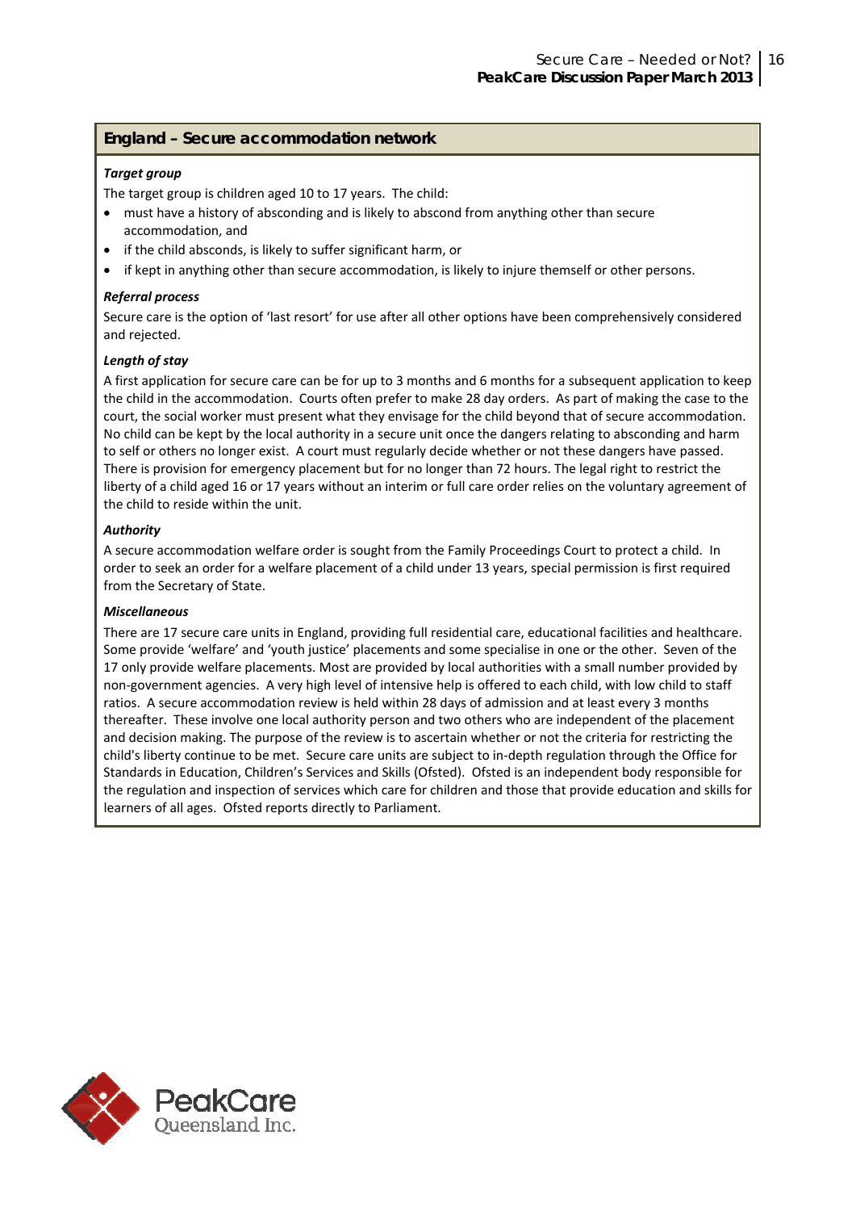## England – Secure accommodation network

***Target group***

The target group is children aged 10 to 17 years. The child:

- must have a history of absconding and is likely to abscond from anything other than secure accommodation, and
- if the child absconds, is likely to suffer significant harm, or
- if kept in anything other than secure accommodation, is likely to injure themself or other persons.

***Referral process***

Secure care is the option of 'last resort' for use after all other options have been comprehensively considered and rejected.

***Length of stay***

A first application for secure care can be for up to 3 months and 6 months for a subsequent application to keep the child in the accommodation. Courts often prefer to make 28 day orders. As part of making the case to the court, the social worker must present what they envisage for the child beyond that of secure accommodation. No child can be kept by the local authority in a secure unit once the dangers relating to absconding and harm to self or others no longer exist. A court must regularly decide whether or not these dangers have passed. There is provision for emergency placement but for no longer than 72 hours. The legal right to restrict the liberty of a child aged 16 or 17 years without an interim or full care order relies on the voluntary agreement of the child to reside within the unit.

***Authority***

A secure accommodation welfare order is sought from the Family Proceedings Court to protect a child. In order to seek an order for a welfare placement of a child under 13 years, special permission is first required from the Secretary of State.

***Miscellaneous***

There are 17 secure care units in England, providing full residential care, educational facilities and healthcare. Some provide 'welfare' and 'youth justice' placements and some specialise in one or the other. Seven of the 17 only provide welfare placements. Most are provided by local authorities with a small number provided by non-government agencies. A very high level of intensive help is offered to each child, with low child to staff ratios. A secure accommodation review is held within 28 days of admission and at least every 3 months thereafter. These involve one local authority person and two others who are independent of the placement and decision making. The purpose of the review is to ascertain whether or not the criteria for restricting the child's liberty continue to be met. Secure care units are subject to in-depth regulation through the Office for Standards in Education, Children's Services and Skills (Ofsted). Ofsted is an independent body responsible for the regulation and inspection of services which care for children and those that provide education and skills for learners of all ages. Ofsted reports directly to Parliament.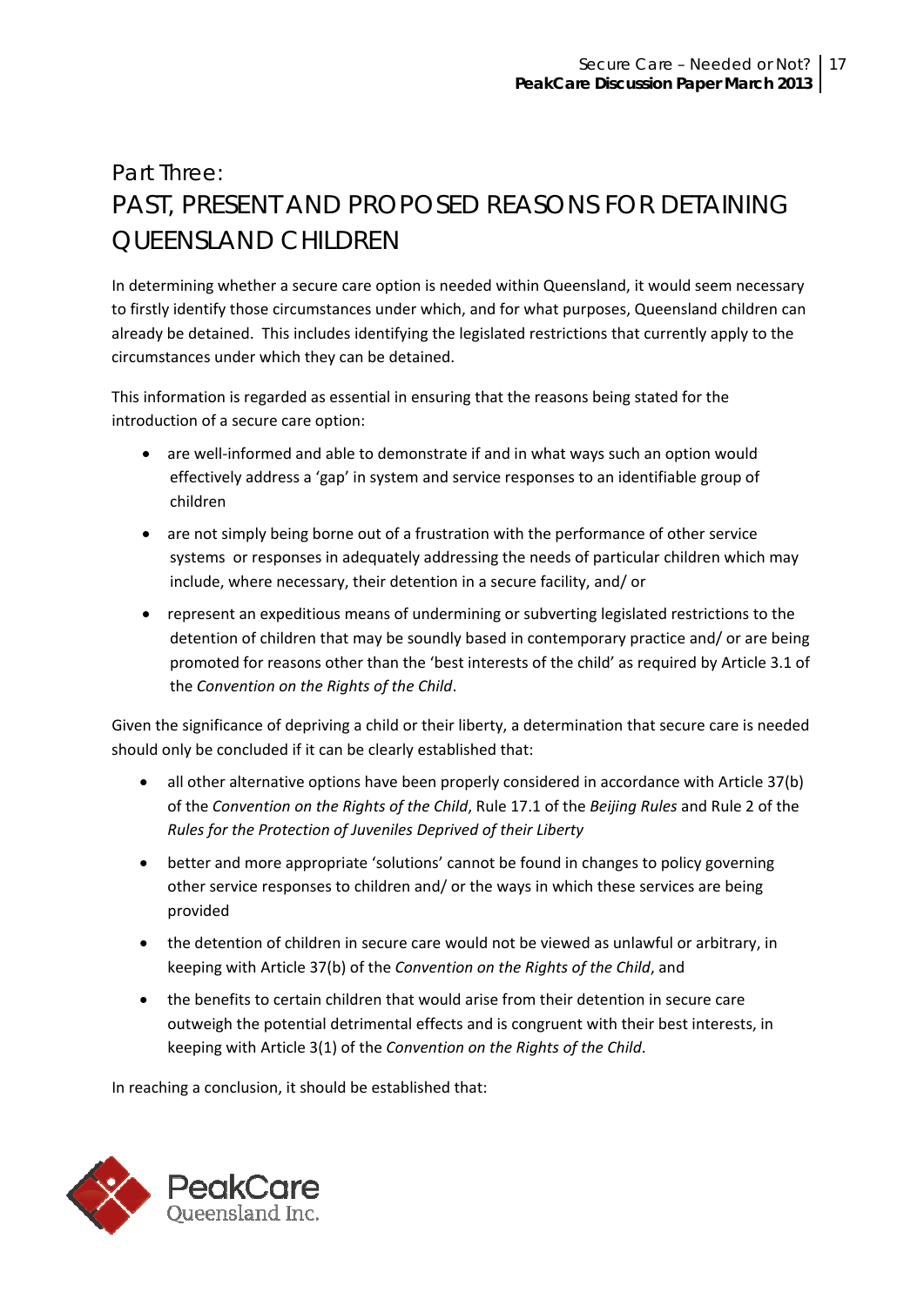# Part Three:
# PAST, PRESENT AND PROPOSED REASONS FOR DETAINING QUEENSLAND CHILDREN

In determining whether a secure care option is needed within Queensland, it would seem necessary to firstly identify those circumstances under which, and for what purposes, Queensland children can already be detained. This includes identifying the legislated restrictions that currently apply to the circumstances under which they can be detained.

This information is regarded as essential in ensuring that the reasons being stated for the introduction of a secure care option:

- are well-informed and able to demonstrate if and in what ways such an option would effectively address a 'gap' in system and service responses to an identifiable group of children
- are not simply being borne out of a frustration with the performance of other service systems or responses in adequately addressing the needs of particular children which may include, where necessary, their detention in a secure facility, and/ or
- represent an expeditious means of undermining or subverting legislated restrictions to the detention of children that may be soundly based in contemporary practice and/ or are being promoted for reasons other than the 'best interests of the child' as required by Article 3.1 of the *Convention on the Rights of the Child*.

Given the significance of depriving a child or their liberty, a determination that secure care is needed should only be concluded if it can be clearly established that:

- all other alternative options have been properly considered in accordance with Article 37(b) of the *Convention on the Rights of the Child*, Rule 17.1 of the *Beijing Rules* and Rule 2 of the *Rules for the Protection of Juveniles Deprived of their Liberty*
- better and more appropriate 'solutions' cannot be found in changes to policy governing other service responses to children and/ or the ways in which these services are being provided
- the detention of children in secure care would not be viewed as unlawful or arbitrary, in keeping with Article 37(b) of the *Convention on the Rights of the Child*, and
- the benefits to certain children that would arise from their detention in secure care outweigh the potential detrimental effects and is congruent with their best interests, in keeping with Article 3(1) of the *Convention on the Rights of the Child*.

In reaching a conclusion, it should be established that: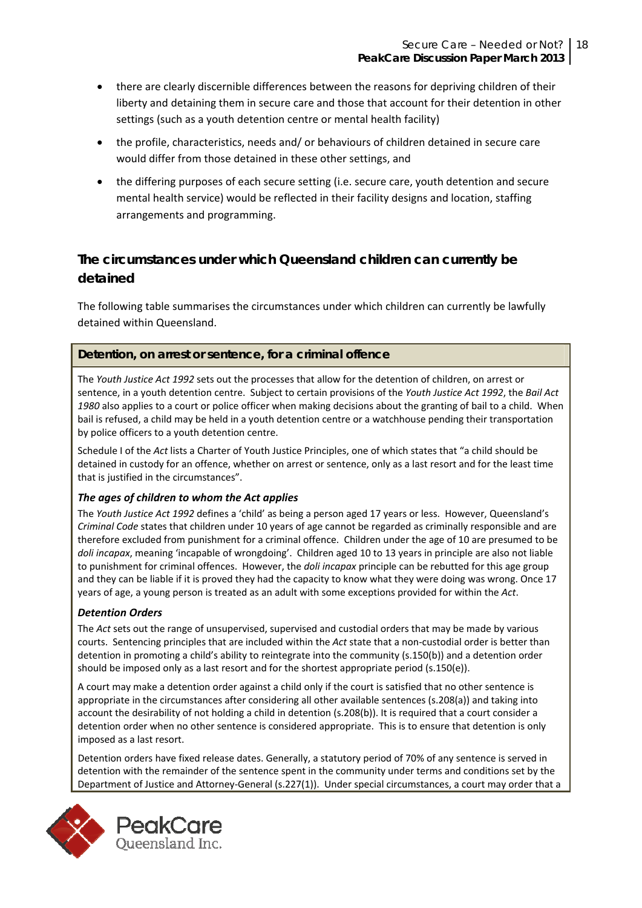- there are clearly discernible differences between the reasons for depriving children of their liberty and detaining them in secure care and those that account for their detention in other settings (such as a youth detention centre or mental health facility)
- the profile, characteristics, needs and/ or behaviours of children detained in secure care would differ from those detained in these other settings, and
- the differing purposes of each secure setting (i.e. secure care, youth detention and secure mental health service) would be reflected in their facility designs and location, staffing arrangements and programming.

## The circumstances under which Queensland children can currently be detained

The following table summarises the circumstances under which children can currently be lawfully detained within Queensland.

### Detention, on arrest or sentence, for a criminal offence

The *Youth Justice Act 1992* sets out the processes that allow for the detention of children, on arrest or sentence, in a youth detention centre. Subject to certain provisions of the *Youth Justice Act 1992*, the *Bail Act 1980* also applies to a court or police officer when making decisions about the granting of bail to a child. When bail is refused, a child may be held in a youth detention centre or a watchhouse pending their transportation by police officers to a youth detention centre.

Schedule I of the *Act* lists a Charter of Youth Justice Principles, one of which states that "a child should be detained in custody for an offence, whether on arrest or sentence, only as a last resort and for the least time that is justified in the circumstances".

#### *The ages of children to whom the Act applies*

The *Youth Justice Act 1992* defines a 'child' as being a person aged 17 years or less. However, Queensland's *Criminal Code* states that children under 10 years of age cannot be regarded as criminally responsible and are therefore excluded from punishment for a criminal offence. Children under the age of 10 are presumed to be *doli incapax*, meaning 'incapable of wrongdoing'. Children aged 10 to 13 years in principle are also not liable to punishment for criminal offences. However, the *doli incapax* principle can be rebutted for this age group and they can be liable if it is proved they had the capacity to know what they were doing was wrong. Once 17 years of age, a young person is treated as an adult with some exceptions provided for within the *Act*.

#### *Detention Orders*

The *Act* sets out the range of unsupervised, supervised and custodial orders that may be made by various courts. Sentencing principles that are included within the *Act* state that a non-custodial order is better than detention in promoting a child's ability to reintegrate into the community (s.150(b)) and a detention order should be imposed only as a last resort and for the shortest appropriate period (s.150(e)).

A court may make a detention order against a child only if the court is satisfied that no other sentence is appropriate in the circumstances after considering all other available sentences (s.208(a)) and taking into account the desirability of not holding a child in detention (s.208(b)). It is required that a court consider a detention order when no other sentence is considered appropriate. This is to ensure that detention is only imposed as a last resort.

Detention orders have fixed release dates. Generally, a statutory period of 70% of any sentence is served in detention with the remainder of the sentence spent in the community under terms and conditions set by the Department of Justice and Attorney-General (s.227(1)). Under special circumstances, a court may order that a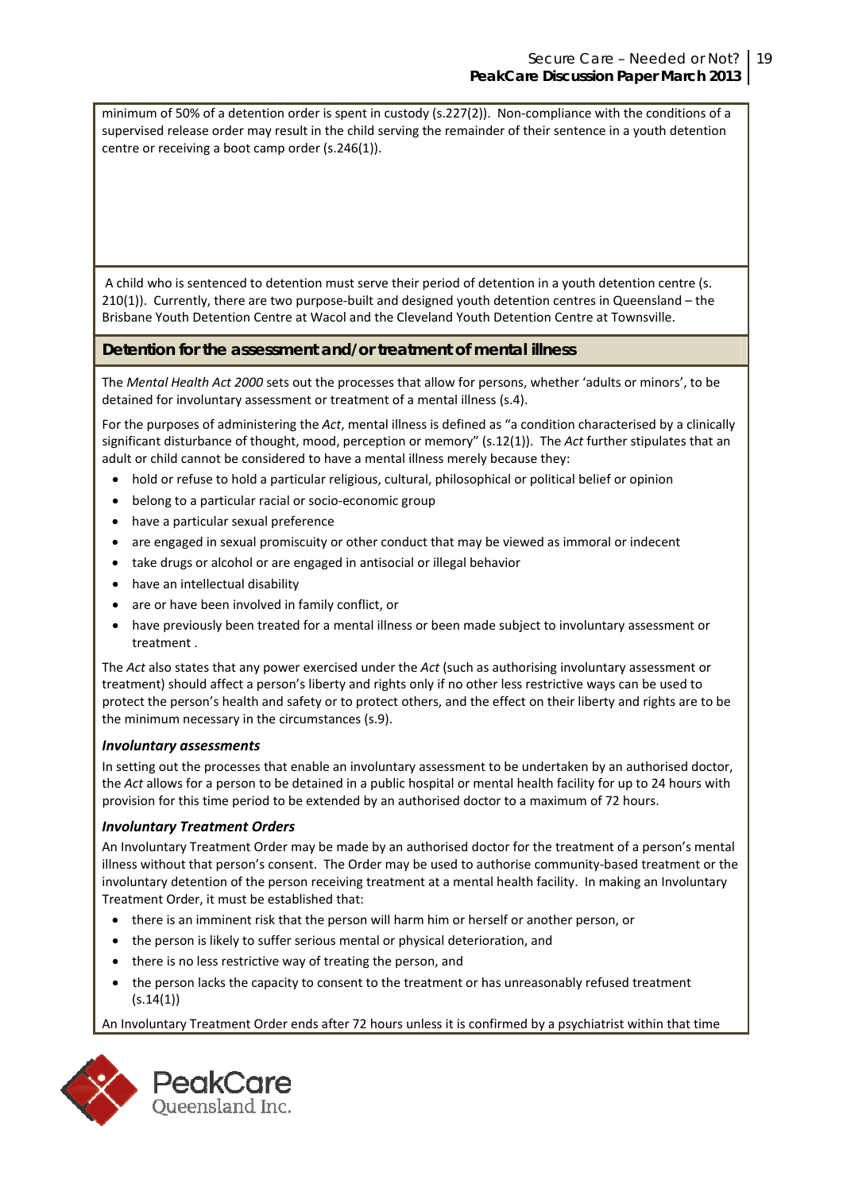minimum of 50% of a detention order is spent in custody (s.227(2)). Non-compliance with the conditions of a supervised release order may result in the child serving the remainder of their sentence in a youth detention centre or receiving a boot camp order (s.246(1)).

A child who is sentenced to detention must serve their period of detention in a youth detention centre (s. 210(1)). Currently, there are two purpose-built and designed youth detention centres in Queensland – the Brisbane Youth Detention Centre at Wacol and the Cleveland Youth Detention Centre at Townsville.

## Detention for the assessment and/or treatment of mental illness

The *Mental Health Act 2000* sets out the processes that allow for persons, whether 'adults or minors', to be detained for involuntary assessment or treatment of a mental illness (s.4).

For the purposes of administering the *Act*, mental illness is defined as "a condition characterised by a clinically significant disturbance of thought, mood, perception or memory" (s.12(1)). The *Act* further stipulates that an adult or child cannot be considered to have a mental illness merely because they:

- hold or refuse to hold a particular religious, cultural, philosophical or political belief or opinion
- belong to a particular racial or socio-economic group
- have a particular sexual preference
- are engaged in sexual promiscuity or other conduct that may be viewed as immoral or indecent
- take drugs or alcohol or are engaged in antisocial or illegal behavior
- have an intellectual disability
- are or have been involved in family conflict, or
- have previously been treated for a mental illness or been made subject to involuntary assessment or treatment .

The *Act* also states that any power exercised under the *Act* (such as authorising involuntary assessment or treatment) should affect a person's liberty and rights only if no other less restrictive ways can be used to protect the person's health and safety or to protect others, and the effect on their liberty and rights are to be the minimum necessary in the circumstances (s.9).

### *Involuntary assessments*

In setting out the processes that enable an involuntary assessment to be undertaken by an authorised doctor, the *Act* allows for a person to be detained in a public hospital or mental health facility for up to 24 hours with provision for this time period to be extended by an authorised doctor to a maximum of 72 hours.

### *Involuntary Treatment Orders*

An Involuntary Treatment Order may be made by an authorised doctor for the treatment of a person's mental illness without that person's consent. The Order may be used to authorise community-based treatment or the involuntary detention of the person receiving treatment at a mental health facility. In making an Involuntary Treatment Order, it must be established that:

- there is an imminent risk that the person will harm him or herself or another person, or
- the person is likely to suffer serious mental or physical deterioration, and
- there is no less restrictive way of treating the person, and
- the person lacks the capacity to consent to the treatment or has unreasonably refused treatment (s.14(1))

An Involuntary Treatment Order ends after 72 hours unless it is confirmed by a psychiatrist within that time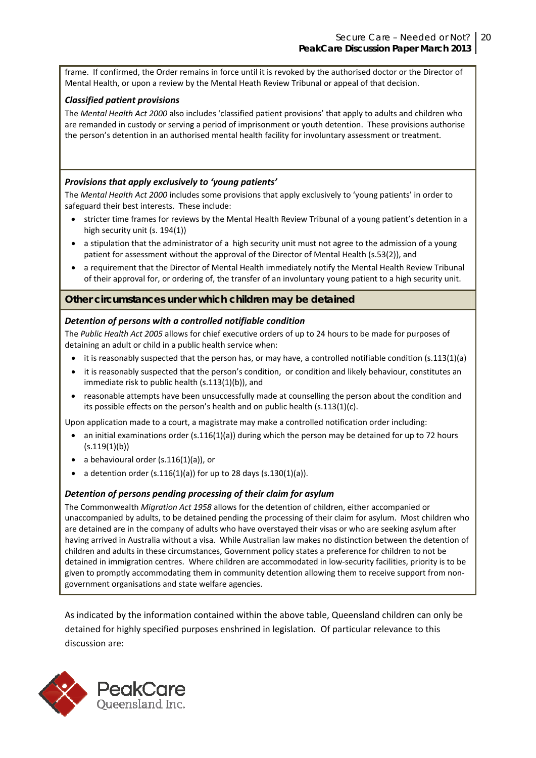frame. If confirmed, the Order remains in force until it is revoked by the authorised doctor or the Director of Mental Health, or upon a review by the Mental Heath Review Tribunal or appeal of that decision.

***Classified patient provisions***

The *Mental Health Act 2000* also includes 'classified patient provisions' that apply to adults and children who are remanded in custody or serving a period of imprisonment or youth detention. These provisions authorise the person's detention in an authorised mental health facility for involuntary assessment or treatment.

***Provisions that apply exclusively to 'young patients'***

The *Mental Health Act 2000* includes some provisions that apply exclusively to 'young patients' in order to safeguard their best interests. These include:

- stricter time frames for reviews by the Mental Health Review Tribunal of a young patient's detention in a high security unit (s. 194(1))
- a stipulation that the administrator of a high security unit must not agree to the admission of a young patient for assessment without the approval of the Director of Mental Health (s.53(2)), and
- a requirement that the Director of Mental Health immediately notify the Mental Health Review Tribunal of their approval for, or ordering of, the transfer of an involuntary young patient to a high security unit.

**Other circumstances under which children may be detained**

***Detention of persons with a controlled notifiable condition***

The *Public Health Act 2005* allows for chief executive orders of up to 24 hours to be made for purposes of detaining an adult or child in a public health service when:

- it is reasonably suspected that the person has, or may have, a controlled notifiable condition (s.113(1)(a)
- it is reasonably suspected that the person's condition, or condition and likely behaviour, constitutes an immediate risk to public health (s.113(1)(b)), and
- reasonable attempts have been unsuccessfully made at counselling the person about the condition and its possible effects on the person's health and on public health (s.113(1)(c).

Upon application made to a court, a magistrate may make a controlled notification order including:

- an initial examinations order (s.116(1)(a)) during which the person may be detained for up to 72 hours (s.119(1)(b))
- a behavioural order (s.116(1)(a)), or
- a detention order (s.116(1)(a)) for up to 28 days (s.130(1)(a)).

***Detention of persons pending processing of their claim for asylum***

The Commonwealth *Migration Act 1958* allows for the detention of children, either accompanied or unaccompanied by adults, to be detained pending the processing of their claim for asylum. Most children who are detained are in the company of adults who have overstayed their visas or who are seeking asylum after having arrived in Australia without a visa. While Australian law makes no distinction between the detention of children and adults in these circumstances, Government policy states a preference for children to not be detained in immigration centres. Where children are accommodated in low-security facilities, priority is to be given to promptly accommodating them in community detention allowing them to receive support from non-government organisations and state welfare agencies.

As indicated by the information contained within the above table, Queensland children can only be detained for highly specified purposes enshrined in legislation. Of particular relevance to this discussion are: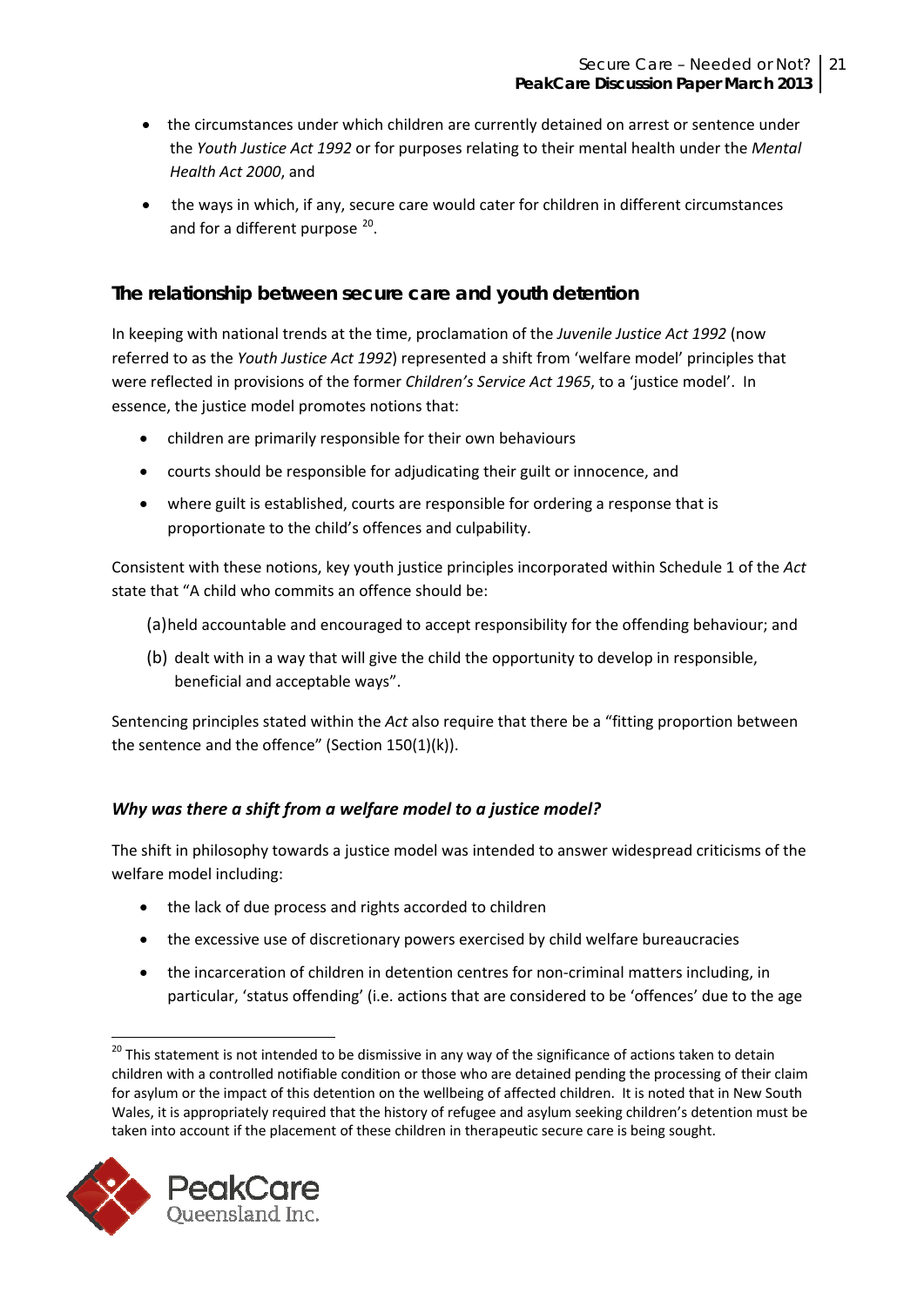- the circumstances under which children are currently detained on arrest or sentence under the *Youth Justice Act 1992* or for purposes relating to their mental health under the *Mental Health Act 2000*, and
- the ways in which, if any, secure care would cater for children in different circumstances and for a different purpose [20].

## The relationship between secure care and youth detention

In keeping with national trends at the time, proclamation of the *Juvenile Justice Act 1992* (now referred to as the *Youth Justice Act 1992*) represented a shift from 'welfare model' principles that were reflected in provisions of the former *Children's Service Act 1965*, to a 'justice model'. In essence, the justice model promotes notions that:

- children are primarily responsible for their own behaviours
- courts should be responsible for adjudicating their guilt or innocence, and
- where guilt is established, courts are responsible for ordering a response that is proportionate to the child's offences and culpability.

Consistent with these notions, key youth justice principles incorporated within Schedule 1 of the *Act* state that "A child who commits an offence should be:

(a) held accountable and encouraged to accept responsibility for the offending behaviour; and

(b) dealt with in a way that will give the child the opportunity to develop in responsible, beneficial and acceptable ways".

Sentencing principles stated within the *Act* also require that there be a "fitting proportion between the sentence and the offence" (Section 150(1)(k)).

### *Why was there a shift from a welfare model to a justice model?*

The shift in philosophy towards a justice model was intended to answer widespread criticisms of the welfare model including:

- the lack of due process and rights accorded to children
- the excessive use of discretionary powers exercised by child welfare bureaucracies
- the incarceration of children in detention centres for non-criminal matters including, in particular, 'status offending' (i.e. actions that are considered to be 'offences' due to the age

---

[20] This statement is not intended to be dismissive in any way of the significance of actions taken to detain children with a controlled notifiable condition or those who are detained pending the processing of their claim for asylum or the impact of this detention on the wellbeing of affected children. It is noted that in New South Wales, it is appropriately required that the history of refugee and asylum seeking children's detention must be taken into account if the placement of these children in therapeutic secure care is being sought.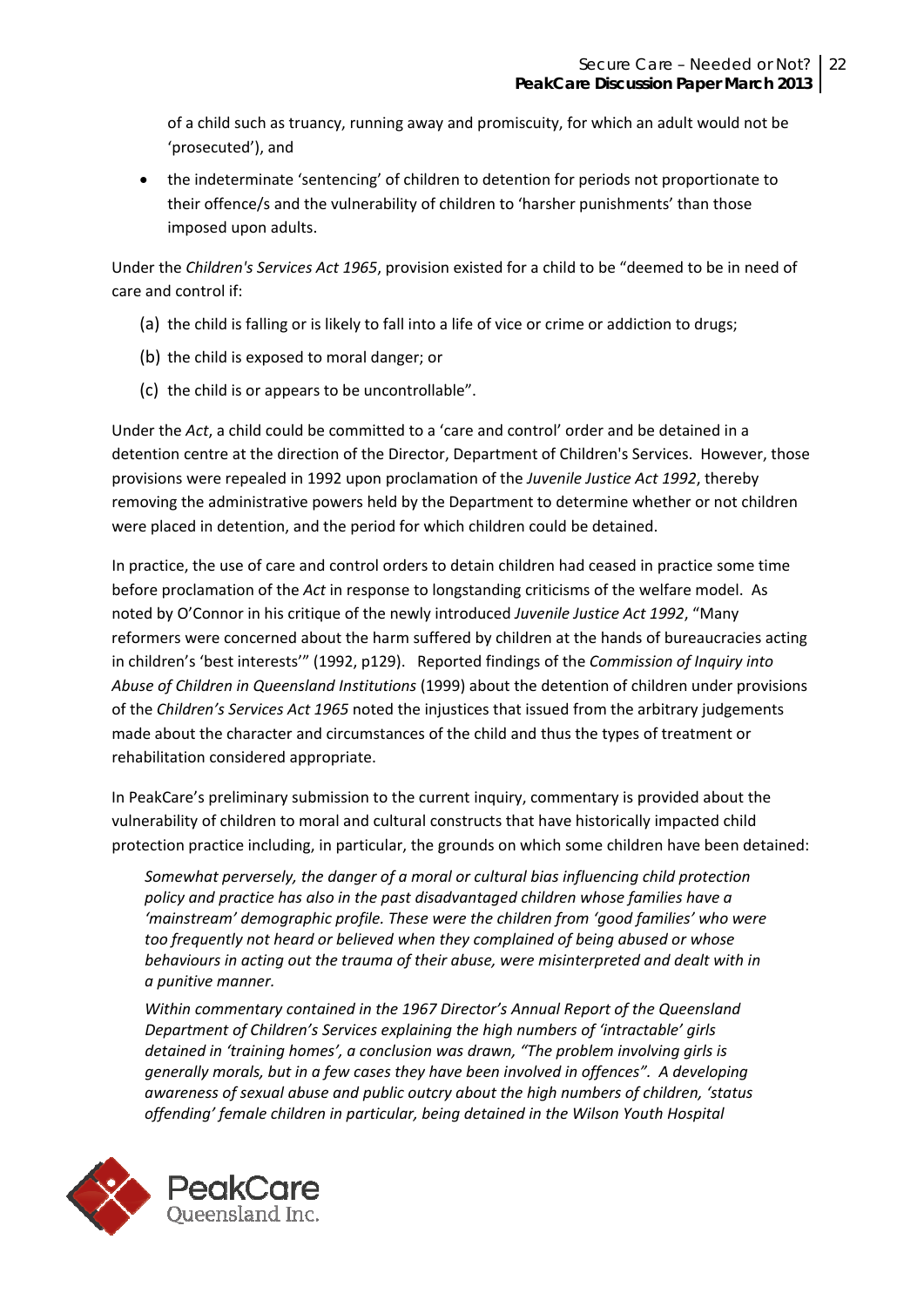of a child such as truancy, running away and promiscuity, for which an adult would not be 'prosecuted'), and

- the indeterminate 'sentencing' of children to detention for periods not proportionate to their offence/s and the vulnerability of children to 'harsher punishments' than those imposed upon adults.

Under the *Children's Services Act 1965*, provision existed for a child to be "deemed to be in need of care and control if:

(a) the child is falling or is likely to fall into a life of vice or crime or addiction to drugs;

(b) the child is exposed to moral danger; or

(c) the child is or appears to be uncontrollable".

Under the *Act*, a child could be committed to a 'care and control' order and be detained in a detention centre at the direction of the Director, Department of Children's Services. However, those provisions were repealed in 1992 upon proclamation of the *Juvenile Justice Act 1992*, thereby removing the administrative powers held by the Department to determine whether or not children were placed in detention, and the period for which children could be detained.

In practice, the use of care and control orders to detain children had ceased in practice some time before proclamation of the *Act* in response to longstanding criticisms of the welfare model. As noted by O'Connor in his critique of the newly introduced *Juvenile Justice Act 1992*, "Many reformers were concerned about the harm suffered by children at the hands of bureaucracies acting in children's 'best interests'" (1992, p129). Reported findings of the *Commission of Inquiry into Abuse of Children in Queensland Institutions* (1999) about the detention of children under provisions of the *Children's Services Act 1965* noted the injustices that issued from the arbitrary judgements made about the character and circumstances of the child and thus the types of treatment or rehabilitation considered appropriate.

In PeakCare's preliminary submission to the current inquiry, commentary is provided about the vulnerability of children to moral and cultural constructs that have historically impacted child protection practice including, in particular, the grounds on which some children have been detained:

> *Somewhat perversely, the danger of a moral or cultural bias influencing child protection policy and practice has also in the past disadvantaged children whose families have a 'mainstream' demographic profile. These were the children from 'good families' who were too frequently not heard or believed when they complained of being abused or whose behaviours in acting out the trauma of their abuse, were misinterpreted and dealt with in a punitive manner.*
>
> *Within commentary contained in the 1967 Director's Annual Report of the Queensland Department of Children's Services explaining the high numbers of 'intractable' girls detained in 'training homes', a conclusion was drawn, "The problem involving girls is generally morals, but in a few cases they have been involved in offences". A developing awareness of sexual abuse and public outcry about the high numbers of children, 'status offending' female children in particular, being detained in the Wilson Youth Hospital*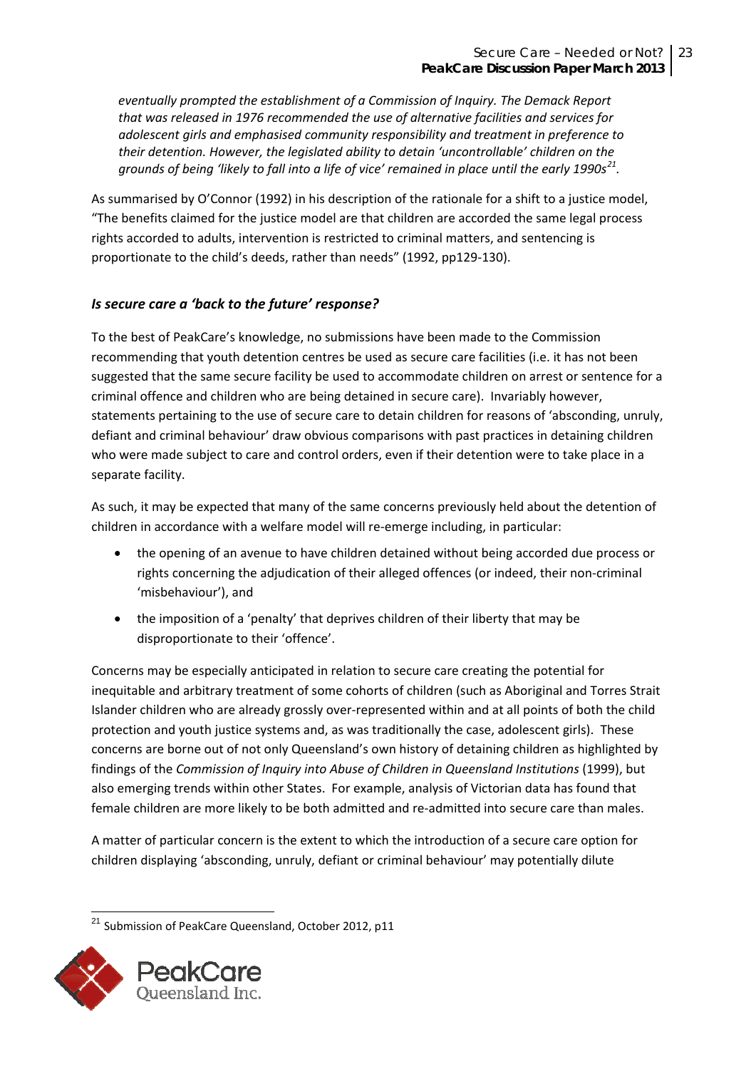*eventually prompted the establishment of a Commission of Inquiry. The Demack Report that was released in 1976 recommended the use of alternative facilities and services for adolescent girls and emphasised community responsibility and treatment in preference to their detention. However, the legislated ability to detain 'uncontrollable' children on the grounds of being 'likely to fall into a life of vice' remained in place until the early 1990s*[21].

As summarised by O'Connor (1992) in his description of the rationale for a shift to a justice model, "The benefits claimed for the justice model are that children are accorded the same legal process rights accorded to adults, intervention is restricted to criminal matters, and sentencing is proportionate to the child's deeds, rather than needs" (1992, pp129-130).

### *Is secure care a 'back to the future' response?*

To the best of PeakCare's knowledge, no submissions have been made to the Commission recommending that youth detention centres be used as secure care facilities (i.e. it has not been suggested that the same secure facility be used to accommodate children on arrest or sentence for a criminal offence and children who are being detained in secure care). Invariably however, statements pertaining to the use of secure care to detain children for reasons of 'absconding, unruly, defiant and criminal behaviour' draw obvious comparisons with past practices in detaining children who were made subject to care and control orders, even if their detention were to take place in a separate facility.

As such, it may be expected that many of the same concerns previously held about the detention of children in accordance with a welfare model will re-emerge including, in particular:

- the opening of an avenue to have children detained without being accorded due process or rights concerning the adjudication of their alleged offences (or indeed, their non-criminal 'misbehaviour'), and
- the imposition of a 'penalty' that deprives children of their liberty that may be disproportionate to their 'offence'.

Concerns may be especially anticipated in relation to secure care creating the potential for inequitable and arbitrary treatment of some cohorts of children (such as Aboriginal and Torres Strait Islander children who are already grossly over-represented within and at all points of both the child protection and youth justice systems and, as was traditionally the case, adolescent girls). These concerns are borne out of not only Queensland's own history of detaining children as highlighted by findings of the *Commission of Inquiry into Abuse of Children in Queensland Institutions* (1999), but also emerging trends within other States. For example, analysis of Victorian data has found that female children are more likely to be both admitted and re-admitted into secure care than males.

A matter of particular concern is the extent to which the introduction of a secure care option for children displaying 'absconding, unruly, defiant or criminal behaviour' may potentially dilute

[21] Submission of PeakCare Queensland, October 2012, p11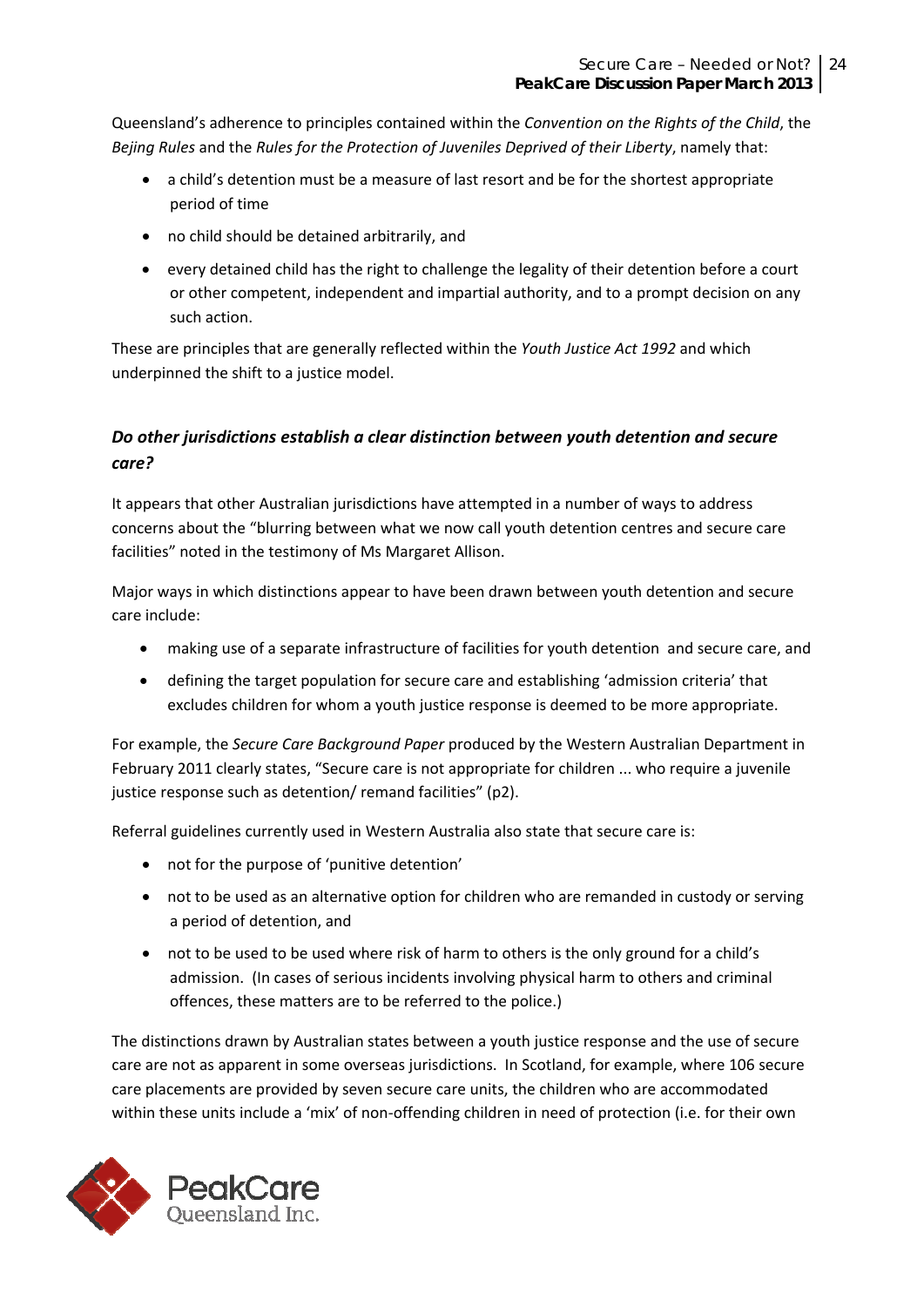Queensland's adherence to principles contained within the *Convention on the Rights of the Child*, the *Bejing Rules* and the *Rules for the Protection of Juveniles Deprived of their Liberty*, namely that:

- a child's detention must be a measure of last resort and be for the shortest appropriate period of time
- no child should be detained arbitrarily, and
- every detained child has the right to challenge the legality of their detention before a court or other competent, independent and impartial authority, and to a prompt decision on any such action.

These are principles that are generally reflected within the *Youth Justice Act 1992* and which underpinned the shift to a justice model.

### *Do other jurisdictions establish a clear distinction between youth detention and secure care?*

It appears that other Australian jurisdictions have attempted in a number of ways to address concerns about the "blurring between what we now call youth detention centres and secure care facilities" noted in the testimony of Ms Margaret Allison.

Major ways in which distinctions appear to have been drawn between youth detention and secure care include:

- making use of a separate infrastructure of facilities for youth detention and secure care, and
- defining the target population for secure care and establishing 'admission criteria' that excludes children for whom a youth justice response is deemed to be more appropriate.

For example, the *Secure Care Background Paper* produced by the Western Australian Department in February 2011 clearly states, "Secure care is not appropriate for children ... who require a juvenile justice response such as detention/ remand facilities" (p2).

Referral guidelines currently used in Western Australia also state that secure care is:

- not for the purpose of 'punitive detention'
- not to be used as an alternative option for children who are remanded in custody or serving a period of detention, and
- not to be used to be used where risk of harm to others is the only ground for a child's admission. (In cases of serious incidents involving physical harm to others and criminal offences, these matters are to be referred to the police.)

The distinctions drawn by Australian states between a youth justice response and the use of secure care are not as apparent in some overseas jurisdictions. In Scotland, for example, where 106 secure care placements are provided by seven secure care units, the children who are accommodated within these units include a 'mix' of non-offending children in need of protection (i.e. for their own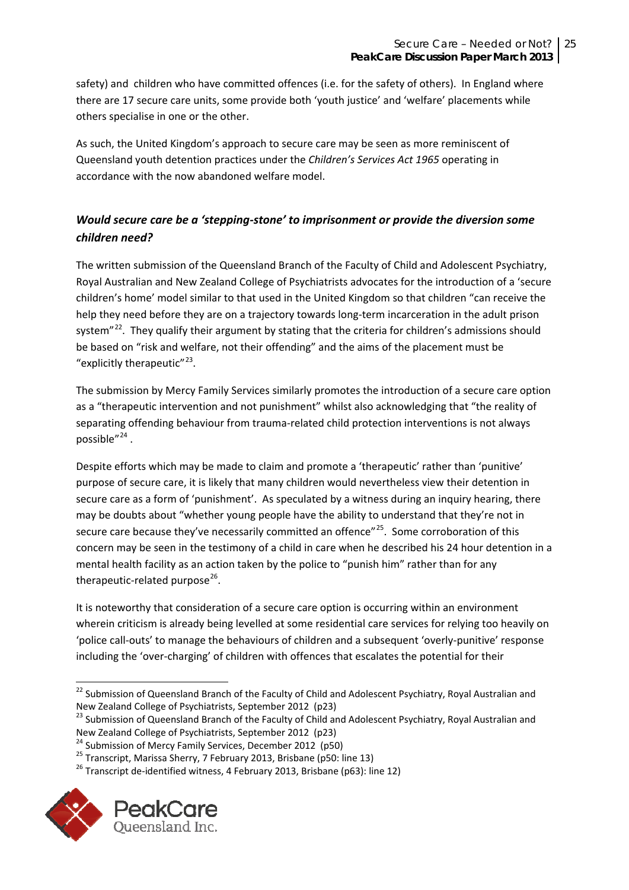safety) and children who have committed offences (i.e. for the safety of others). In England where there are 17 secure care units, some provide both 'youth justice' and 'welfare' placements while others specialise in one or the other.

As such, the United Kingdom's approach to secure care may be seen as more reminiscent of Queensland youth detention practices under the *Children's Services Act 1965* operating in accordance with the now abandoned welfare model.

### *Would secure care be a 'stepping-stone' to imprisonment or provide the diversion some children need?*

The written submission of the Queensland Branch of the Faculty of Child and Adolescent Psychiatry, Royal Australian and New Zealand College of Psychiatrists advocates for the introduction of a 'secure children's home' model similar to that used in the United Kingdom so that children "can receive the help they need before they are on a trajectory towards long-term incarceration in the adult prison system"[22]. They qualify their argument by stating that the criteria for children's admissions should be based on "risk and welfare, not their offending" and the aims of the placement must be "explicitly therapeutic"[23].

The submission by Mercy Family Services similarly promotes the introduction of a secure care option as a "therapeutic intervention and not punishment" whilst also acknowledging that "the reality of separating offending behaviour from trauma-related child protection interventions is not always possible"[24].

Despite efforts which may be made to claim and promote a 'therapeutic' rather than 'punitive' purpose of secure care, it is likely that many children would nevertheless view their detention in secure care as a form of 'punishment'. As speculated by a witness during an inquiry hearing, there may be doubts about "whether young people have the ability to understand that they're not in secure care because they've necessarily committed an offence"[25]. Some corroboration of this concern may be seen in the testimony of a child in care when he described his 24 hour detention in a mental health facility as an action taken by the police to "punish him" rather than for any therapeutic-related purpose[26].

It is noteworthy that consideration of a secure care option is occurring within an environment wherein criticism is already being levelled at some residential care services for relying too heavily on 'police call-outs' to manage the behaviours of children and a subsequent 'overly-punitive' response including the 'over-charging' of children with offences that escalates the potential for their

---

[22] Submission of Queensland Branch of the Faculty of Child and Adolescent Psychiatry, Royal Australian and New Zealand College of Psychiatrists, September 2012 (p23)

[23] Submission of Queensland Branch of the Faculty of Child and Adolescent Psychiatry, Royal Australian and New Zealand College of Psychiatrists, September 2012 (p23)

[24] Submission of Mercy Family Services, December 2012 (p50)

[25] Transcript, Marissa Sherry, 7 February 2013, Brisbane (p50: line 13)

[26] Transcript de-identified witness, 4 February 2013, Brisbane (p63): line 12)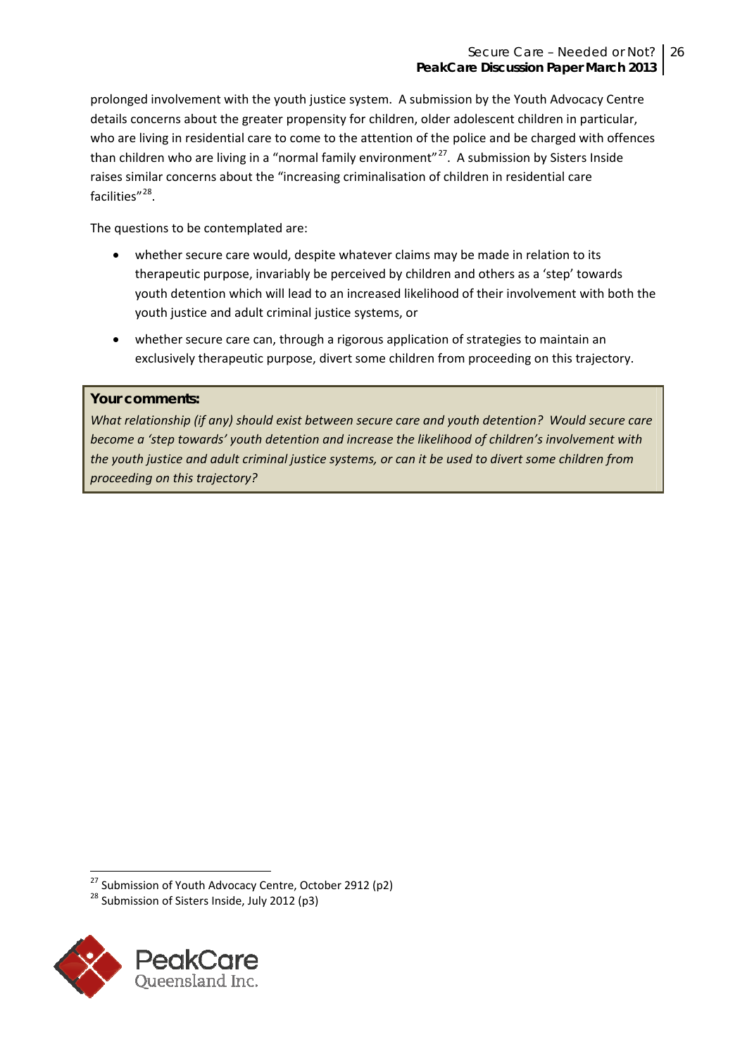prolonged involvement with the youth justice system. A submission by the Youth Advocacy Centre details concerns about the greater propensity for children, older adolescent children in particular, who are living in residential care to come to the attention of the police and be charged with offences than children who are living in a "normal family environment"[27]. A submission by Sisters Inside raises similar concerns about the "increasing criminalisation of children in residential care facilities"[28].

The questions to be contemplated are:

- whether secure care would, despite whatever claims may be made in relation to its therapeutic purpose, invariably be perceived by children and others as a 'step' towards youth detention which will lead to an increased likelihood of their involvement with both the youth justice and adult criminal justice systems, or
- whether secure care can, through a rigorous application of strategies to maintain an exclusively therapeutic purpose, divert some children from proceeding on this trajectory.

**Your comments:**

*What relationship (if any) should exist between secure care and youth detention? Would secure care become a 'step towards' youth detention and increase the likelihood of children's involvement with the youth justice and adult criminal justice systems, or can it be used to divert some children from proceeding on this trajectory?*

[27] Submission of Youth Advocacy Centre, October 2912 (p2)

[28] Submission of Sisters Inside, July 2012 (p3)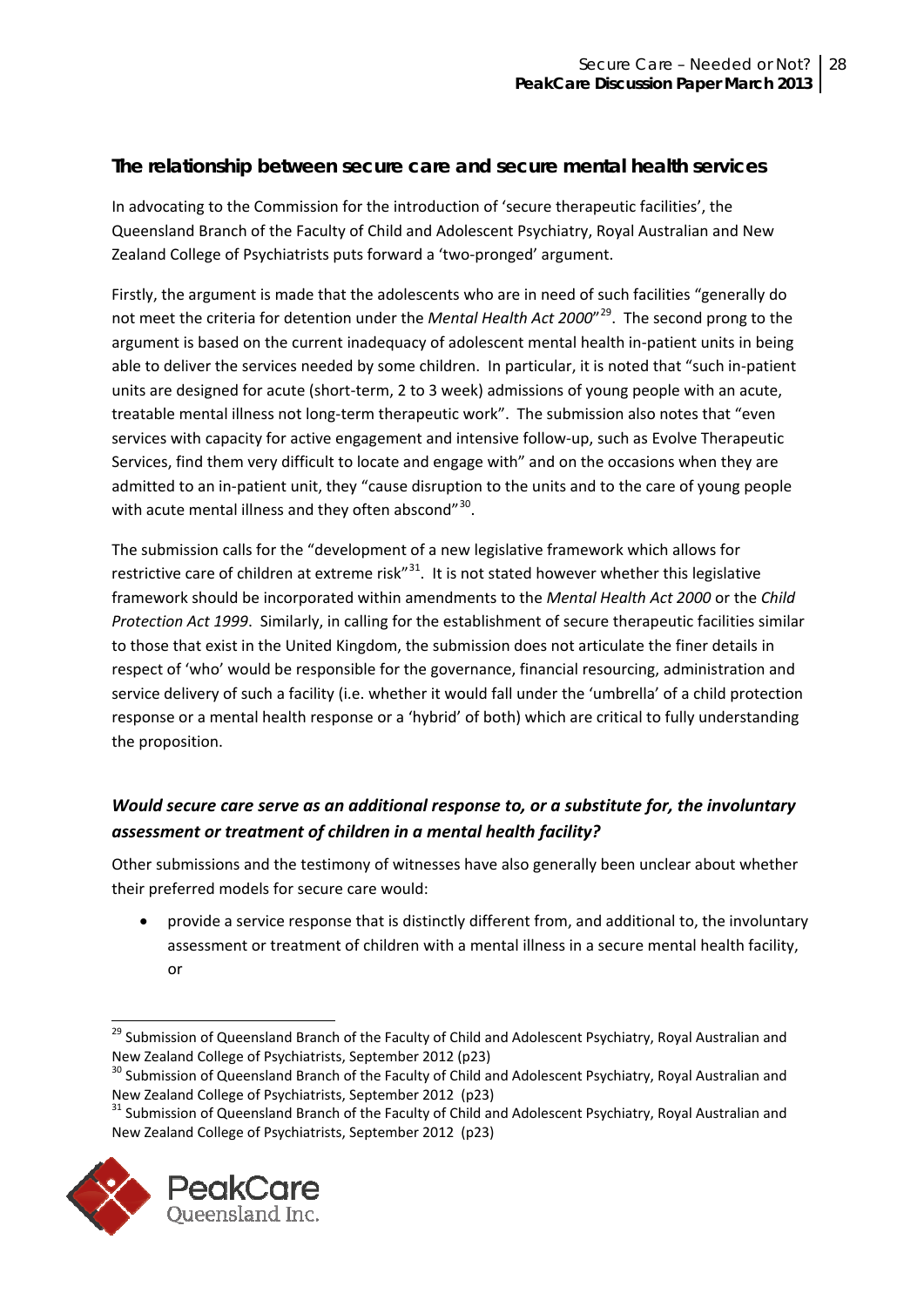## The relationship between secure care and secure mental health services

In advocating to the Commission for the introduction of 'secure therapeutic facilities', the Queensland Branch of the Faculty of Child and Adolescent Psychiatry, Royal Australian and New Zealand College of Psychiatrists puts forward a 'two-pronged' argument.

Firstly, the argument is made that the adolescents who are in need of such facilities "generally do not meet the criteria for detention under the *Mental Health Act 2000*"[29]. The second prong to the argument is based on the current inadequacy of adolescent mental health in-patient units in being able to deliver the services needed by some children. In particular, it is noted that "such in-patient units are designed for acute (short-term, 2 to 3 week) admissions of young people with an acute, treatable mental illness not long-term therapeutic work". The submission also notes that "even services with capacity for active engagement and intensive follow-up, such as Evolve Therapeutic Services, find them very difficult to locate and engage with" and on the occasions when they are admitted to an in-patient unit, they "cause disruption to the units and to the care of young people with acute mental illness and they often abscond"[30].

The submission calls for the "development of a new legislative framework which allows for restrictive care of children at extreme risk"[31]. It is not stated however whether this legislative framework should be incorporated within amendments to the *Mental Health Act 2000* or the *Child Protection Act 1999*. Similarly, in calling for the establishment of secure therapeutic facilities similar to those that exist in the United Kingdom, the submission does not articulate the finer details in respect of 'who' would be responsible for the governance, financial resourcing, administration and service delivery of such a facility (i.e. whether it would fall under the 'umbrella' of a child protection response or a mental health response or a 'hybrid' of both) which are critical to fully understanding the proposition.

### *Would secure care serve as an additional response to, or a substitute for, the involuntary assessment or treatment of children in a mental health facility?*

Other submissions and the testimony of witnesses have also generally been unclear about whether their preferred models for secure care would:

- provide a service response that is distinctly different from, and additional to, the involuntary assessment or treatment of children with a mental illness in a secure mental health facility, or

---

[29] Submission of Queensland Branch of the Faculty of Child and Adolescent Psychiatry, Royal Australian and New Zealand College of Psychiatrists, September 2012 (p23)

[30] Submission of Queensland Branch of the Faculty of Child and Adolescent Psychiatry, Royal Australian and New Zealand College of Psychiatrists, September 2012 (p23)

[31] Submission of Queensland Branch of the Faculty of Child and Adolescent Psychiatry, Royal Australian and New Zealand College of Psychiatrists, September 2012 (p23)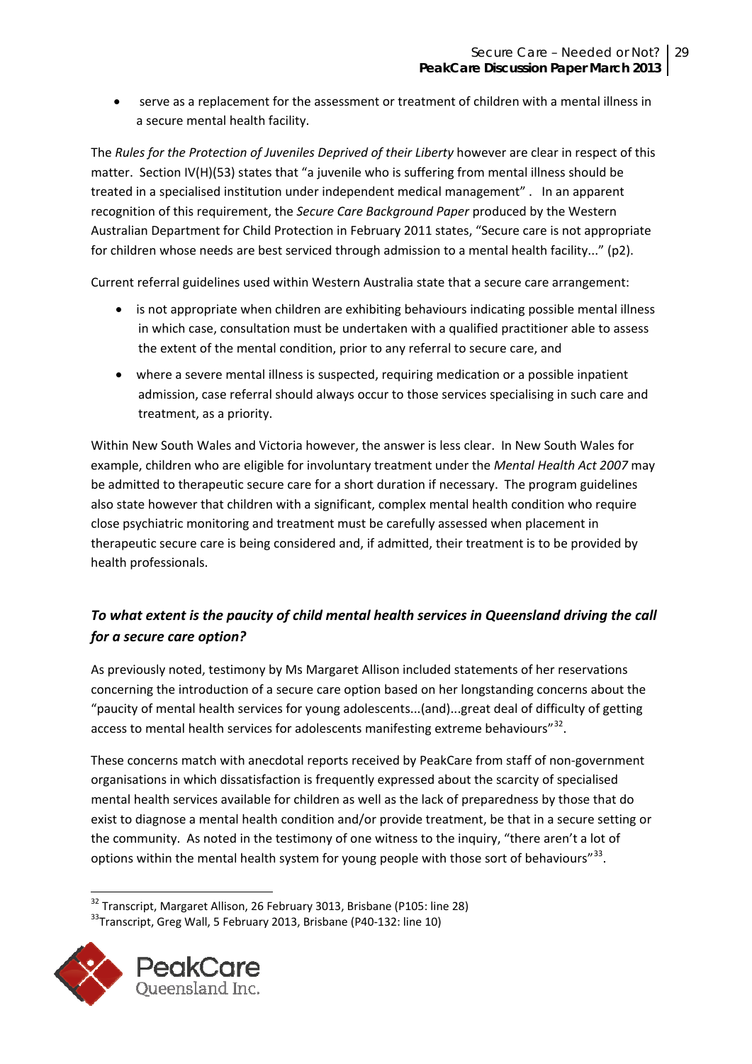- serve as a replacement for the assessment or treatment of children with a mental illness in a secure mental health facility.

The *Rules for the Protection of Juveniles Deprived of their Liberty* however are clear in respect of this matter. Section IV(H)(53) states that "a juvenile who is suffering from mental illness should be treated in a specialised institution under independent medical management" . In an apparent recognition of this requirement, the *Secure Care Background Paper* produced by the Western Australian Department for Child Protection in February 2011 states, "Secure care is not appropriate for children whose needs are best serviced through admission to a mental health facility..." (p2).

Current referral guidelines used within Western Australia state that a secure care arrangement:

- is not appropriate when children are exhibiting behaviours indicating possible mental illness in which case, consultation must be undertaken with a qualified practitioner able to assess the extent of the mental condition, prior to any referral to secure care, and
- where a severe mental illness is suspected, requiring medication or a possible inpatient admission, case referral should always occur to those services specialising in such care and treatment, as a priority.

Within New South Wales and Victoria however, the answer is less clear. In New South Wales for example, children who are eligible for involuntary treatment under the *Mental Health Act 2007* may be admitted to therapeutic secure care for a short duration if necessary. The program guidelines also state however that children with a significant, complex mental health condition who require close psychiatric monitoring and treatment must be carefully assessed when placement in therapeutic secure care is being considered and, if admitted, their treatment is to be provided by health professionals.

## *To what extent is the paucity of child mental health services in Queensland driving the call for a secure care option?*

As previously noted, testimony by Ms Margaret Allison included statements of her reservations concerning the introduction of a secure care option based on her longstanding concerns about the "paucity of mental health services for young adolescents...(and)...great deal of difficulty of getting access to mental health services for adolescents manifesting extreme behaviours"[32].

These concerns match with anecdotal reports received by PeakCare from staff of non-government organisations in which dissatisfaction is frequently expressed about the scarcity of specialised mental health services available for children as well as the lack of preparedness by those that do exist to diagnose a mental health condition and/or provide treatment, be that in a secure setting or the community. As noted in the testimony of one witness to the inquiry, "there aren't a lot of options within the mental health system for young people with those sort of behaviours"[33].

[32] Transcript, Margaret Allison, 26 February 3013, Brisbane (P105: line 28)

[33] Transcript, Greg Wall, 5 February 2013, Brisbane (P40-132: line 10)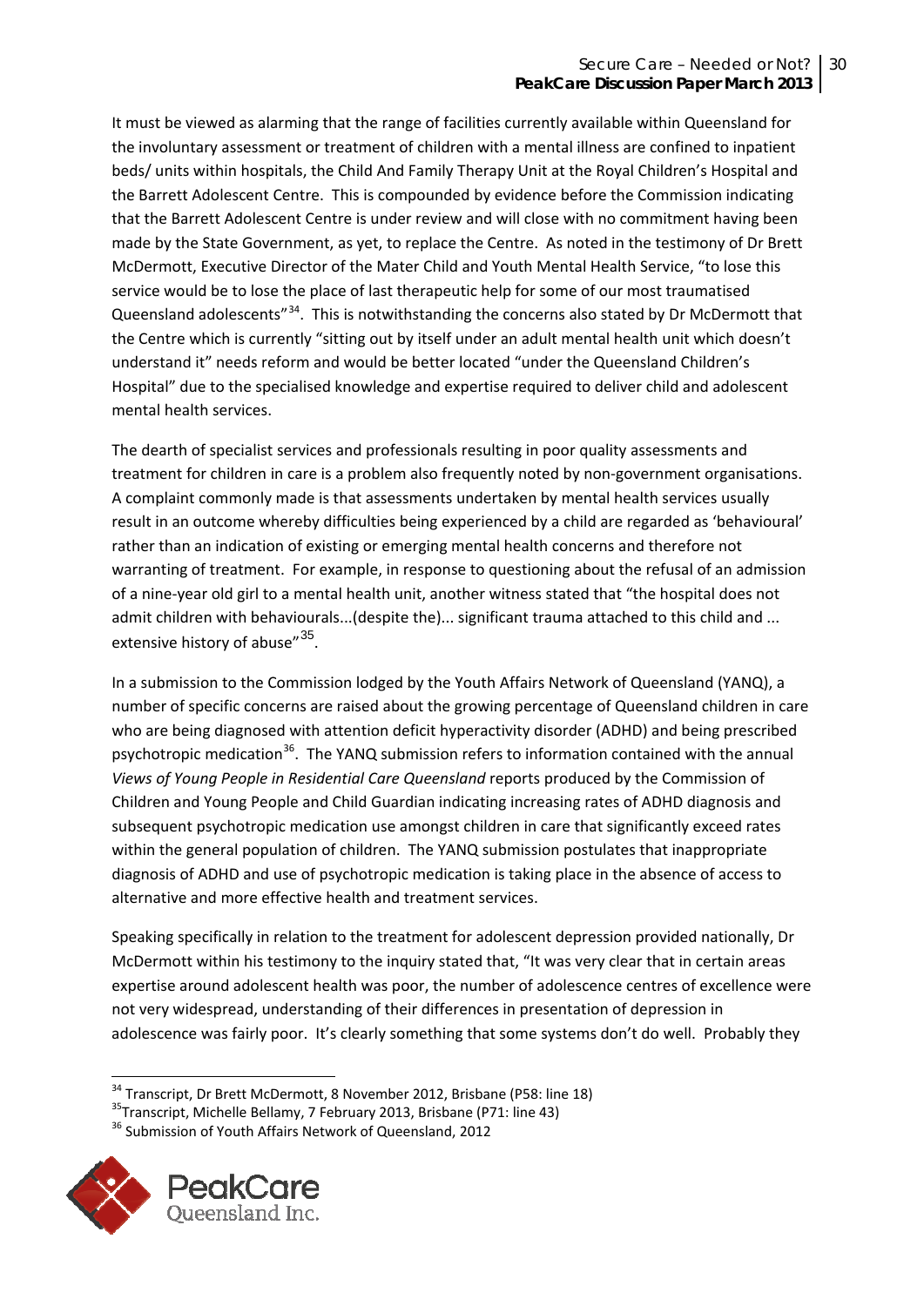It must be viewed as alarming that the range of facilities currently available within Queensland for the involuntary assessment or treatment of children with a mental illness are confined to inpatient beds/ units within hospitals, the Child And Family Therapy Unit at the Royal Children's Hospital and the Barrett Adolescent Centre. This is compounded by evidence before the Commission indicating that the Barrett Adolescent Centre is under review and will close with no commitment having been made by the State Government, as yet, to replace the Centre. As noted in the testimony of Dr Brett McDermott, Executive Director of the Mater Child and Youth Mental Health Service, "to lose this service would be to lose the place of last therapeutic help for some of our most traumatised Queensland adolescents"[34]. This is notwithstanding the concerns also stated by Dr McDermott that the Centre which is currently "sitting out by itself under an adult mental health unit which doesn't understand it" needs reform and would be better located "under the Queensland Children's Hospital" due to the specialised knowledge and expertise required to deliver child and adolescent mental health services.

The dearth of specialist services and professionals resulting in poor quality assessments and treatment for children in care is a problem also frequently noted by non-government organisations. A complaint commonly made is that assessments undertaken by mental health services usually result in an outcome whereby difficulties being experienced by a child are regarded as 'behavioural' rather than an indication of existing or emerging mental health concerns and therefore not warranting of treatment. For example, in response to questioning about the refusal of an admission of a nine-year old girl to a mental health unit, another witness stated that "the hospital does not admit children with behaviourals...(despite the)... significant trauma attached to this child and ... extensive history of abuse"[35].

In a submission to the Commission lodged by the Youth Affairs Network of Queensland (YANQ), a number of specific concerns are raised about the growing percentage of Queensland children in care who are being diagnosed with attention deficit hyperactivity disorder (ADHD) and being prescribed psychotropic medication[36]. The YANQ submission refers to information contained with the annual *Views of Young People in Residential Care Queensland* reports produced by the Commission of Children and Young People and Child Guardian indicating increasing rates of ADHD diagnosis and subsequent psychotropic medication use amongst children in care that significantly exceed rates within the general population of children. The YANQ submission postulates that inappropriate diagnosis of ADHD and use of psychotropic medication is taking place in the absence of access to alternative and more effective health and treatment services.

Speaking specifically in relation to the treatment for adolescent depression provided nationally, Dr McDermott within his testimony to the inquiry stated that, "It was very clear that in certain areas expertise around adolescent health was poor, the number of adolescence centres of excellence were not very widespread, understanding of their differences in presentation of depression in adolescence was fairly poor. It's clearly something that some systems don't do well. Probably they

---

[34] Transcript, Dr Brett McDermott, 8 November 2012, Brisbane (P58: line 18)

[35] Transcript, Michelle Bellamy, 7 February 2013, Brisbane (P71: line 43)

[36] Submission of Youth Affairs Network of Queensland, 2012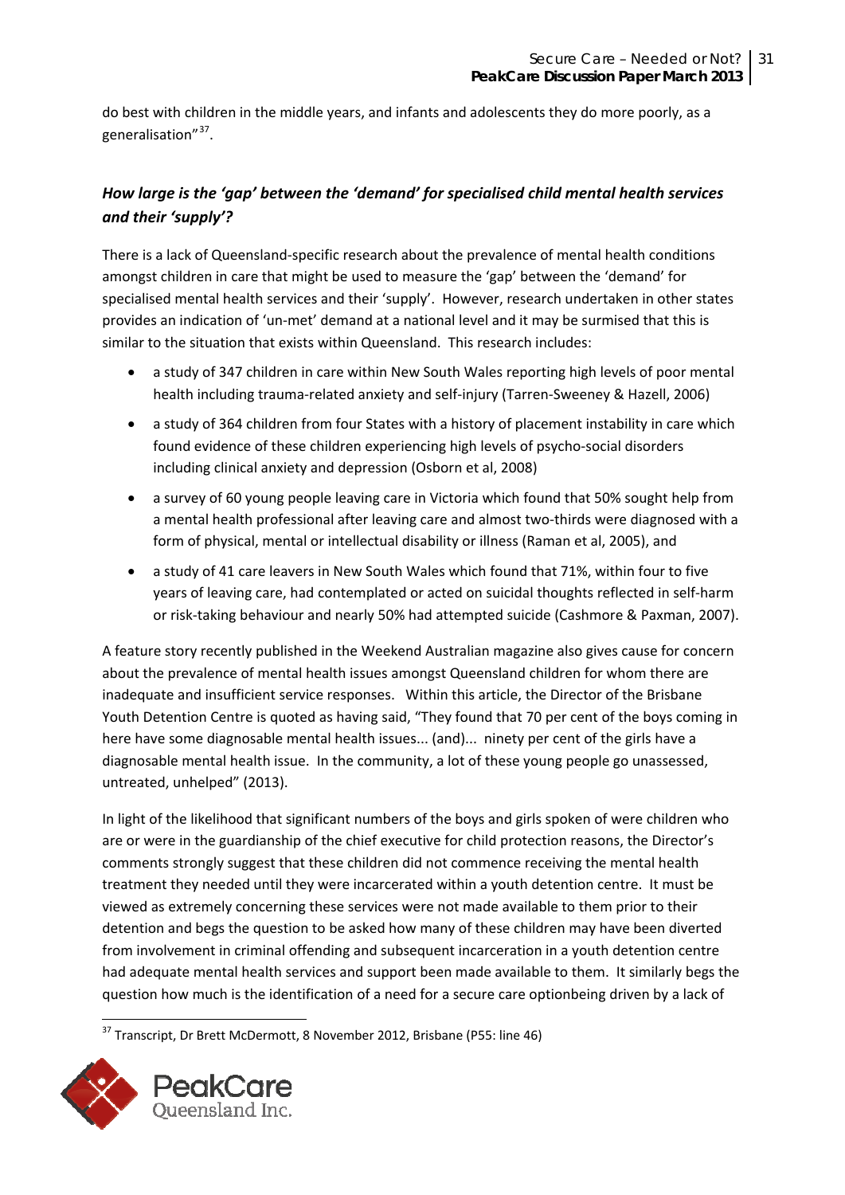do best with children in the middle years, and infants and adolescents they do more poorly, as a generalisation"[37].

### *How large is the 'gap' between the 'demand' for specialised child mental health services and their 'supply'?*

There is a lack of Queensland-specific research about the prevalence of mental health conditions amongst children in care that might be used to measure the 'gap' between the 'demand' for specialised mental health services and their 'supply'. However, research undertaken in other states provides an indication of 'un-met' demand at a national level and it may be surmised that this is similar to the situation that exists within Queensland. This research includes:

- a study of 347 children in care within New South Wales reporting high levels of poor mental health including trauma-related anxiety and self-injury (Tarren-Sweeney & Hazell, 2006)
- a study of 364 children from four States with a history of placement instability in care which found evidence of these children experiencing high levels of psycho-social disorders including clinical anxiety and depression (Osborn et al, 2008)
- a survey of 60 young people leaving care in Victoria which found that 50% sought help from a mental health professional after leaving care and almost two-thirds were diagnosed with a form of physical, mental or intellectual disability or illness (Raman et al, 2005), and
- a study of 41 care leavers in New South Wales which found that 71%, within four to five years of leaving care, had contemplated or acted on suicidal thoughts reflected in self-harm or risk-taking behaviour and nearly 50% had attempted suicide (Cashmore & Paxman, 2007).

A feature story recently published in the Weekend Australian magazine also gives cause for concern about the prevalence of mental health issues amongst Queensland children for whom there are inadequate and insufficient service responses. Within this article, the Director of the Brisbane Youth Detention Centre is quoted as having said, "They found that 70 per cent of the boys coming in here have some diagnosable mental health issues... (and)... ninety per cent of the girls have a diagnosable mental health issue. In the community, a lot of these young people go unassessed, untreated, unhelped" (2013).

In light of the likelihood that significant numbers of the boys and girls spoken of were children who are or were in the guardianship of the chief executive for child protection reasons, the Director's comments strongly suggest that these children did not commence receiving the mental health treatment they needed until they were incarcerated within a youth detention centre. It must be viewed as extremely concerning these services were not made available to them prior to their detention and begs the question to be asked how many of these children may have been diverted from involvement in criminal offending and subsequent incarceration in a youth detention centre had adequate mental health services and support been made available to them. It similarly begs the question how much is the identification of a need for a secure care optionbeing driven by a lack of

[37] Transcript, Dr Brett McDermott, 8 November 2012, Brisbane (P55: line 46)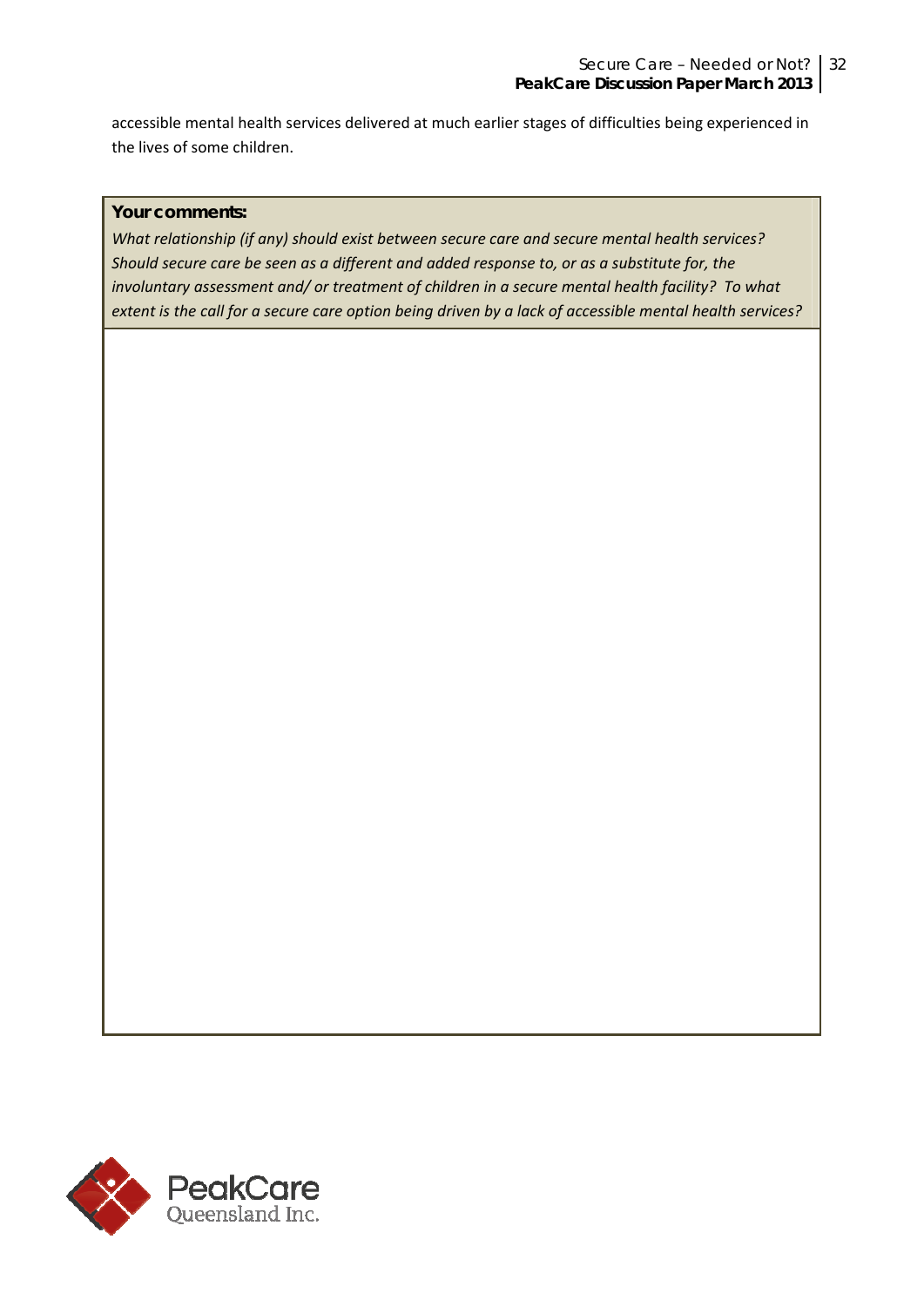accessible mental health services delivered at much earlier stages of difficulties being experienced in the lives of some children.

**Your comments:**

*What relationship (if any) should exist between secure care and secure mental health services? Should secure care be seen as a different and added response to, or as a substitute for, the involuntary assessment and/ or treatment of children in a secure mental health facility? To what extent is the call for a secure care option being driven by a lack of accessible mental health services?*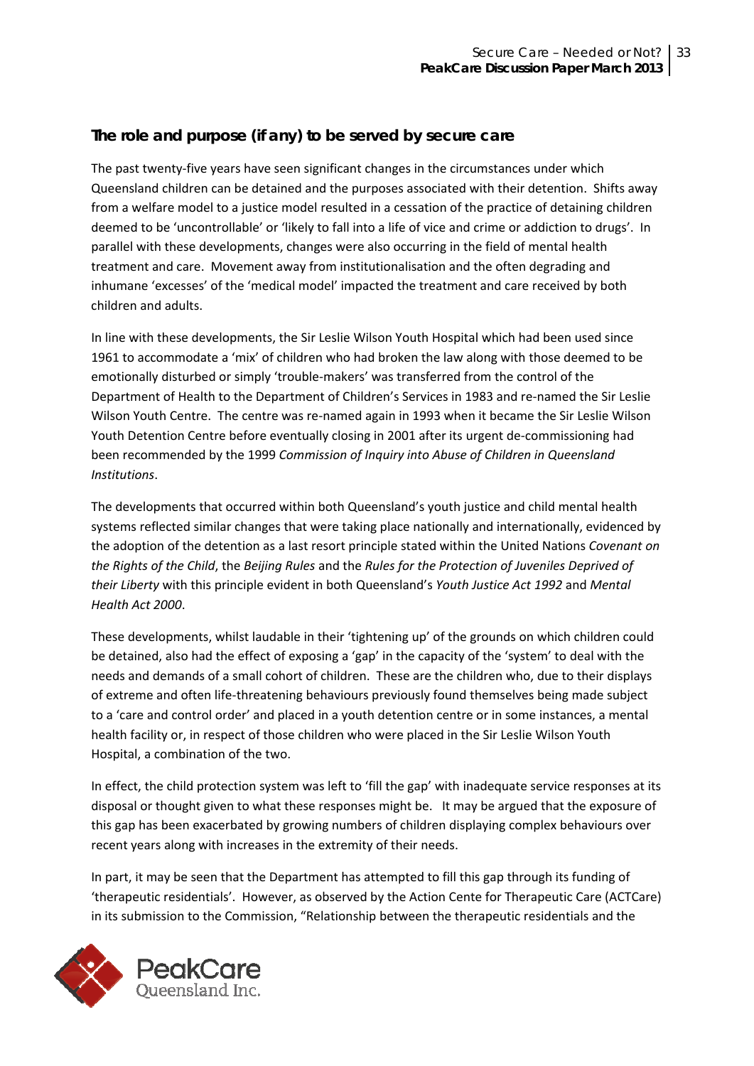## The role and purpose (if any) to be served by secure care

The past twenty-five years have seen significant changes in the circumstances under which Queensland children can be detained and the purposes associated with their detention. Shifts away from a welfare model to a justice model resulted in a cessation of the practice of detaining children deemed to be 'uncontrollable' or 'likely to fall into a life of vice and crime or addiction to drugs'. In parallel with these developments, changes were also occurring in the field of mental health treatment and care. Movement away from institutionalisation and the often degrading and inhumane 'excesses' of the 'medical model' impacted the treatment and care received by both children and adults.

In line with these developments, the Sir Leslie Wilson Youth Hospital which had been used since 1961 to accommodate a 'mix' of children who had broken the law along with those deemed to be emotionally disturbed or simply 'trouble-makers' was transferred from the control of the Department of Health to the Department of Children's Services in 1983 and re-named the Sir Leslie Wilson Youth Centre. The centre was re-named again in 1993 when it became the Sir Leslie Wilson Youth Detention Centre before eventually closing in 2001 after its urgent de-commissioning had been recommended by the 1999 *Commission of Inquiry into Abuse of Children in Queensland Institutions*.

The developments that occurred within both Queensland's youth justice and child mental health systems reflected similar changes that were taking place nationally and internationally, evidenced by the adoption of the detention as a last resort principle stated within the United Nations *Covenant on the Rights of the Child*, the *Beijing Rules* and the *Rules for the Protection of Juveniles Deprived of their Liberty* with this principle evident in both Queensland's *Youth Justice Act 1992* and *Mental Health Act 2000*.

These developments, whilst laudable in their 'tightening up' of the grounds on which children could be detained, also had the effect of exposing a 'gap' in the capacity of the 'system' to deal with the needs and demands of a small cohort of children. These are the children who, due to their displays of extreme and often life-threatening behaviours previously found themselves being made subject to a 'care and control order' and placed in a youth detention centre or in some instances, a mental health facility or, in respect of those children who were placed in the Sir Leslie Wilson Youth Hospital, a combination of the two.

In effect, the child protection system was left to 'fill the gap' with inadequate service responses at its disposal or thought given to what these responses might be. It may be argued that the exposure of this gap has been exacerbated by growing numbers of children displaying complex behaviours over recent years along with increases in the extremity of their needs.

In part, it may be seen that the Department has attempted to fill this gap through its funding of 'therapeutic residentials'. However, as observed by the Action Cente for Therapeutic Care (ACTCare) in its submission to the Commission, "Relationship between the therapeutic residentials and the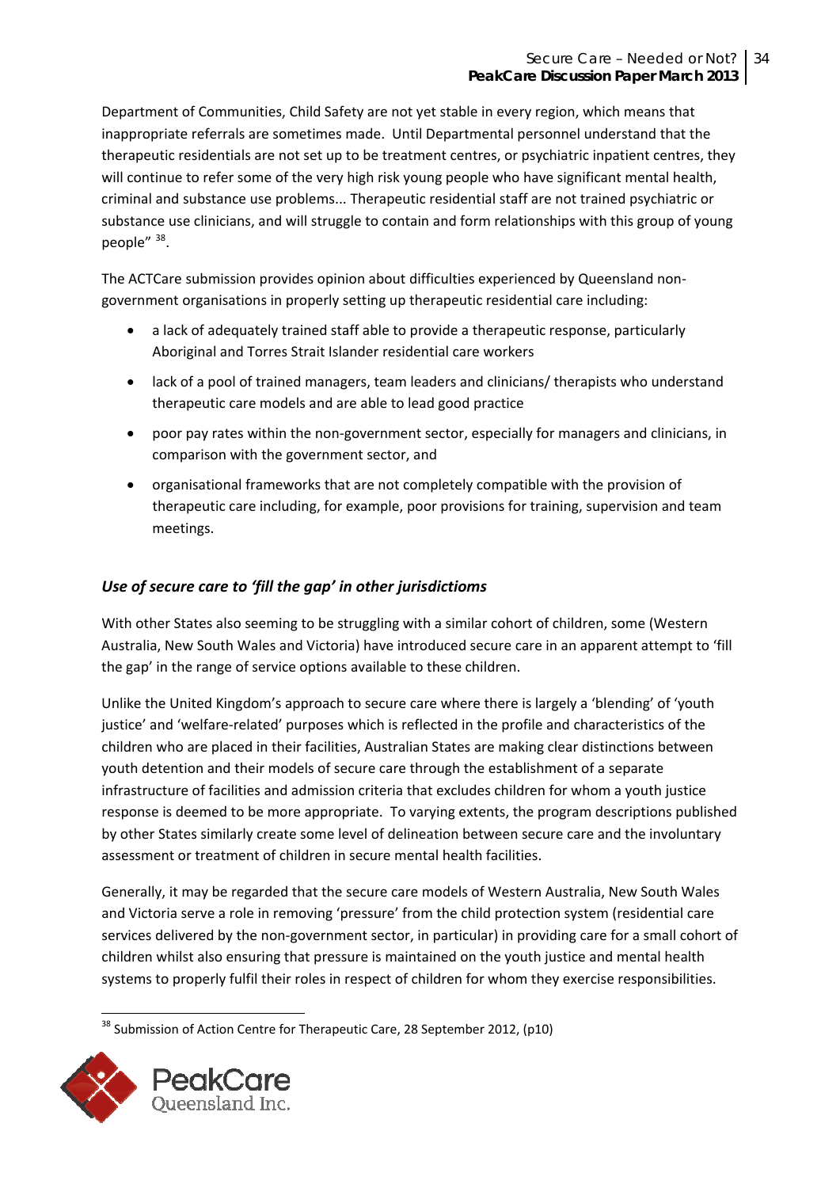Department of Communities, Child Safety are not yet stable in every region, which means that inappropriate referrals are sometimes made. Until Departmental personnel understand that the therapeutic residentials are not set up to be treatment centres, or psychiatric inpatient centres, they will continue to refer some of the very high risk young people who have significant mental health, criminal and substance use problems... Therapeutic residential staff are not trained psychiatric or substance use clinicians, and will struggle to contain and form relationships with this group of young people" [38].

The ACTCare submission provides opinion about difficulties experienced by Queensland non-government organisations in properly setting up therapeutic residential care including:

- a lack of adequately trained staff able to provide a therapeutic response, particularly Aboriginal and Torres Strait Islander residential care workers
- lack of a pool of trained managers, team leaders and clinicians/ therapists who understand therapeutic care models and are able to lead good practice
- poor pay rates within the non-government sector, especially for managers and clinicians, in comparison with the government sector, and
- organisational frameworks that are not completely compatible with the provision of therapeutic care including, for example, poor provisions for training, supervision and team meetings.

### *Use of secure care to 'fill the gap' in other jurisdictioms*

With other States also seeming to be struggling with a similar cohort of children, some (Western Australia, New South Wales and Victoria) have introduced secure care in an apparent attempt to 'fill the gap' in the range of service options available to these children.

Unlike the United Kingdom's approach to secure care where there is largely a 'blending' of 'youth justice' and 'welfare-related' purposes which is reflected in the profile and characteristics of the children who are placed in their facilities, Australian States are making clear distinctions between youth detention and their models of secure care through the establishment of a separate infrastructure of facilities and admission criteria that excludes children for whom a youth justice response is deemed to be more appropriate. To varying extents, the program descriptions published by other States similarly create some level of delineation between secure care and the involuntary assessment or treatment of children in secure mental health facilities.

Generally, it may be regarded that the secure care models of Western Australia, New South Wales and Victoria serve a role in removing 'pressure' from the child protection system (residential care services delivered by the non-government sector, in particular) in providing care for a small cohort of children whilst also ensuring that pressure is maintained on the youth justice and mental health systems to properly fulfil their roles in respect of children for whom they exercise responsibilities.

[38] Submission of Action Centre for Therapeutic Care, 28 September 2012, (p10)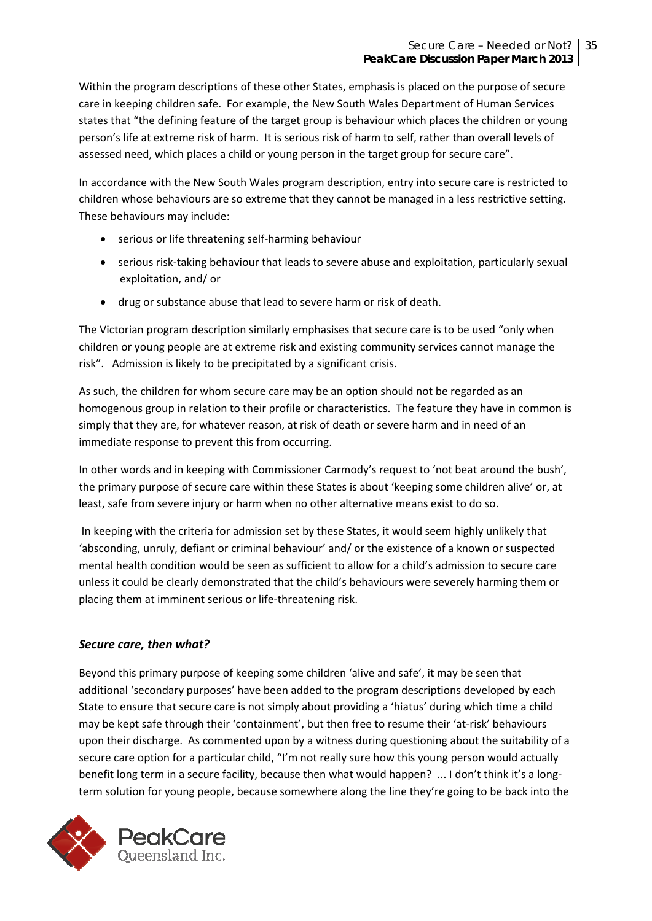Within the program descriptions of these other States, emphasis is placed on the purpose of secure care in keeping children safe. For example, the New South Wales Department of Human Services states that "the defining feature of the target group is behaviour which places the children or young person's life at extreme risk of harm. It is serious risk of harm to self, rather than overall levels of assessed need, which places a child or young person in the target group for secure care".

In accordance with the New South Wales program description, entry into secure care is restricted to children whose behaviours are so extreme that they cannot be managed in a less restrictive setting. These behaviours may include:

- serious or life threatening self-harming behaviour
- serious risk-taking behaviour that leads to severe abuse and exploitation, particularly sexual exploitation, and/ or
- drug or substance abuse that lead to severe harm or risk of death.

The Victorian program description similarly emphasises that secure care is to be used "only when children or young people are at extreme risk and existing community services cannot manage the risk". Admission is likely to be precipitated by a significant crisis.

As such, the children for whom secure care may be an option should not be regarded as an homogenous group in relation to their profile or characteristics. The feature they have in common is simply that they are, for whatever reason, at risk of death or severe harm and in need of an immediate response to prevent this from occurring.

In other words and in keeping with Commissioner Carmody's request to 'not beat around the bush', the primary purpose of secure care within these States is about 'keeping some children alive' or, at least, safe from severe injury or harm when no other alternative means exist to do so.

In keeping with the criteria for admission set by these States, it would seem highly unlikely that 'absconding, unruly, defiant or criminal behaviour' and/ or the existence of a known or suspected mental health condition would be seen as sufficient to allow for a child's admission to secure care unless it could be clearly demonstrated that the child's behaviours were severely harming them or placing them at imminent serious or life-threatening risk.

### *Secure care, then what?*

Beyond this primary purpose of keeping some children 'alive and safe', it may be seen that additional 'secondary purposes' have been added to the program descriptions developed by each State to ensure that secure care is not simply about providing a 'hiatus' during which time a child may be kept safe through their 'containment', but then free to resume their 'at-risk' behaviours upon their discharge. As commented upon by a witness during questioning about the suitability of a secure care option for a particular child, "I'm not really sure how this young person would actually benefit long term in a secure facility, because then what would happen? ... I don't think it's a long-term solution for young people, because somewhere along the line they're going to be back into the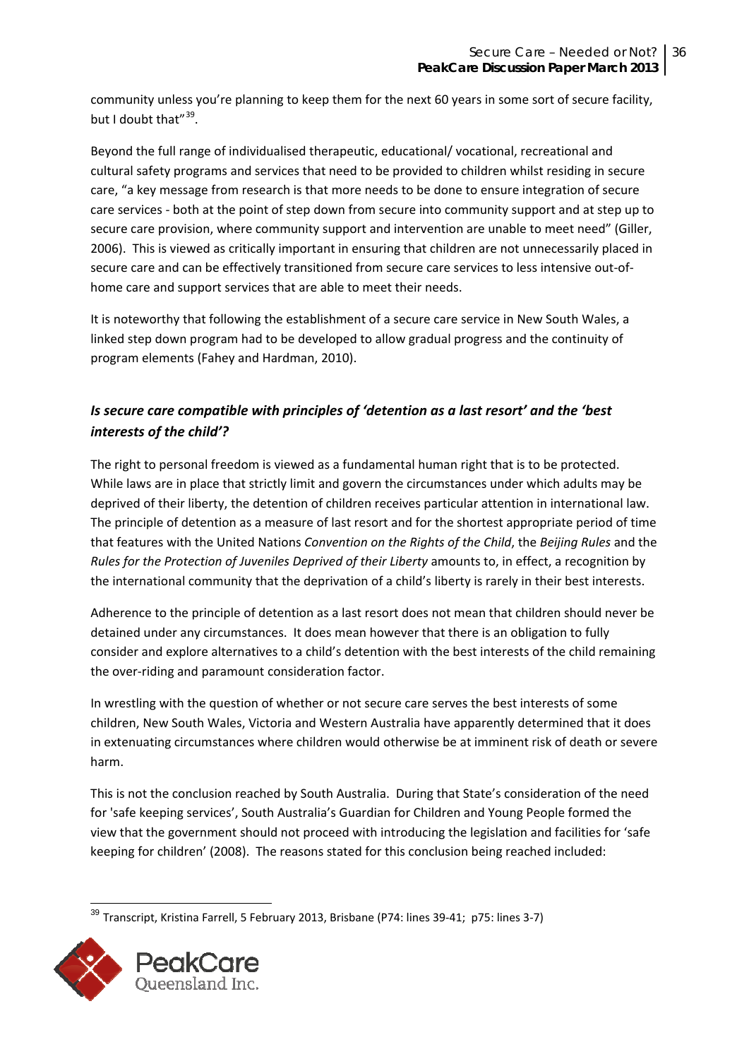community unless you're planning to keep them for the next 60 years in some sort of secure facility, but I doubt that"[39].

Beyond the full range of individualised therapeutic, educational/ vocational, recreational and cultural safety programs and services that need to be provided to children whilst residing in secure care, "a key message from research is that more needs to be done to ensure integration of secure care services - both at the point of step down from secure into community support and at step up to secure care provision, where community support and intervention are unable to meet need" (Giller, 2006). This is viewed as critically important in ensuring that children are not unnecessarily placed in secure care and can be effectively transitioned from secure care services to less intensive out-of-home care and support services that are able to meet their needs.

It is noteworthy that following the establishment of a secure care service in New South Wales, a linked step down program had to be developed to allow gradual progress and the continuity of program elements (Fahey and Hardman, 2010).

### *Is secure care compatible with principles of 'detention as a last resort' and the 'best interests of the child'?*

The right to personal freedom is viewed as a fundamental human right that is to be protected. While laws are in place that strictly limit and govern the circumstances under which adults may be deprived of their liberty, the detention of children receives particular attention in international law. The principle of detention as a measure of last resort and for the shortest appropriate period of time that features with the United Nations *Convention on the Rights of the Child*, the *Beijing Rules* and the *Rules for the Protection of Juveniles Deprived of their Liberty* amounts to, in effect, a recognition by the international community that the deprivation of a child's liberty is rarely in their best interests.

Adherence to the principle of detention as a last resort does not mean that children should never be detained under any circumstances. It does mean however that there is an obligation to fully consider and explore alternatives to a child's detention with the best interests of the child remaining the over-riding and paramount consideration factor.

In wrestling with the question of whether or not secure care serves the best interests of some children, New South Wales, Victoria and Western Australia have apparently determined that it does in extenuating circumstances where children would otherwise be at imminent risk of death or severe harm.

This is not the conclusion reached by South Australia. During that State's consideration of the need for 'safe keeping services', South Australia's Guardian for Children and Young People formed the view that the government should not proceed with introducing the legislation and facilities for 'safe keeping for children' (2008). The reasons stated for this conclusion being reached included:

---

[39] Transcript, Kristina Farrell, 5 February 2013, Brisbane (P74: lines 39-41; p75: lines 3-7)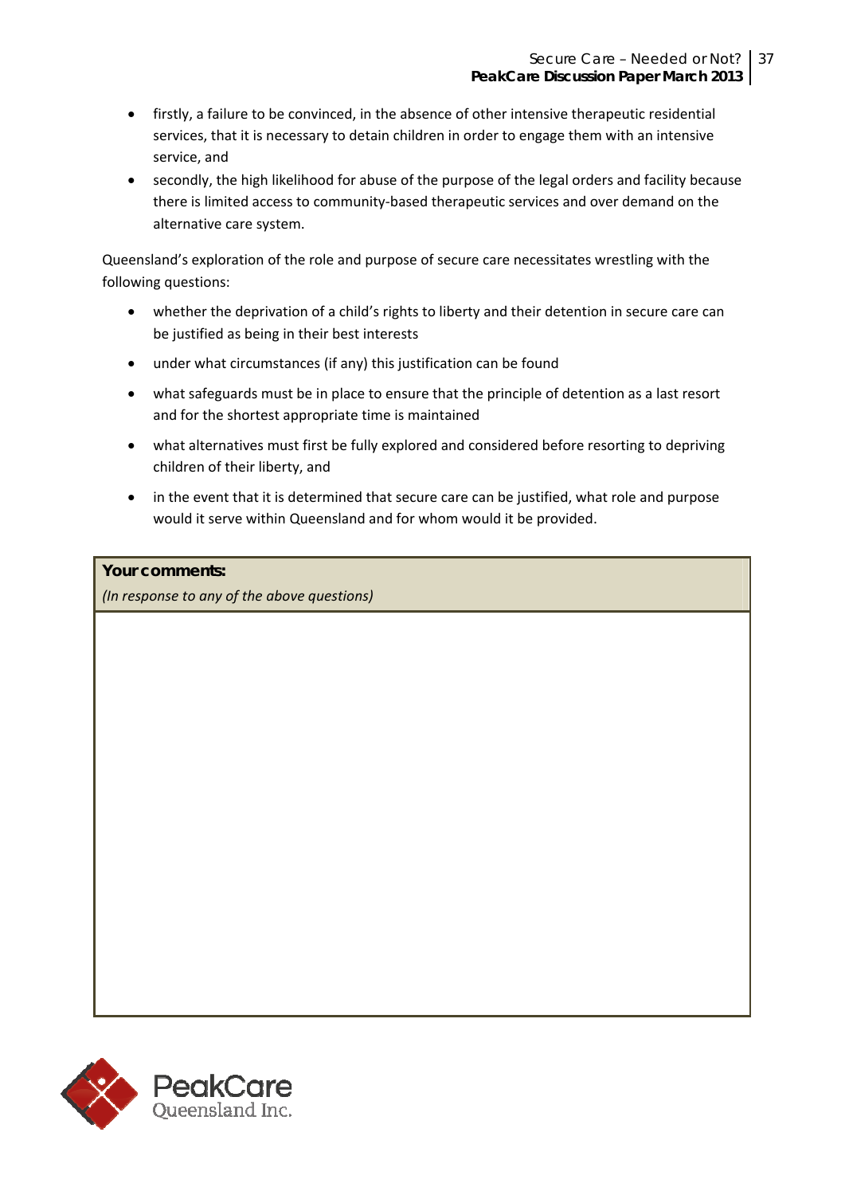- firstly, a failure to be convinced, in the absence of other intensive therapeutic residential services, that it is necessary to detain children in order to engage them with an intensive service, and
- secondly, the high likelihood for abuse of the purpose of the legal orders and facility because there is limited access to community-based therapeutic services and over demand on the alternative care system.

Queensland's exploration of the role and purpose of secure care necessitates wrestling with the following questions:

- whether the deprivation of a child's rights to liberty and their detention in secure care can be justified as being in their best interests
- under what circumstances (if any) this justification can be found
- what safeguards must be in place to ensure that the principle of detention as a last resort and for the shortest appropriate time is maintained
- what alternatives must first be fully explored and considered before resorting to depriving children of their liberty, and
- in the event that it is determined that secure care can be justified, what role and purpose would it serve within Queensland and for whom would it be provided.

| **Your comments:**<br>*(In response to any of the above questions)* |
|---|
| |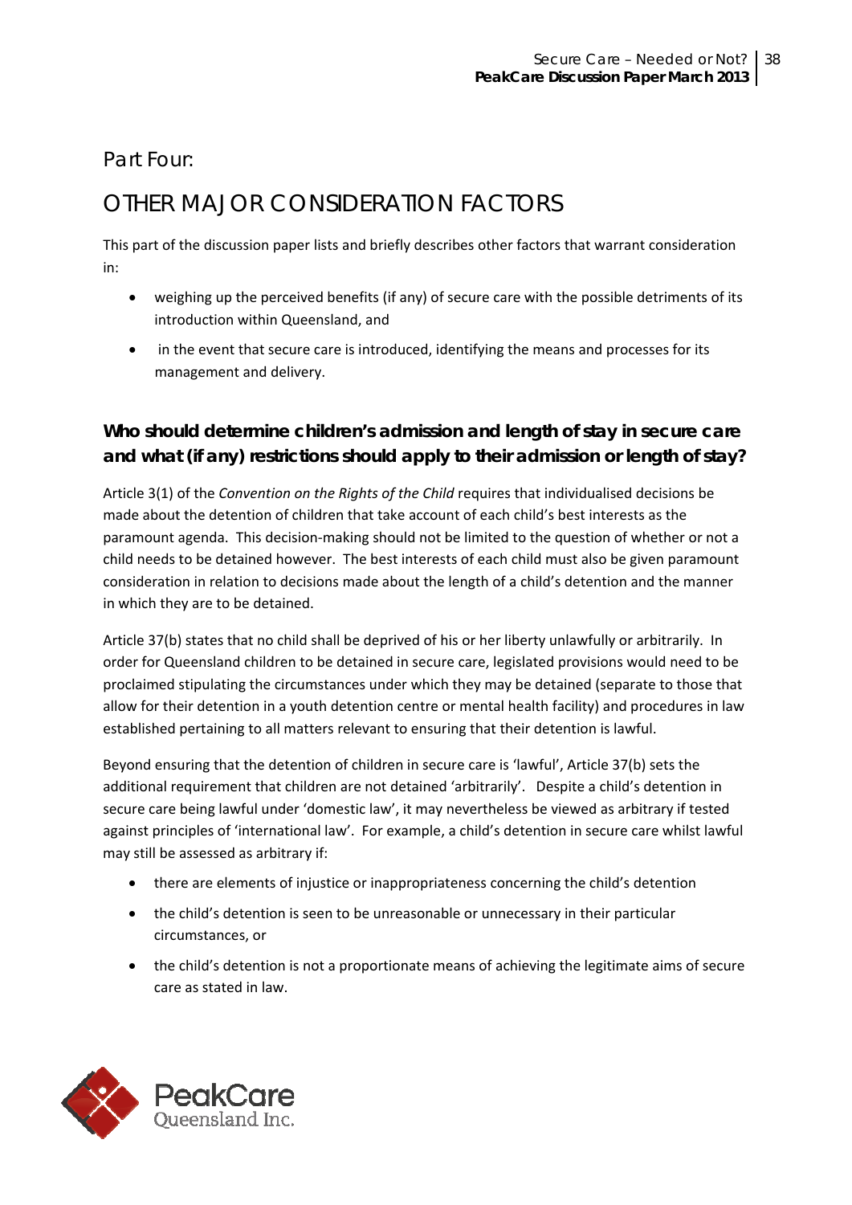## Part Four:

# OTHER MAJOR CONSIDERATION FACTORS

This part of the discussion paper lists and briefly describes other factors that warrant consideration in:

- weighing up the perceived benefits (if any) of secure care with the possible detriments of its introduction within Queensland, and
- in the event that secure care is introduced, identifying the means and processes for its management and delivery.

### Who should determine children's admission and length of stay in secure care and what (if any) restrictions should apply to their admission or length of stay?

Article 3(1) of the *Convention on the Rights of the Child* requires that individualised decisions be made about the detention of children that take account of each child's best interests as the paramount agenda. This decision-making should not be limited to the question of whether or not a child needs to be detained however. The best interests of each child must also be given paramount consideration in relation to decisions made about the length of a child's detention and the manner in which they are to be detained.

Article 37(b) states that no child shall be deprived of his or her liberty unlawfully or arbitrarily. In order for Queensland children to be detained in secure care, legislated provisions would need to be proclaimed stipulating the circumstances under which they may be detained (separate to those that allow for their detention in a youth detention centre or mental health facility) and procedures in law established pertaining to all matters relevant to ensuring that their detention is lawful.

Beyond ensuring that the detention of children in secure care is 'lawful', Article 37(b) sets the additional requirement that children are not detained 'arbitrarily'. Despite a child's detention in secure care being lawful under 'domestic law', it may nevertheless be viewed as arbitrary if tested against principles of 'international law'. For example, a child's detention in secure care whilst lawful may still be assessed as arbitrary if:

- there are elements of injustice or inappropriateness concerning the child's detention
- the child's detention is seen to be unreasonable or unnecessary in their particular circumstances, or
- the child's detention is not a proportionate means of achieving the legitimate aims of secure care as stated in law.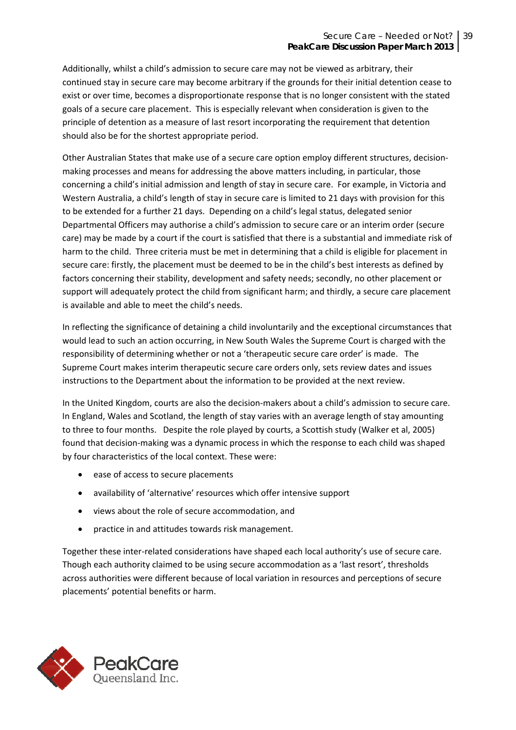Additionally, whilst a child's admission to secure care may not be viewed as arbitrary, their continued stay in secure care may become arbitrary if the grounds for their initial detention cease to exist or over time, becomes a disproportionate response that is no longer consistent with the stated goals of a secure care placement. This is especially relevant when consideration is given to the principle of detention as a measure of last resort incorporating the requirement that detention should also be for the shortest appropriate period.

Other Australian States that make use of a secure care option employ different structures, decision-making processes and means for addressing the above matters including, in particular, those concerning a child's initial admission and length of stay in secure care. For example, in Victoria and Western Australia, a child's length of stay in secure care is limited to 21 days with provision for this to be extended for a further 21 days. Depending on a child's legal status, delegated senior Departmental Officers may authorise a child's admission to secure care or an interim order (secure care) may be made by a court if the court is satisfied that there is a substantial and immediate risk of harm to the child. Three criteria must be met in determining that a child is eligible for placement in secure care: firstly, the placement must be deemed to be in the child's best interests as defined by factors concerning their stability, development and safety needs; secondly, no other placement or support will adequately protect the child from significant harm; and thirdly, a secure care placement is available and able to meet the child's needs.

In reflecting the significance of detaining a child involuntarily and the exceptional circumstances that would lead to such an action occurring, in New South Wales the Supreme Court is charged with the responsibility of determining whether or not a 'therapeutic secure care order' is made. The Supreme Court makes interim therapeutic secure care orders only, sets review dates and issues instructions to the Department about the information to be provided at the next review.

In the United Kingdom, courts are also the decision-makers about a child's admission to secure care. In England, Wales and Scotland, the length of stay varies with an average length of stay amounting to three to four months. Despite the role played by courts, a Scottish study (Walker et al, 2005) found that decision-making was a dynamic process in which the response to each child was shaped by four characteristics of the local context. These were:

- ease of access to secure placements
- availability of 'alternative' resources which offer intensive support
- views about the role of secure accommodation, and
- practice in and attitudes towards risk management.

Together these inter-related considerations have shaped each local authority's use of secure care. Though each authority claimed to be using secure accommodation as a 'last resort', thresholds across authorities were different because of local variation in resources and perceptions of secure placements' potential benefits or harm.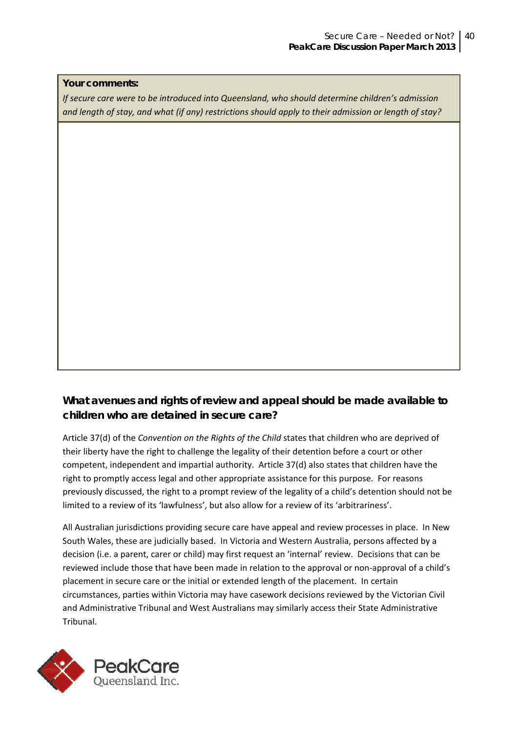**Your comments:**

*If secure care were to be introduced into Queensland, who should determine children's admission and length of stay, and what (if any) restrictions should apply to their admission or length of stay?*

## What avenues and rights of review and appeal should be made available to children who are detained in secure care?

Article 37(d) of the *Convention on the Rights of the Child* states that children who are deprived of their liberty have the right to challenge the legality of their detention before a court or other competent, independent and impartial authority. Article 37(d) also states that children have the right to promptly access legal and other appropriate assistance for this purpose. For reasons previously discussed, the right to a prompt review of the legality of a child's detention should not be limited to a review of its 'lawfulness', but also allow for a review of its 'arbitrariness'.

All Australian jurisdictions providing secure care have appeal and review processes in place. In New South Wales, these are judicially based. In Victoria and Western Australia, persons affected by a decision (i.e. a parent, carer or child) may first request an 'internal' review. Decisions that can be reviewed include those that have been made in relation to the approval or non-approval of a child's placement in secure care or the initial or extended length of the placement. In certain circumstances, parties within Victoria may have casework decisions reviewed by the Victorian Civil and Administrative Tribunal and West Australians may similarly access their State Administrative Tribunal.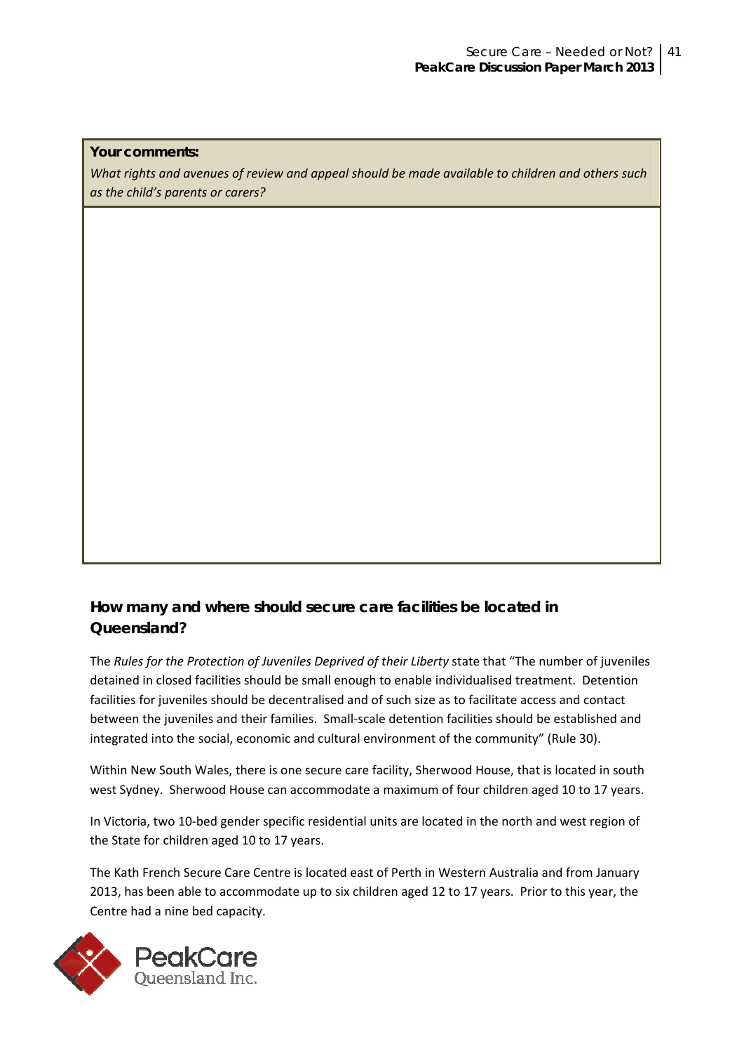**Your comments:**

*What rights and avenues of review and appeal should be made available to children and others such as the child's parents or carers?*

## How many and where should secure care facilities be located in Queensland?

The *Rules for the Protection of Juveniles Deprived of their Liberty* state that "The number of juveniles detained in closed facilities should be small enough to enable individualised treatment. Detention facilities for juveniles should be decentralised and of such size as to facilitate access and contact between the juveniles and their families. Small-scale detention facilities should be established and integrated into the social, economic and cultural environment of the community" (Rule 30).

Within New South Wales, there is one secure care facility, Sherwood House, that is located in south west Sydney. Sherwood House can accommodate a maximum of four children aged 10 to 17 years.

In Victoria, two 10-bed gender specific residential units are located in the north and west region of the State for children aged 10 to 17 years.

The Kath French Secure Care Centre is located east of Perth in Western Australia and from January 2013, has been able to accommodate up to six children aged 12 to 17 years. Prior to this year, the Centre had a nine bed capacity.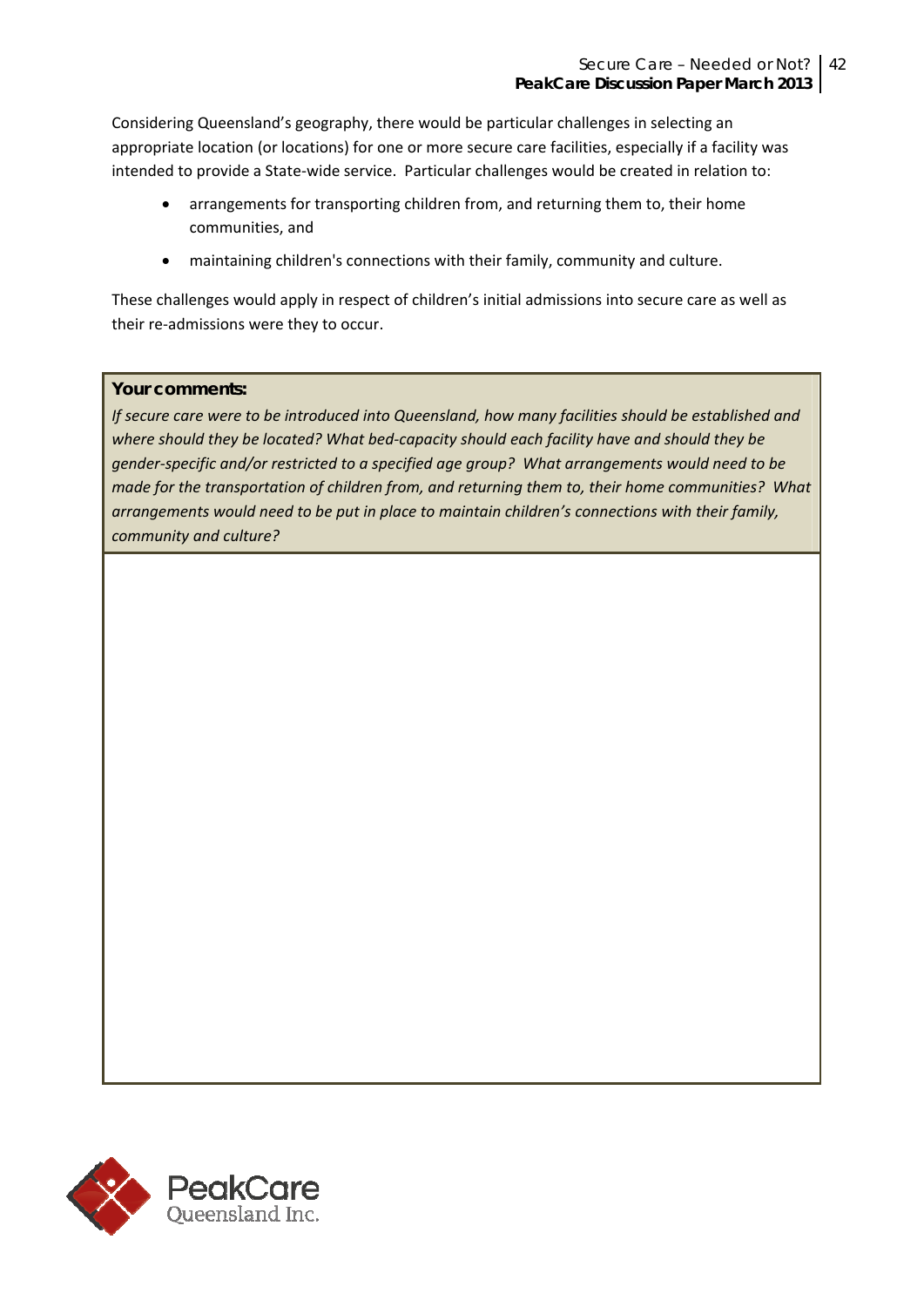Considering Queensland's geography, there would be particular challenges in selecting an appropriate location (or locations) for one or more secure care facilities, especially if a facility was intended to provide a State-wide service. Particular challenges would be created in relation to:

- arrangements for transporting children from, and returning them to, their home communities, and
- maintaining children's connections with their family, community and culture.

These challenges would apply in respect of children's initial admissions into secure care as well as their re-admissions were they to occur.

**Your comments:**

*If secure care were to be introduced into Queensland, how many facilities should be established and where should they be located? What bed-capacity should each facility have and should they be gender-specific and/or restricted to a specified age group? What arrangements would need to be made for the transportation of children from, and returning them to, their home communities? What arrangements would need to be put in place to maintain children's connections with their family, community and culture?*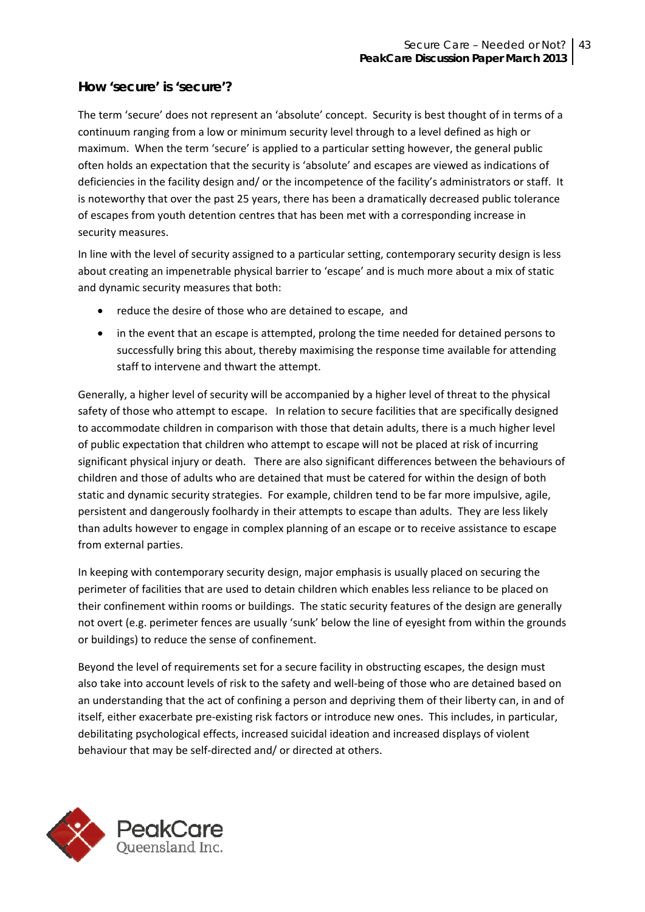## How 'secure' is 'secure'?

The term 'secure' does not represent an 'absolute' concept. Security is best thought of in terms of a continuum ranging from a low or minimum security level through to a level defined as high or maximum. When the term 'secure' is applied to a particular setting however, the general public often holds an expectation that the security is 'absolute' and escapes are viewed as indications of deficiencies in the facility design and/ or the incompetence of the facility's administrators or staff. It is noteworthy that over the past 25 years, there has been a dramatically decreased public tolerance of escapes from youth detention centres that has been met with a corresponding increase in security measures.

In line with the level of security assigned to a particular setting, contemporary security design is less about creating an impenetrable physical barrier to 'escape' and is much more about a mix of static and dynamic security measures that both:

- reduce the desire of those who are detained to escape, and
- in the event that an escape is attempted, prolong the time needed for detained persons to successfully bring this about, thereby maximising the response time available for attending staff to intervene and thwart the attempt.

Generally, a higher level of security will be accompanied by a higher level of threat to the physical safety of those who attempt to escape. In relation to secure facilities that are specifically designed to accommodate children in comparison with those that detain adults, there is a much higher level of public expectation that children who attempt to escape will not be placed at risk of incurring significant physical injury or death. There are also significant differences between the behaviours of children and those of adults who are detained that must be catered for within the design of both static and dynamic security strategies. For example, children tend to be far more impulsive, agile, persistent and dangerously foolhardy in their attempts to escape than adults. They are less likely than adults however to engage in complex planning of an escape or to receive assistance to escape from external parties.

In keeping with contemporary security design, major emphasis is usually placed on securing the perimeter of facilities that are used to detain children which enables less reliance to be placed on their confinement within rooms or buildings. The static security features of the design are generally not overt (e.g. perimeter fences are usually 'sunk' below the line of eyesight from within the grounds or buildings) to reduce the sense of confinement.

Beyond the level of requirements set for a secure facility in obstructing escapes, the design must also take into account levels of risk to the safety and well-being of those who are detained based on an understanding that the act of confining a person and depriving them of their liberty can, in and of itself, either exacerbate pre-existing risk factors or introduce new ones. This includes, in particular, debilitating psychological effects, increased suicidal ideation and increased displays of violent behaviour that may be self-directed and/ or directed at others.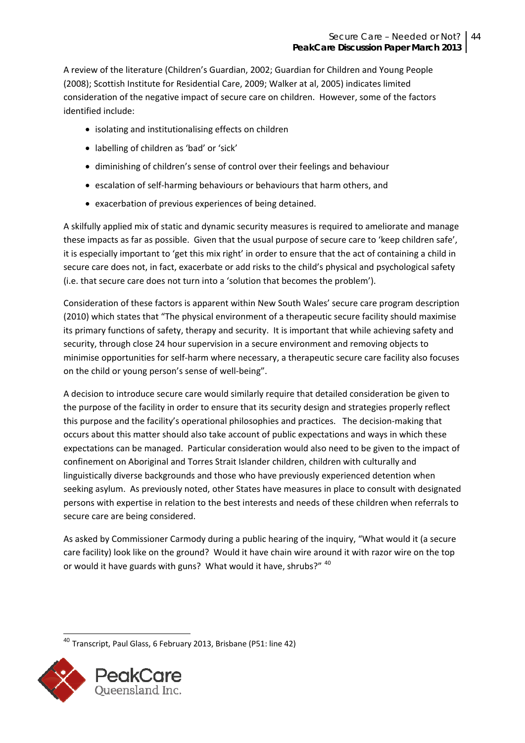A review of the literature (Children's Guardian, 2002; Guardian for Children and Young People (2008); Scottish Institute for Residential Care, 2009; Walker at al, 2005) indicates limited consideration of the negative impact of secure care on children. However, some of the factors identified include:

- isolating and institutionalising effects on children
- labelling of children as 'bad' or 'sick'
- diminishing of children's sense of control over their feelings and behaviour
- escalation of self-harming behaviours or behaviours that harm others, and
- exacerbation of previous experiences of being detained.

A skilfully applied mix of static and dynamic security measures is required to ameliorate and manage these impacts as far as possible. Given that the usual purpose of secure care to 'keep children safe', it is especially important to 'get this mix right' in order to ensure that the act of containing a child in secure care does not, in fact, exacerbate or add risks to the child's physical and psychological safety (i.e. that secure care does not turn into a 'solution that becomes the problem').

Consideration of these factors is apparent within New South Wales' secure care program description (2010) which states that "The physical environment of a therapeutic secure facility should maximise its primary functions of safety, therapy and security. It is important that while achieving safety and security, through close 24 hour supervision in a secure environment and removing objects to minimise opportunities for self-harm where necessary, a therapeutic secure care facility also focuses on the child or young person's sense of well-being".

A decision to introduce secure care would similarly require that detailed consideration be given to the purpose of the facility in order to ensure that its security design and strategies properly reflect this purpose and the facility's operational philosophies and practices. The decision-making that occurs about this matter should also take account of public expectations and ways in which these expectations can be managed. Particular consideration would also need to be given to the impact of confinement on Aboriginal and Torres Strait Islander children, children with culturally and linguistically diverse backgrounds and those who have previously experienced detention when seeking asylum. As previously noted, other States have measures in place to consult with designated persons with expertise in relation to the best interests and needs of these children when referrals to secure care are being considered.

As asked by Commissioner Carmody during a public hearing of the inquiry, "What would it (a secure care facility) look like on the ground? Would it have chain wire around it with razor wire on the top or would it have guards with guns? What would it have, shrubs?" [40]

[40] Transcript, Paul Glass, 6 February 2013, Brisbane (P51: line 42)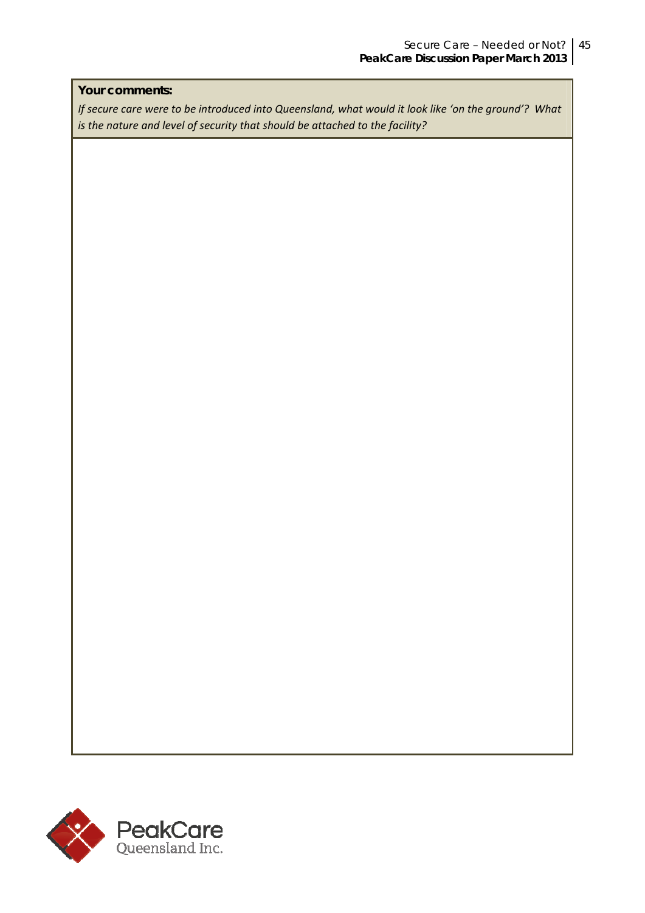**Your comments:**

*If secure care were to be introduced into Queensland, what would it look like 'on the ground'? What is the nature and level of security that should be attached to the facility?*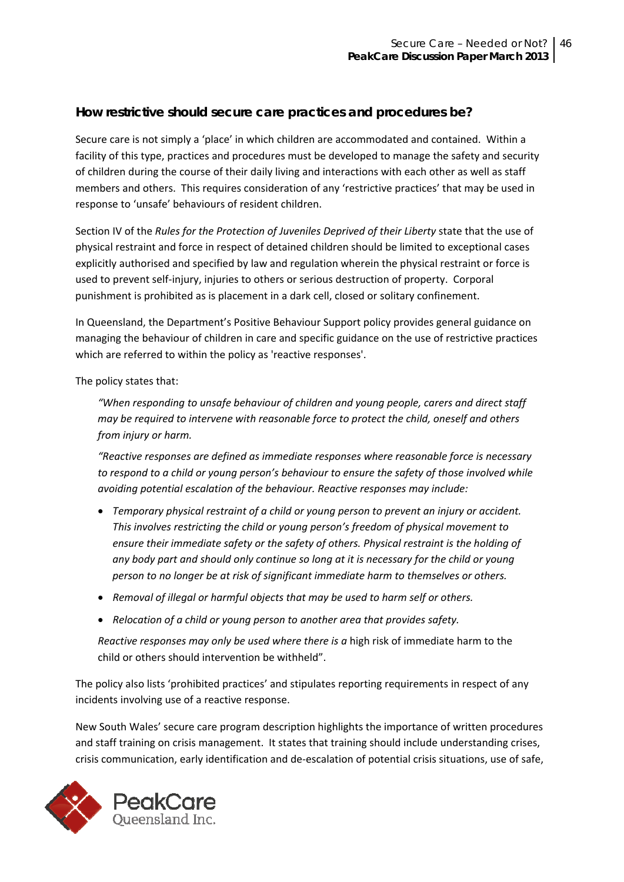## How restrictive should secure care practices and procedures be?

Secure care is not simply a 'place' in which children are accommodated and contained. Within a facility of this type, practices and procedures must be developed to manage the safety and security of children during the course of their daily living and interactions with each other as well as staff members and others. This requires consideration of any 'restrictive practices' that may be used in response to 'unsafe' behaviours of resident children.

Section IV of the *Rules for the Protection of Juveniles Deprived of their Liberty* state that the use of physical restraint and force in respect of detained children should be limited to exceptional cases explicitly authorised and specified by law and regulation wherein the physical restraint or force is used to prevent self-injury, injuries to others or serious destruction of property. Corporal punishment is prohibited as is placement in a dark cell, closed or solitary confinement.

In Queensland, the Department's Positive Behaviour Support policy provides general guidance on managing the behaviour of children in care and specific guidance on the use of restrictive practices which are referred to within the policy as 'reactive responses'.

The policy states that:

> *"When responding to unsafe behaviour of children and young people, carers and direct staff may be required to intervene with reasonable force to protect the child, oneself and others from injury or harm.*
>
> *"Reactive responses are defined as immediate responses where reasonable force is necessary to respond to a child or young person's behaviour to ensure the safety of those involved while avoiding potential escalation of the behaviour. Reactive responses may include:*
>
> - *Temporary physical restraint of a child or young person to prevent an injury or accident. This involves restricting the child or young person's freedom of physical movement to ensure their immediate safety or the safety of others. Physical restraint is the holding of any body part and should only continue so long at it is necessary for the child or young person to no longer be at risk of significant immediate harm to themselves or others.*
> - *Removal of illegal or harmful objects that may be used to harm self or others.*
> - *Relocation of a child or young person to another area that provides safety.*
>
> *Reactive responses may only be used where there is a* high risk of immediate harm to the child or others should intervention be withheld".

The policy also lists 'prohibited practices' and stipulates reporting requirements in respect of any incidents involving use of a reactive response.

New South Wales' secure care program description highlights the importance of written procedures and staff training on crisis management. It states that training should include understanding crises, crisis communication, early identification and de-escalation of potential crisis situations, use of safe,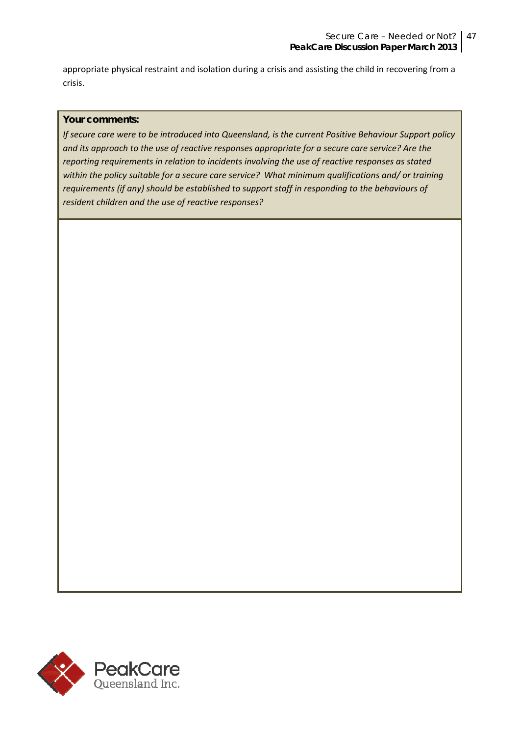appropriate physical restraint and isolation during a crisis and assisting the child in recovering from a crisis.

**Your comments:**

*If secure care were to be introduced into Queensland, is the current Positive Behaviour Support policy and its approach to the use of reactive responses appropriate for a secure care service? Are the reporting requirements in relation to incidents involving the use of reactive responses as stated within the policy suitable for a secure care service? What minimum qualifications and/ or training requirements (if any) should be established to support staff in responding to the behaviours of resident children and the use of reactive responses?*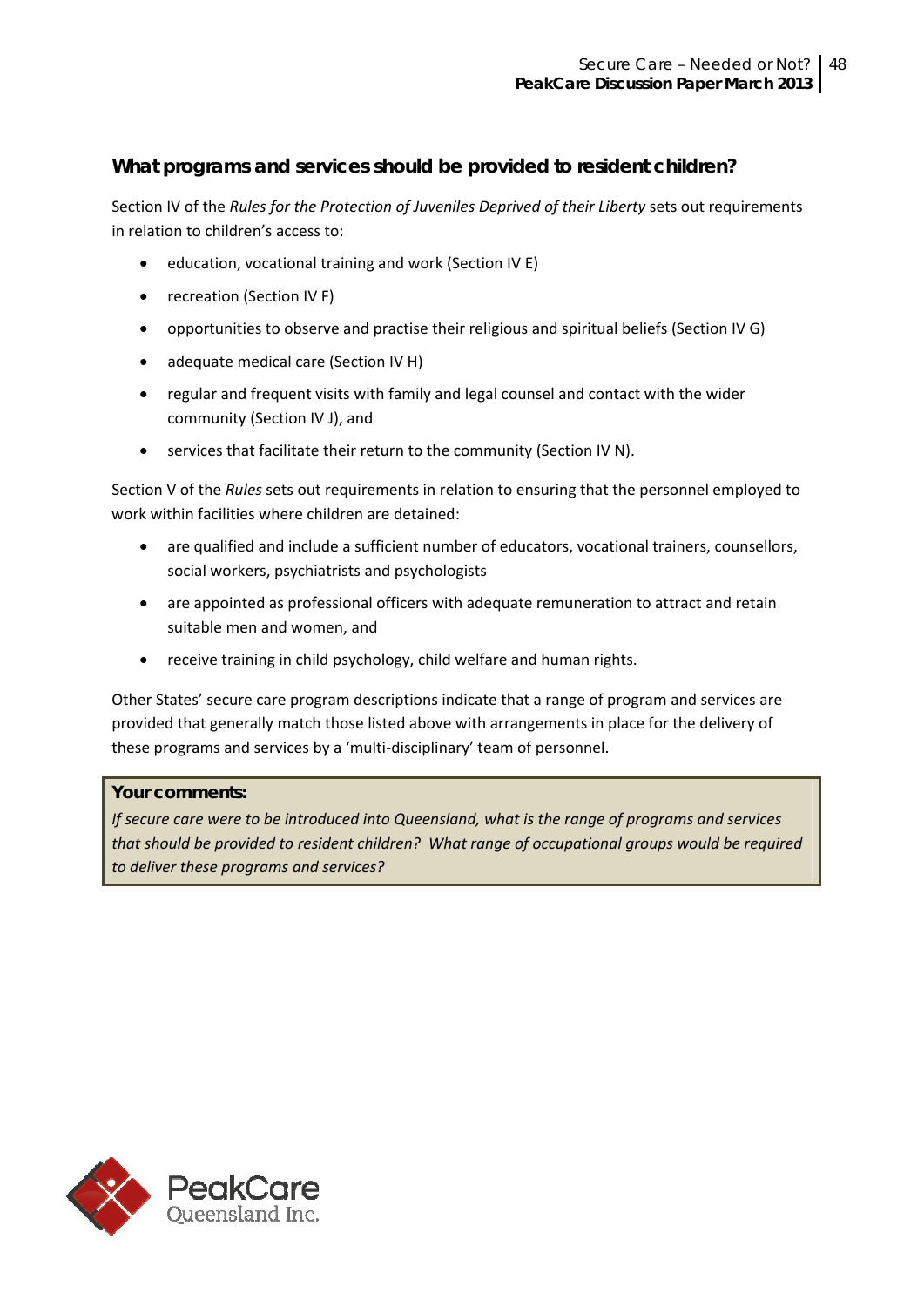### What programs and services should be provided to resident children?

Section IV of the *Rules for the Protection of Juveniles Deprived of their Liberty* sets out requirements in relation to children's access to:

- education, vocational training and work (Section IV E)
- recreation (Section IV F)
- opportunities to observe and practise their religious and spiritual beliefs (Section IV G)
- adequate medical care (Section IV H)
- regular and frequent visits with family and legal counsel and contact with the wider community (Section IV J), and
- services that facilitate their return to the community (Section IV N).

Section V of the *Rules* sets out requirements in relation to ensuring that the personnel employed to work within facilities where children are detained:

- are qualified and include a sufficient number of educators, vocational trainers, counsellors, social workers, psychiatrists and psychologists
- are appointed as professional officers with adequate remuneration to attract and retain suitable men and women, and
- receive training in child psychology, child welfare and human rights.

Other States' secure care program descriptions indicate that a range of program and services are provided that generally match those listed above with arrangements in place for the delivery of these programs and services by a 'multi-disciplinary' team of personnel.

**Your comments:**

*If secure care were to be introduced into Queensland, what is the range of programs and services that should be provided to resident children? What range of occupational groups would be required to deliver these programs and services?*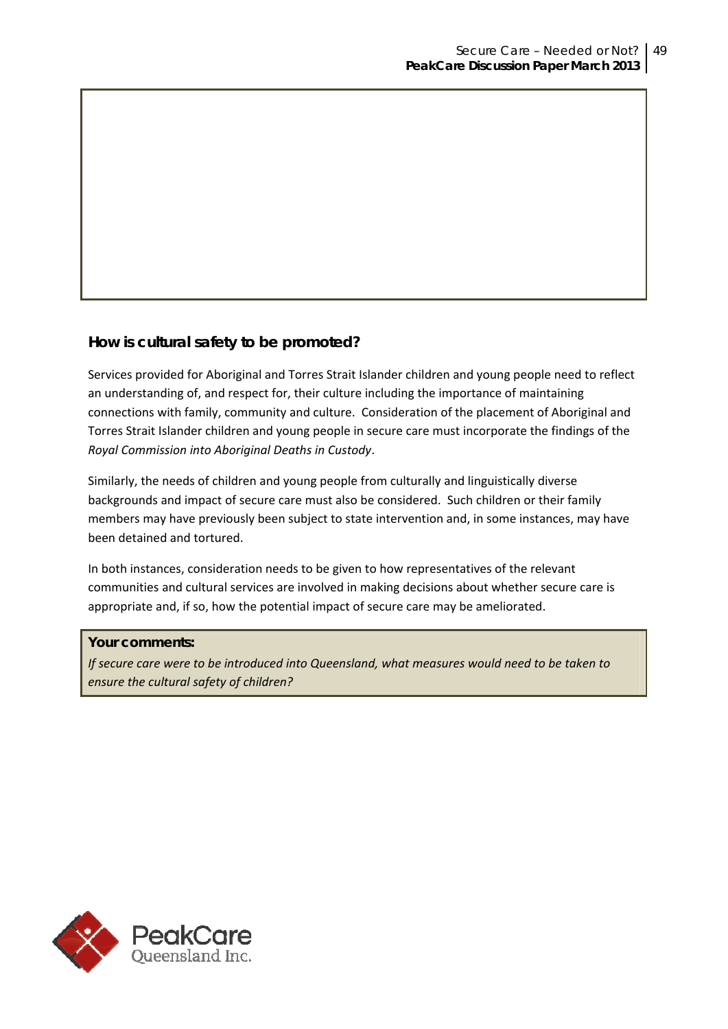### How is cultural safety to be promoted?

Services provided for Aboriginal and Torres Strait Islander children and young people need to reflect an understanding of, and respect for, their culture including the importance of maintaining connections with family, community and culture. Consideration of the placement of Aboriginal and Torres Strait Islander children and young people in secure care must incorporate the findings of the *Royal Commission into Aboriginal Deaths in Custody*.

Similarly, the needs of children and young people from culturally and linguistically diverse backgrounds and impact of secure care must also be considered. Such children or their family members may have previously been subject to state intervention and, in some instances, may have been detained and tortured.

In both instances, consideration needs to be given to how representatives of the relevant communities and cultural services are involved in making decisions about whether secure care is appropriate and, if so, how the potential impact of secure care may be ameliorated.

**Your comments:**

*If secure care were to be introduced into Queensland, what measures would need to be taken to ensure the cultural safety of children?*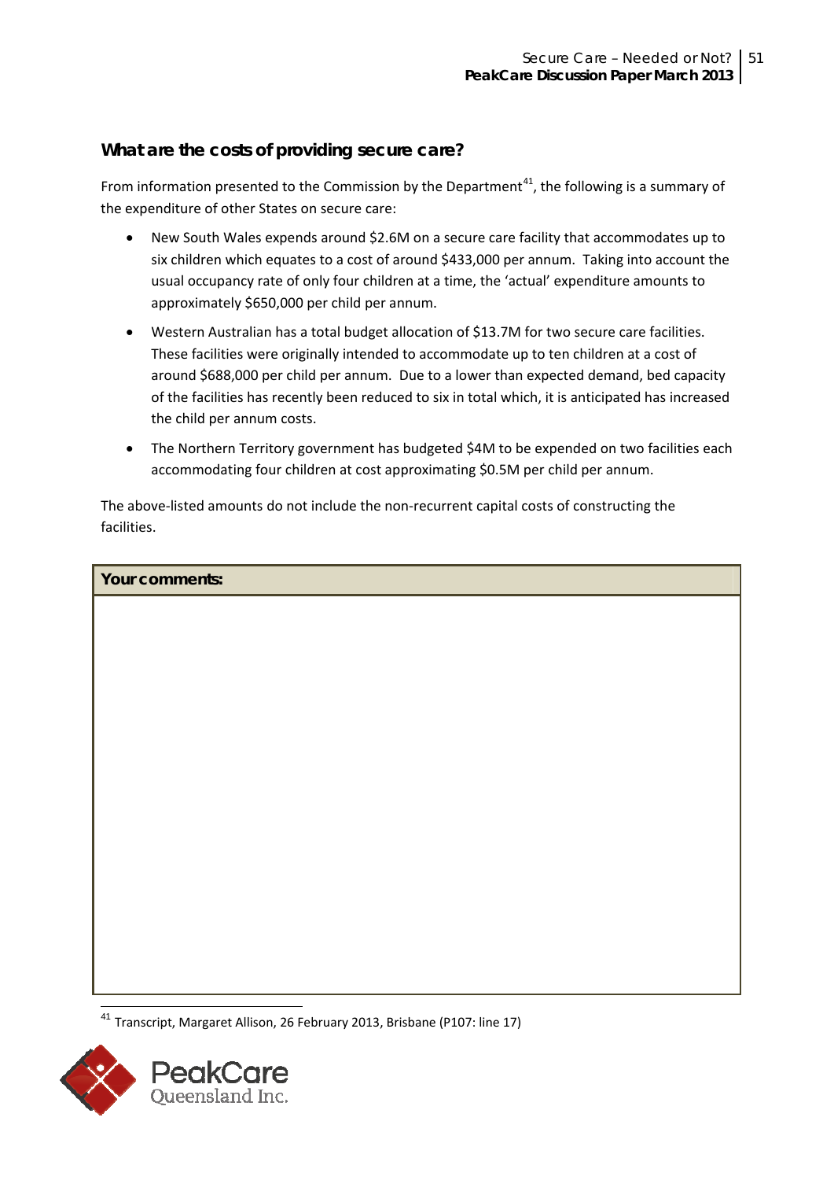### What are the costs of providing secure care?

From information presented to the Commission by the Department[41], the following is a summary of the expenditure of other States on secure care:

- New South Wales expends around $2.6M on a secure care facility that accommodates up to six children which equates to a cost of around $433,000 per annum. Taking into account the usual occupancy rate of only four children at a time, the 'actual' expenditure amounts to approximately $650,000 per child per annum.
- Western Australian has a total budget allocation of $13.7M for two secure care facilities. These facilities were originally intended to accommodate up to ten children at a cost of around $688,000 per child per annum. Due to a lower than expected demand, bed capacity of the facilities has recently been reduced to six in total which, it is anticipated has increased the child per annum costs.
- The Northern Territory government has budgeted $4M to be expended on two facilities each accommodating four children at cost approximating $0.5M per child per annum.

The above-listed amounts do not include the non-recurrent capital costs of constructing the facilities.

| **Your comments:** |
|---|
| |

[41] Transcript, Margaret Allison, 26 February 2013, Brisbane (P107: line 17)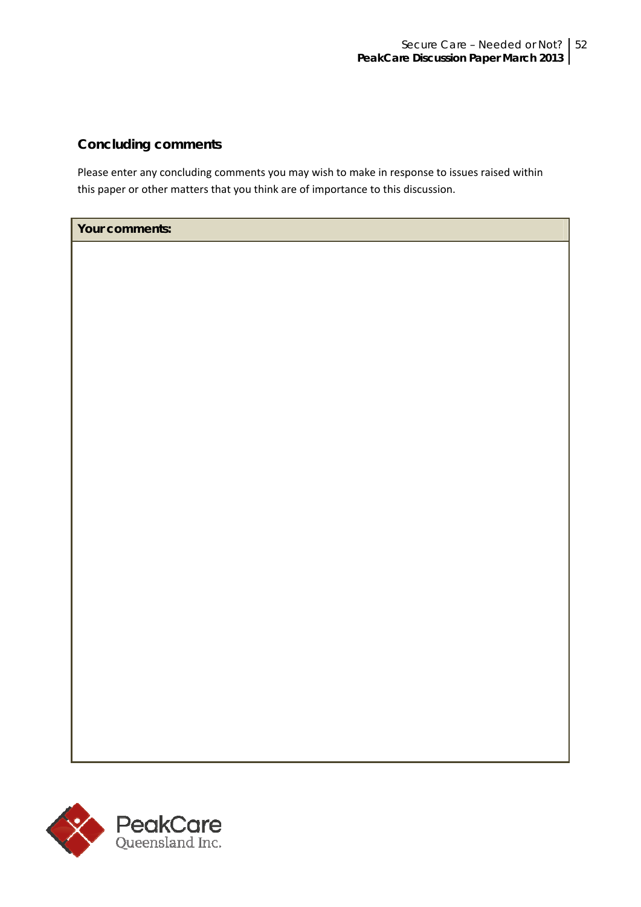## Concluding comments

Please enter any concluding comments you may wish to make in response to issues raised within this paper or other matters that you think are of importance to this discussion.

| Your comments: |
| --- |
| |

PeakCare Queensland Inc.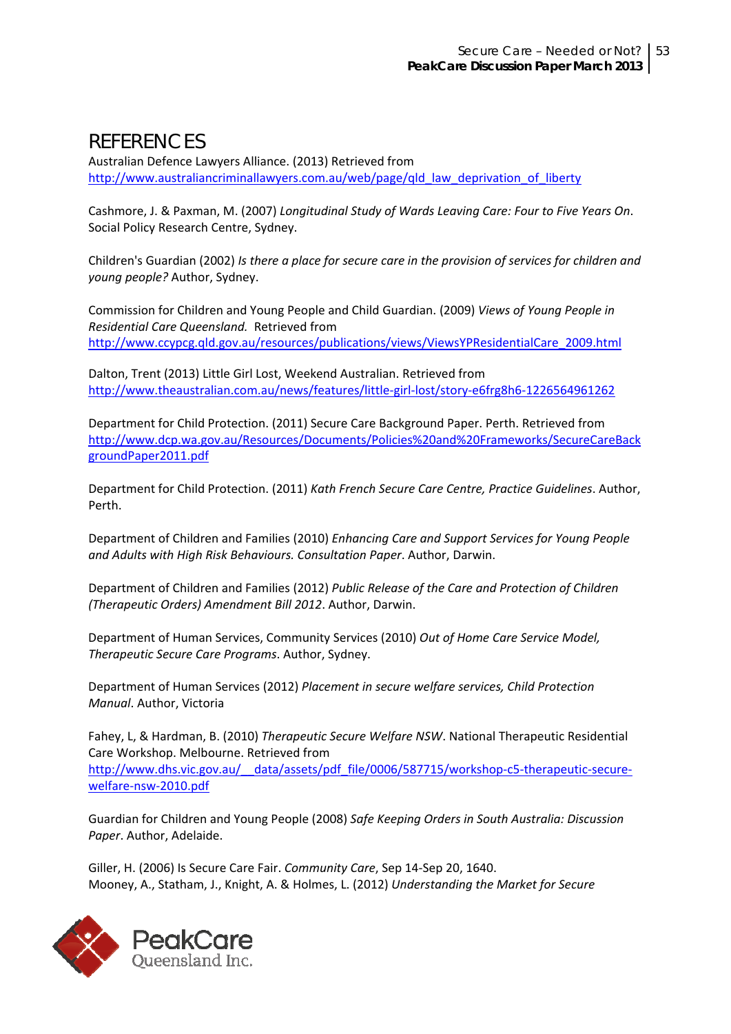# REFERENCES

Australian Defence Lawyers Alliance. (2013) Retrieved from http://www.australiancriminallawyers.com.au/web/page/qld_law_deprivation_of_liberty

Cashmore, J. & Paxman, M. (2007) *Longitudinal Study of Wards Leaving Care: Four to Five Years On*. Social Policy Research Centre, Sydney.

Children's Guardian (2002) *Is there a place for secure care in the provision of services for children and young people?* Author, Sydney.

Commission for Children and Young People and Child Guardian. (2009) *Views of Young People in Residential Care Queensland.* Retrieved from http://www.ccypcg.qld.gov.au/resources/publications/views/ViewsYPResidentialCare_2009.html

Dalton, Trent (2013) Little Girl Lost, Weekend Australian. Retrieved from http://www.theaustralian.com.au/news/features/little-girl-lost/story-e6frg8h6-1226564961262

Department for Child Protection. (2011) Secure Care Background Paper. Perth. Retrieved from http://www.dcp.wa.gov.au/Resources/Documents/Policies%20and%20Frameworks/SecureCareBackgroundPaper2011.pdf

Department for Child Protection. (2011) *Kath French Secure Care Centre, Practice Guidelines*. Author, Perth.

Department of Children and Families (2010) *Enhancing Care and Support Services for Young People and Adults with High Risk Behaviours. Consultation Paper*. Author, Darwin.

Department of Children and Families (2012) *Public Release of the Care and Protection of Children (Therapeutic Orders) Amendment Bill 2012*. Author, Darwin.

Department of Human Services, Community Services (2010) *Out of Home Care Service Model, Therapeutic Secure Care Programs*. Author, Sydney.

Department of Human Services (2012) *Placement in secure welfare services, Child Protection Manual*. Author, Victoria

Fahey, L, & Hardman, B. (2010) *Therapeutic Secure Welfare NSW*. National Therapeutic Residential Care Workshop. Melbourne. Retrieved from http://www.dhs.vic.gov.au/__data/assets/pdf_file/0006/587715/workshop-c5-therapeutic-secure-welfare-nsw-2010.pdf

Guardian for Children and Young People (2008) *Safe Keeping Orders in South Australia: Discussion Paper*. Author, Adelaide.

Giller, H. (2006) Is Secure Care Fair. *Community Care*, Sep 14-Sep 20, 1640.
Mooney, A., Statham, J., Knight, A. & Holmes, L. (2012) *Understanding the Market for Secure*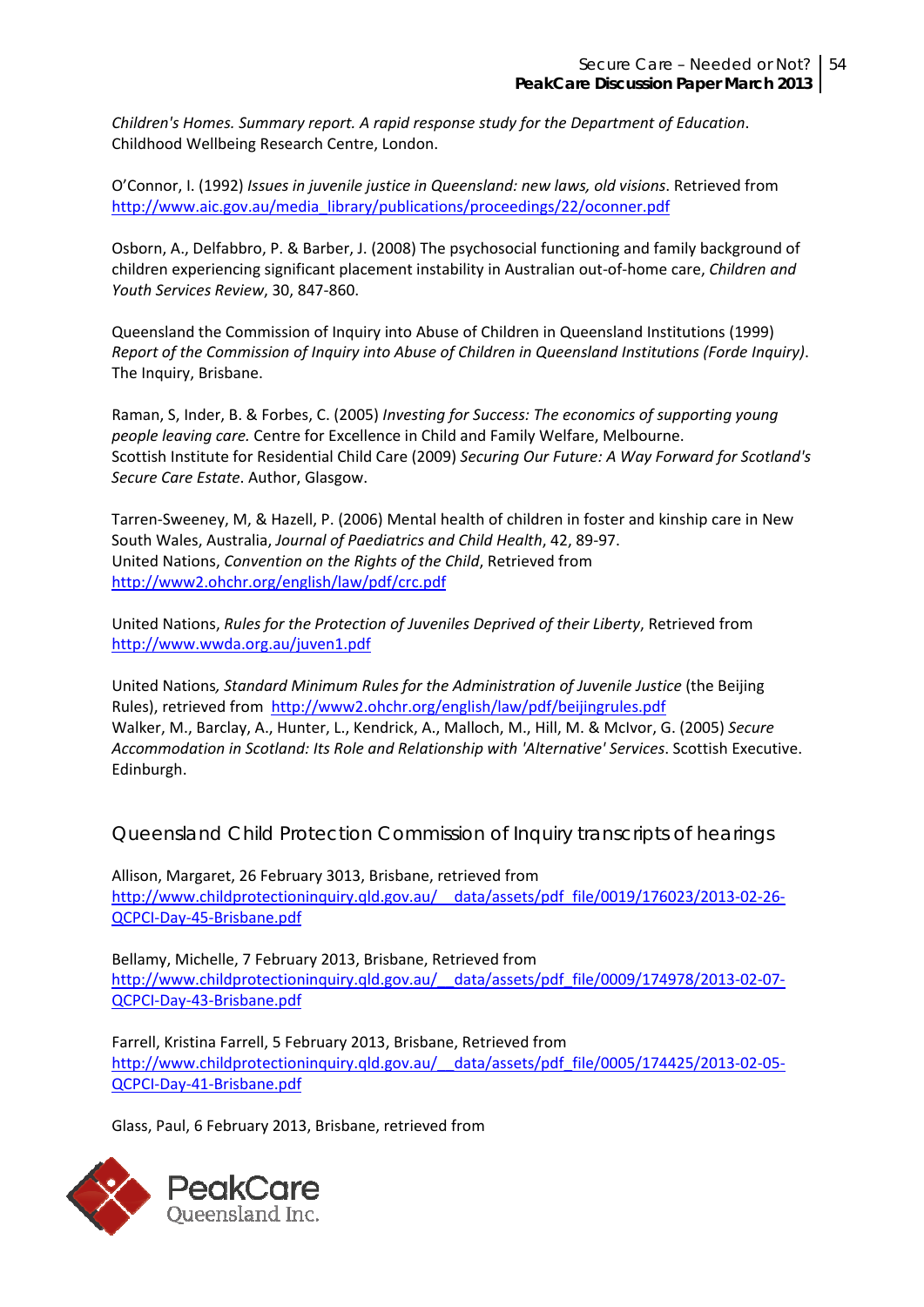*Children's Homes. Summary report. A rapid response study for the Department of Education*. Childhood Wellbeing Research Centre, London.

O'Connor, I. (1992) *Issues in juvenile justice in Queensland: new laws, old visions*. Retrieved from http://www.aic.gov.au/media_library/publications/proceedings/22/oconner.pdf

Osborn, A., Delfabbro, P. & Barber, J. (2008) The psychosocial functioning and family background of children experiencing significant placement instability in Australian out-of-home care, *Children and Youth Services Review*, 30, 847-860.

Queensland the Commission of Inquiry into Abuse of Children in Queensland Institutions (1999) *Report of the Commission of Inquiry into Abuse of Children in Queensland Institutions (Forde Inquiry)*. The Inquiry, Brisbane.

Raman, S, Inder, B. & Forbes, C. (2005) *Investing for Success: The economics of supporting young people leaving care.* Centre for Excellence in Child and Family Welfare, Melbourne.

Scottish Institute for Residential Child Care (2009) *Securing Our Future: A Way Forward for Scotland's Secure Care Estate*. Author, Glasgow.

Tarren-Sweeney, M, & Hazell, P. (2006) Mental health of children in foster and kinship care in New South Wales, Australia, *Journal of Paediatrics and Child Health*, 42, 89-97.

United Nations, *Convention on the Rights of the Child*, Retrieved from http://www2.ohchr.org/english/law/pdf/crc.pdf

United Nations, *Rules for the Protection of Juveniles Deprived of their Liberty*, Retrieved from http://www.wwda.org.au/juven1.pdf

United Nations*, Standard Minimum Rules for the Administration of Juvenile Justice* (the Beijing Rules), retrieved from http://www2.ohchr.org/english/law/pdf/beijingrules.pdf

Walker, M., Barclay, A., Hunter, L., Kendrick, A., Malloch, M., Hill, M. & McIvor, G. (2005) *Secure Accommodation in Scotland: Its Role and Relationship with 'Alternative' Services*. Scottish Executive. Edinburgh.

## Queensland Child Protection Commission of Inquiry transcripts of hearings

Allison, Margaret, 26 February 3013, Brisbane, retrieved from http://www.childprotectioninquiry.qld.gov.au/__data/assets/pdf_file/0019/176023/2013-02-26-QCPCI-Day-45-Brisbane.pdf

Bellamy, Michelle, 7 February 2013, Brisbane, Retrieved from http://www.childprotectioninquiry.qld.gov.au/__data/assets/pdf_file/0009/174978/2013-02-07-QCPCI-Day-43-Brisbane.pdf

Farrell, Kristina Farrell, 5 February 2013, Brisbane, Retrieved from http://www.childprotectioninquiry.qld.gov.au/__data/assets/pdf_file/0005/174425/2013-02-05-QCPCI-Day-41-Brisbane.pdf

Glass, Paul, 6 February 2013, Brisbane, retrieved from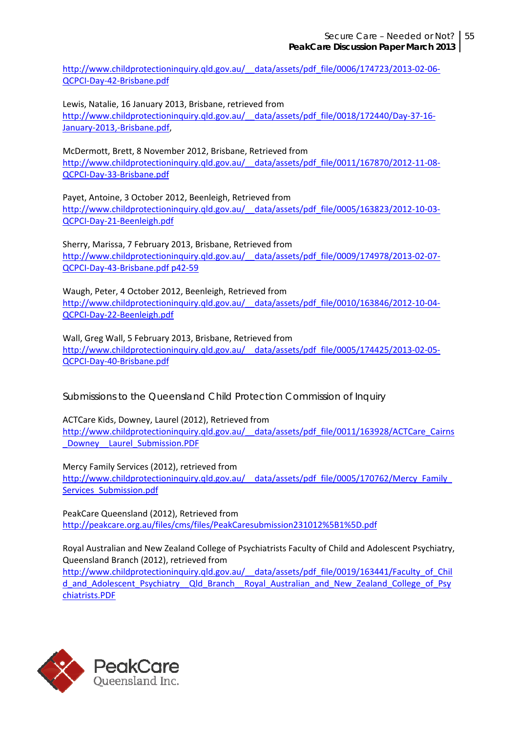http://www.childprotectioninquiry.qld.gov.au/__data/assets/pdf_file/0006/174723/2013-02-06-QCPCI-Day-42-Brisbane.pdf

Lewis, Natalie, 16 January 2013, Brisbane, retrieved from http://www.childprotectioninquiry.qld.gov.au/__data/assets/pdf_file/0018/172440/Day-37-16-January-2013,-Brisbane.pdf,

McDermott, Brett, 8 November 2012, Brisbane, Retrieved from http://www.childprotectioninquiry.qld.gov.au/__data/assets/pdf_file/0011/167870/2012-11-08-QCPCI-Day-33-Brisbane.pdf

Payet, Antoine, 3 October 2012, Beenleigh, Retrieved from http://www.childprotectioninquiry.qld.gov.au/__data/assets/pdf_file/0005/163823/2012-10-03-QCPCI-Day-21-Beenleigh.pdf

Sherry, Marissa, 7 February 2013, Brisbane, Retrieved from http://www.childprotectioninquiry.qld.gov.au/__data/assets/pdf_file/0009/174978/2013-02-07-QCPCI-Day-43-Brisbane.pdf p42-59

Waugh, Peter, 4 October 2012, Beenleigh, Retrieved from http://www.childprotectioninquiry.qld.gov.au/__data/assets/pdf_file/0010/163846/2012-10-04-QCPCI-Day-22-Beenleigh.pdf

Wall, Greg Wall, 5 February 2013, Brisbane, Retrieved from http://www.childprotectioninquiry.qld.gov.au/__data/assets/pdf_file/0005/174425/2013-02-05-QCPCI-Day-40-Brisbane.pdf

## Submissions to the Queensland Child Protection Commission of Inquiry

ACTCare Kids, Downey, Laurel (2012), Retrieved from http://www.childprotectioninquiry.qld.gov.au/__data/assets/pdf_file/0011/163928/ACTCare_Cairns_Downey__Laurel_Submission.PDF

Mercy Family Services (2012), retrieved from http://www.childprotectioninquiry.qld.gov.au/__data/assets/pdf_file/0005/170762/Mercy_Family_Services_Submission.pdf

PeakCare Queensland (2012), Retrieved from http://peakcare.org.au/files/cms/files/PeakCaresubmission231012%5B1%5D.pdf

Royal Australian and New Zealand College of Psychiatrists Faculty of Child and Adolescent Psychiatry, Queensland Branch (2012), retrieved from http://www.childprotectioninquiry.qld.gov.au/__data/assets/pdf_file/0019/163441/Faculty_of_Child_and_Adolescent_Psychiatry__Qld_Branch__Royal_Australian_and_New_Zealand_College_of_Psychiatrists.PDF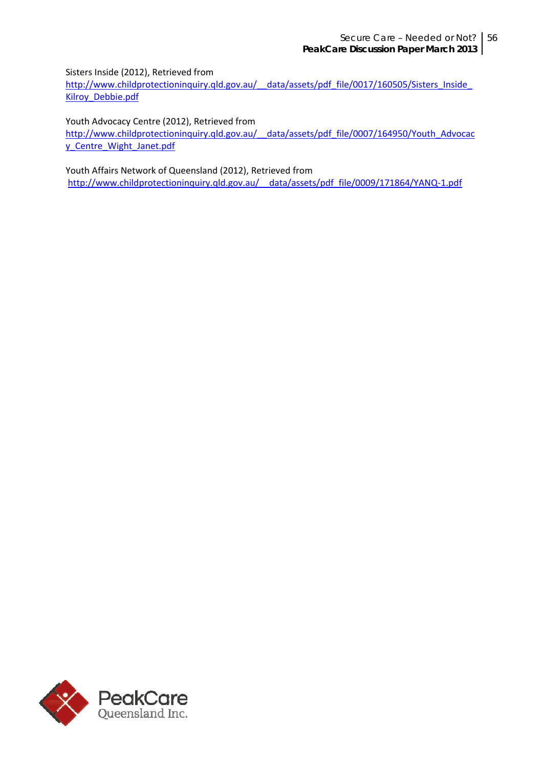Sisters Inside (2012), Retrieved from http://www.childprotectioninquiry.qld.gov.au/__data/assets/pdf_file/0017/160505/Sisters_Inside_Kilroy_Debbie.pdf

Youth Advocacy Centre (2012), Retrieved from http://www.childprotectioninquiry.qld.gov.au/__data/assets/pdf_file/0007/164950/Youth_Advocacy_Centre_Wight_Janet.pdf

Youth Affairs Network of Queensland (2012), Retrieved from http://www.childprotectioninquiry.qld.gov.au/__data/assets/pdf_file/0009/171864/YANQ-1.pdf

PeakCare Queensland Inc.